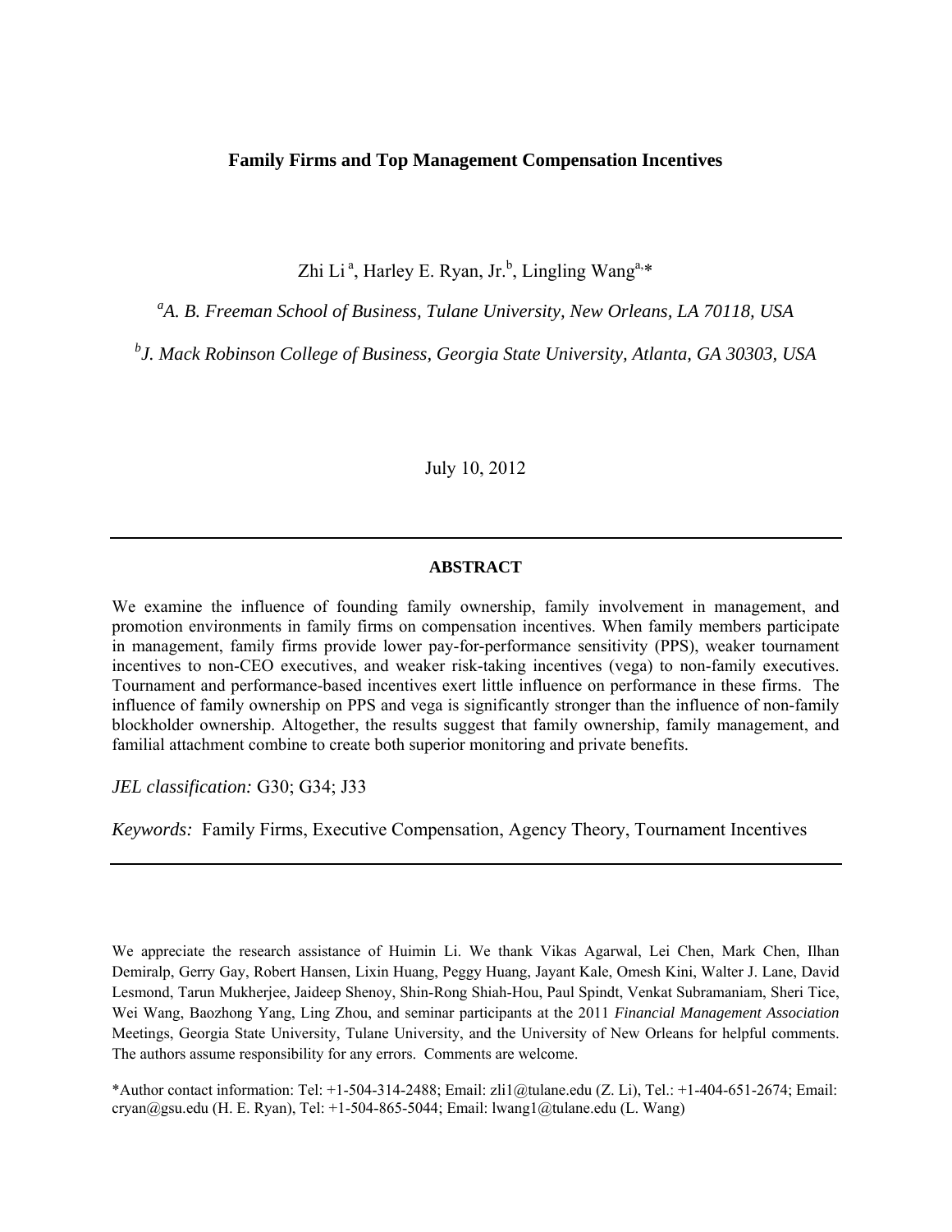# Family Firms and Top Management Compensation Incentives

Zhi Li [a], Harley E. Ryan, Jr.[b], Lingling Wang[a,*]

[a] *A. B. Freeman School of Business, Tulane University, New Orleans, LA 70118, USA*

[b] *J. Mack Robinson College of Business, Georgia State University, Atlanta, GA 30303, USA*

July 10, 2012

---

## ABSTRACT

We examine the influence of founding family ownership, family involvement in management, and promotion environments in family firms on compensation incentives. When family members participate in management, family firms provide lower pay-for-performance sensitivity (PPS), weaker tournament incentives to non-CEO executives, and weaker risk-taking incentives (vega) to non-family executives. Tournament and performance-based incentives exert little influence on performance in these firms. The influence of family ownership on PPS and vega is significantly stronger than the influence of non-family blockholder ownership. Altogether, the results suggest that family ownership, family management, and familial attachment combine to create both superior monitoring and private benefits.

*JEL classification:* G30; G34; J33

*Keywords:* Family Firms, Executive Compensation, Agency Theory, Tournament Incentives

---

We appreciate the research assistance of Huimin Li. We thank Vikas Agarwal, Lei Chen, Mark Chen, Ilhan Demiralp, Gerry Gay, Robert Hansen, Lixin Huang, Peggy Huang, Jayant Kale, Omesh Kini, Walter J. Lane, David Lesmond, Tarun Mukherjee, Jaideep Shenoy, Shin-Rong Shiah-Hou, Paul Spindt, Venkat Subramaniam, Sheri Tice, Wei Wang, Baozhong Yang, Ling Zhou, and seminar participants at the 2011 *Financial Management Association* Meetings, Georgia State University, Tulane University, and the University of New Orleans for helpful comments. The authors assume responsibility for any errors. Comments are welcome.

*Author contact information: Tel: +1-504-314-2488; Email: zli1@tulane.edu (Z. Li), Tel.: +1-404-651-2674; Email: cryan@gsu.edu (H. E. Ryan), Tel: +1-504-865-5044; Email: lwang1@tulane.edu (L. Wang)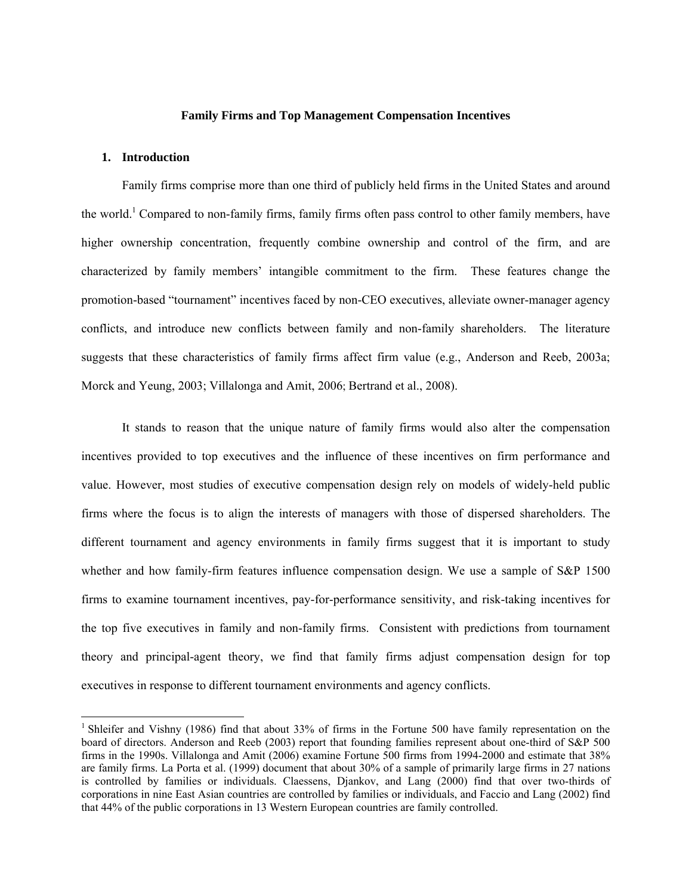**Family Firms and Top Management Compensation Incentives**

## 1. Introduction

Family firms comprise more than one third of publicly held firms in the United States and around the world.[1] Compared to non-family firms, family firms often pass control to other family members, have higher ownership concentration, frequently combine ownership and control of the firm, and are characterized by family members' intangible commitment to the firm. These features change the promotion-based "tournament" incentives faced by non-CEO executives, alleviate owner-manager agency conflicts, and introduce new conflicts between family and non-family shareholders. The literature suggests that these characteristics of family firms affect firm value (e.g., Anderson and Reeb, 2003a; Morck and Yeung, 2003; Villalonga and Amit, 2006; Bertrand et al., 2008).

It stands to reason that the unique nature of family firms would also alter the compensation incentives provided to top executives and the influence of these incentives on firm performance and value. However, most studies of executive compensation design rely on models of widely-held public firms where the focus is to align the interests of managers with those of dispersed shareholders. The different tournament and agency environments in family firms suggest that it is important to study whether and how family-firm features influence compensation design. We use a sample of S&P 1500 firms to examine tournament incentives, pay-for-performance sensitivity, and risk-taking incentives for the top five executives in family and non-family firms. Consistent with predictions from tournament theory and principal-agent theory, we find that family firms adjust compensation design for top executives in response to different tournament environments and agency conflicts.

[1] Shleifer and Vishny (1986) find that about 33% of firms in the Fortune 500 have family representation on the board of directors. Anderson and Reeb (2003) report that founding families represent about one-third of S&P 500 firms in the 1990s. Villalonga and Amit (2006) examine Fortune 500 firms from 1994-2000 and estimate that 38% are family firms. La Porta et al. (1999) document that about 30% of a sample of primarily large firms in 27 nations is controlled by families or individuals. Claessens, Djankov, and Lang (2000) find that over two-thirds of corporations in nine East Asian countries are controlled by families or individuals, and Faccio and Lang (2002) find that 44% of the public corporations in 13 Western European countries are family controlled.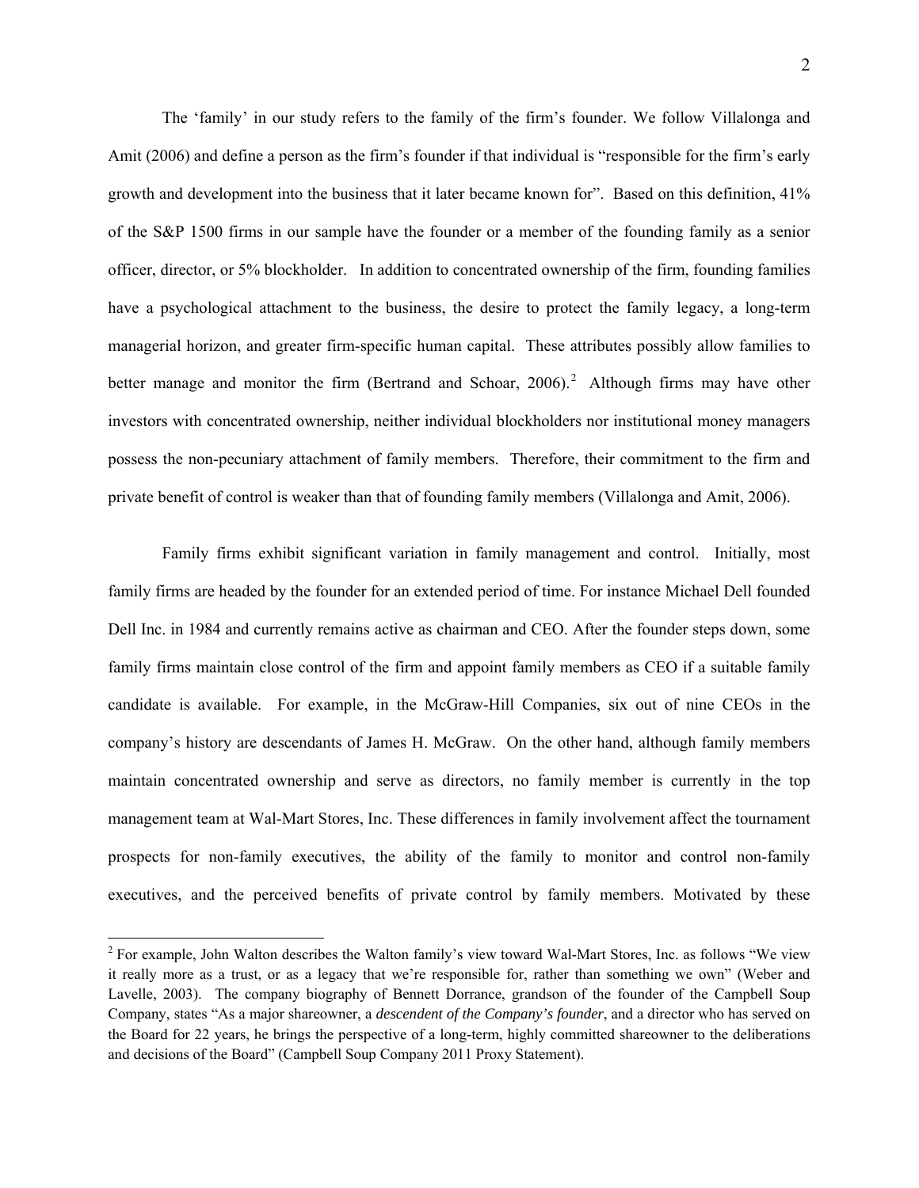The 'family' in our study refers to the family of the firm's founder. We follow Villalonga and Amit (2006) and define a person as the firm's founder if that individual is "responsible for the firm's early growth and development into the business that it later became known for". Based on this definition, 41% of the S&P 1500 firms in our sample have the founder or a member of the founding family as a senior officer, director, or 5% blockholder. In addition to concentrated ownership of the firm, founding families have a psychological attachment to the business, the desire to protect the family legacy, a long-term managerial horizon, and greater firm-specific human capital. These attributes possibly allow families to better manage and monitor the firm (Bertrand and Schoar, 2006).[2] Although firms may have other investors with concentrated ownership, neither individual blockholders nor institutional money managers possess the non-pecuniary attachment of family members. Therefore, their commitment to the firm and private benefit of control is weaker than that of founding family members (Villalonga and Amit, 2006).

Family firms exhibit significant variation in family management and control. Initially, most family firms are headed by the founder for an extended period of time. For instance Michael Dell founded Dell Inc. in 1984 and currently remains active as chairman and CEO. After the founder steps down, some family firms maintain close control of the firm and appoint family members as CEO if a suitable family candidate is available. For example, in the McGraw-Hill Companies, six out of nine CEOs in the company's history are descendants of James H. McGraw. On the other hand, although family members maintain concentrated ownership and serve as directors, no family member is currently in the top management team at Wal-Mart Stores, Inc. These differences in family involvement affect the tournament prospects for non-family executives, the ability of the family to monitor and control non-family executives, and the perceived benefits of private control by family members. Motivated by these

[2] For example, John Walton describes the Walton family's view toward Wal-Mart Stores, Inc. as follows "We view it really more as a trust, or as a legacy that we're responsible for, rather than something we own" (Weber and Lavelle, 2003). The company biography of Bennett Dorrance, grandson of the founder of the Campbell Soup Company, states "As a major shareowner, a *descendent of the Company's founder*, and a director who has served on the Board for 22 years, he brings the perspective of a long-term, highly committed shareowner to the deliberations and decisions of the Board" (Campbell Soup Company 2011 Proxy Statement).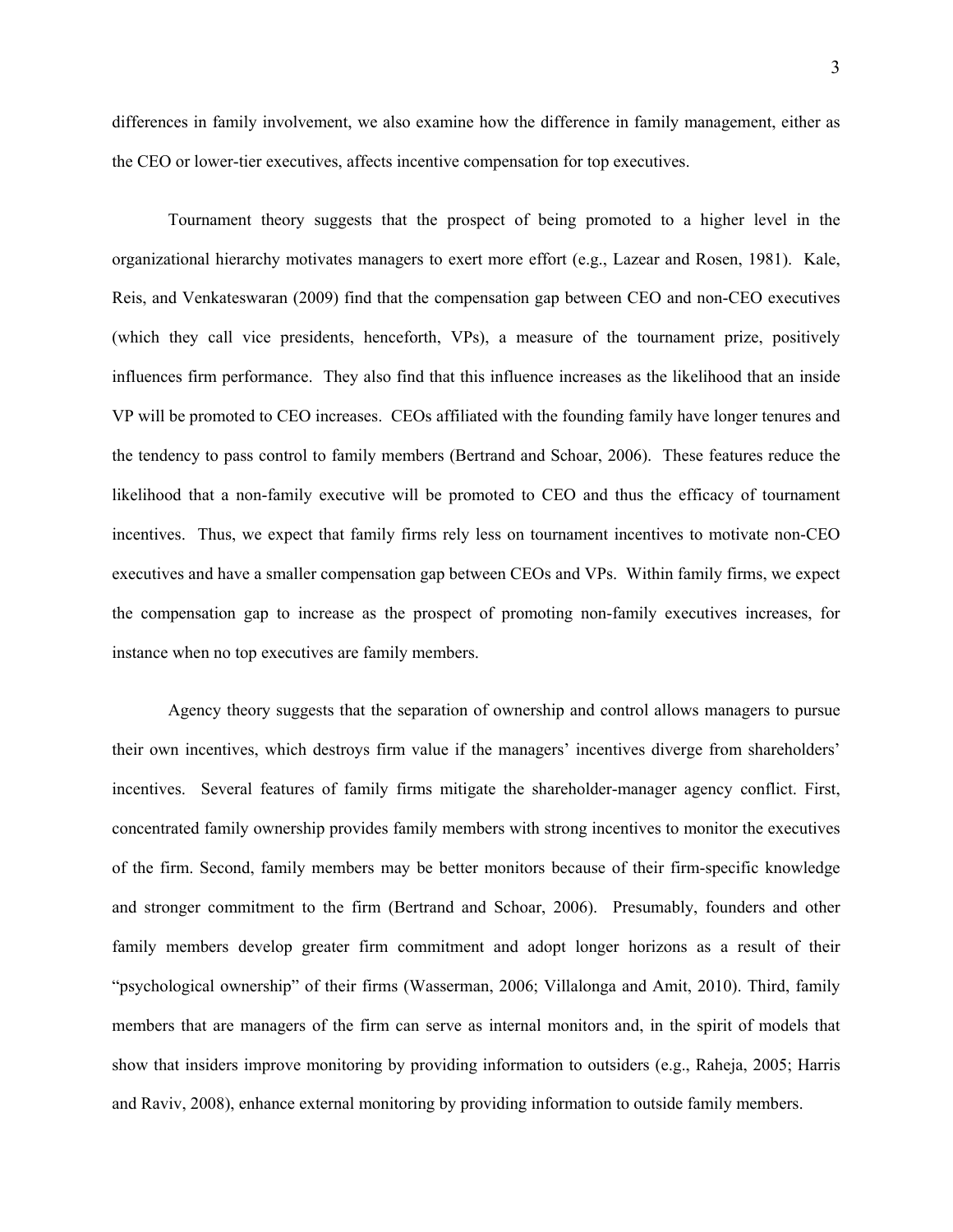differences in family involvement, we also examine how the difference in family management, either as the CEO or lower-tier executives, affects incentive compensation for top executives.

Tournament theory suggests that the prospect of being promoted to a higher level in the organizational hierarchy motivates managers to exert more effort (e.g., Lazear and Rosen, 1981). Kale, Reis, and Venkateswaran (2009) find that the compensation gap between CEO and non-CEO executives (which they call vice presidents, henceforth, VPs), a measure of the tournament prize, positively influences firm performance. They also find that this influence increases as the likelihood that an inside VP will be promoted to CEO increases. CEOs affiliated with the founding family have longer tenures and the tendency to pass control to family members (Bertrand and Schoar, 2006). These features reduce the likelihood that a non-family executive will be promoted to CEO and thus the efficacy of tournament incentives. Thus, we expect that family firms rely less on tournament incentives to motivate non-CEO executives and have a smaller compensation gap between CEOs and VPs. Within family firms, we expect the compensation gap to increase as the prospect of promoting non-family executives increases, for instance when no top executives are family members.

Agency theory suggests that the separation of ownership and control allows managers to pursue their own incentives, which destroys firm value if the managers' incentives diverge from shareholders' incentives. Several features of family firms mitigate the shareholder-manager agency conflict. First, concentrated family ownership provides family members with strong incentives to monitor the executives of the firm. Second, family members may be better monitors because of their firm-specific knowledge and stronger commitment to the firm (Bertrand and Schoar, 2006). Presumably, founders and other family members develop greater firm commitment and adopt longer horizons as a result of their "psychological ownership" of their firms (Wasserman, 2006; Villalonga and Amit, 2010). Third, family members that are managers of the firm can serve as internal monitors and, in the spirit of models that show that insiders improve monitoring by providing information to outsiders (e.g., Raheja, 2005; Harris and Raviv, 2008), enhance external monitoring by providing information to outside family members.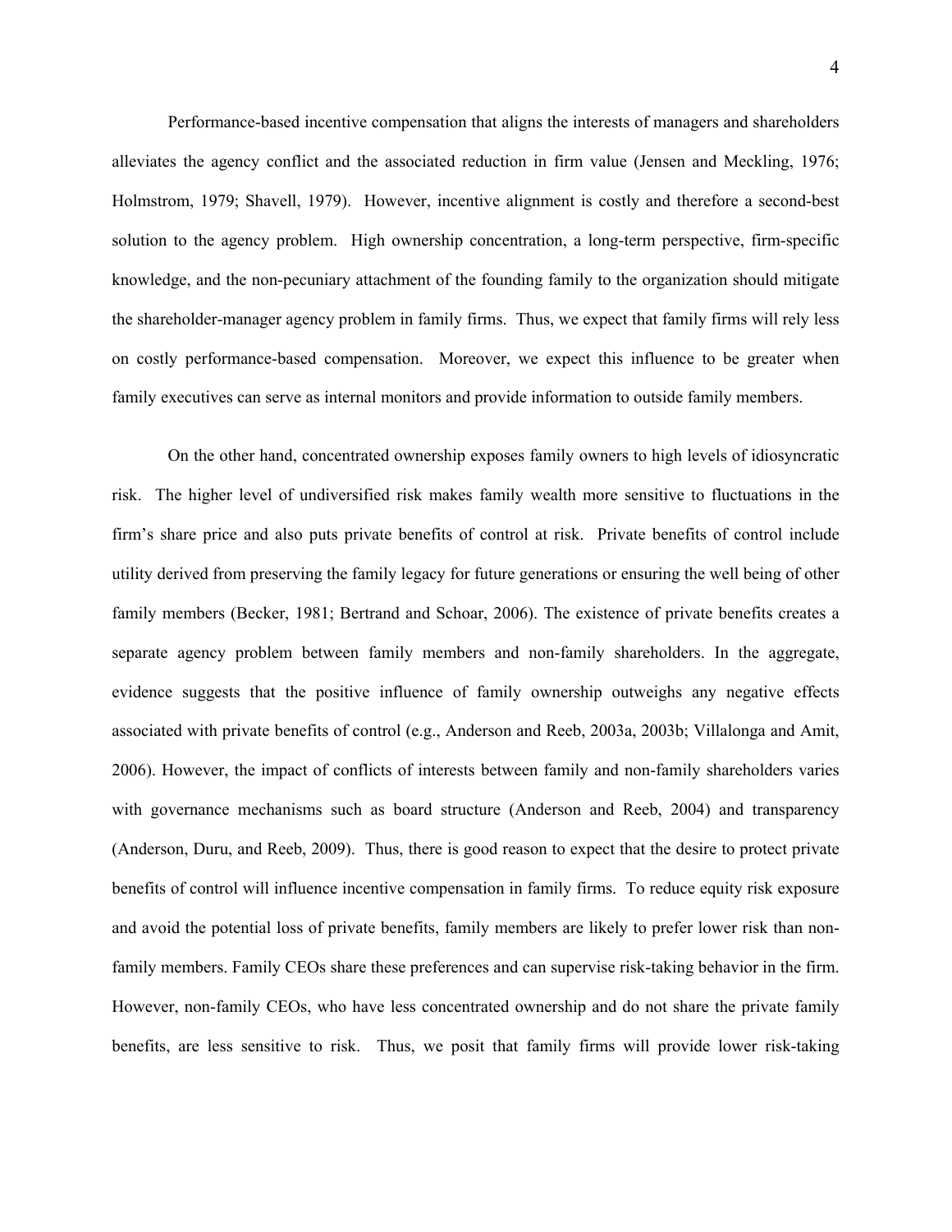Performance-based incentive compensation that aligns the interests of managers and shareholders alleviates the agency conflict and the associated reduction in firm value (Jensen and Meckling, 1976; Holmstrom, 1979; Shavell, 1979). However, incentive alignment is costly and therefore a second-best solution to the agency problem. High ownership concentration, a long-term perspective, firm-specific knowledge, and the non-pecuniary attachment of the founding family to the organization should mitigate the shareholder-manager agency problem in family firms. Thus, we expect that family firms will rely less on costly performance-based compensation. Moreover, we expect this influence to be greater when family executives can serve as internal monitors and provide information to outside family members.

On the other hand, concentrated ownership exposes family owners to high levels of idiosyncratic risk. The higher level of undiversified risk makes family wealth more sensitive to fluctuations in the firm's share price and also puts private benefits of control at risk. Private benefits of control include utility derived from preserving the family legacy for future generations or ensuring the well being of other family members (Becker, 1981; Bertrand and Schoar, 2006). The existence of private benefits creates a separate agency problem between family members and non-family shareholders. In the aggregate, evidence suggests that the positive influence of family ownership outweighs any negative effects associated with private benefits of control (e.g., Anderson and Reeb, 2003a, 2003b; Villalonga and Amit, 2006). However, the impact of conflicts of interests between family and non-family shareholders varies with governance mechanisms such as board structure (Anderson and Reeb, 2004) and transparency (Anderson, Duru, and Reeb, 2009). Thus, there is good reason to expect that the desire to protect private benefits of control will influence incentive compensation in family firms. To reduce equity risk exposure and avoid the potential loss of private benefits, family members are likely to prefer lower risk than non-family members. Family CEOs share these preferences and can supervise risk-taking behavior in the firm. However, non-family CEOs, who have less concentrated ownership and do not share the private family benefits, are less sensitive to risk. Thus, we posit that family firms will provide lower risk-taking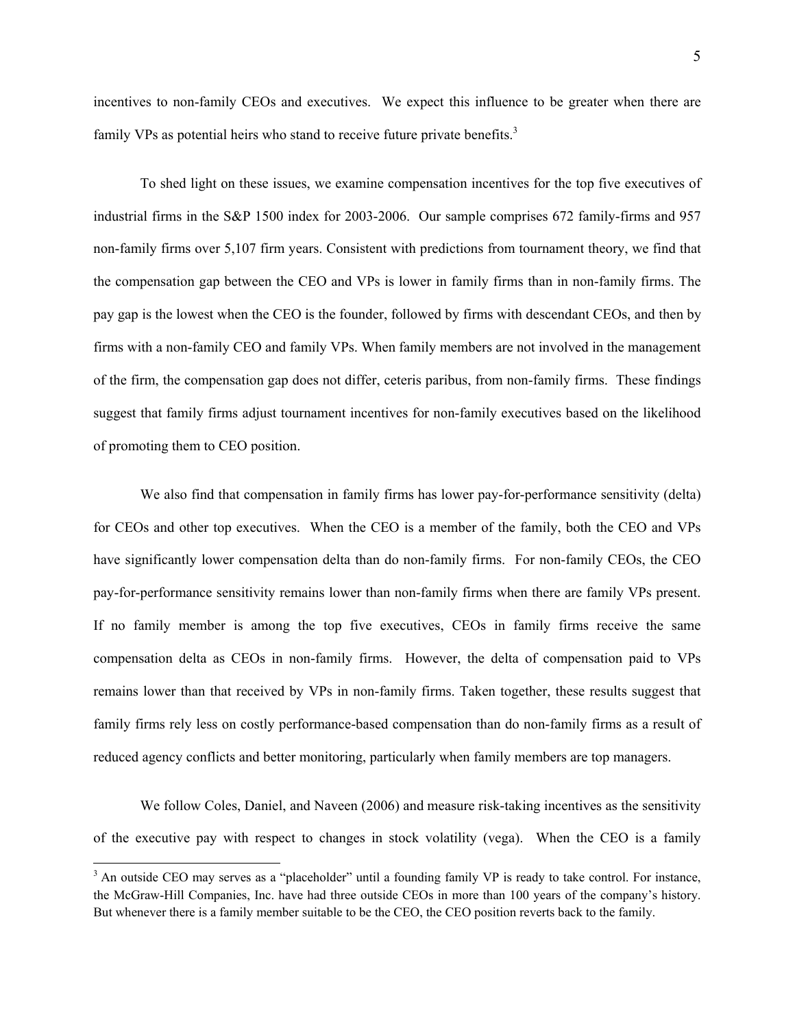incentives to non-family CEOs and executives. We expect this influence to be greater when there are family VPs as potential heirs who stand to receive future private benefits.[3]

To shed light on these issues, we examine compensation incentives for the top five executives of industrial firms in the S&P 1500 index for 2003-2006. Our sample comprises 672 family-firms and 957 non-family firms over 5,107 firm years. Consistent with predictions from tournament theory, we find that the compensation gap between the CEO and VPs is lower in family firms than in non-family firms. The pay gap is the lowest when the CEO is the founder, followed by firms with descendant CEOs, and then by firms with a non-family CEO and family VPs. When family members are not involved in the management of the firm, the compensation gap does not differ, ceteris paribus, from non-family firms. These findings suggest that family firms adjust tournament incentives for non-family executives based on the likelihood of promoting them to CEO position.

We also find that compensation in family firms has lower pay-for-performance sensitivity (delta) for CEOs and other top executives. When the CEO is a member of the family, both the CEO and VPs have significantly lower compensation delta than do non-family firms. For non-family CEOs, the CEO pay-for-performance sensitivity remains lower than non-family firms when there are family VPs present. If no family member is among the top five executives, CEOs in family firms receive the same compensation delta as CEOs in non-family firms. However, the delta of compensation paid to VPs remains lower than that received by VPs in non-family firms. Taken together, these results suggest that family firms rely less on costly performance-based compensation than do non-family firms as a result of reduced agency conflicts and better monitoring, particularly when family members are top managers.

We follow Coles, Daniel, and Naveen (2006) and measure risk-taking incentives as the sensitivity of the executive pay with respect to changes in stock volatility (vega). When the CEO is a family

[3] An outside CEO may serves as a "placeholder" until a founding family VP is ready to take control. For instance, the McGraw-Hill Companies, Inc. have had three outside CEOs in more than 100 years of the company's history. But whenever there is a family member suitable to be the CEO, the CEO position reverts back to the family.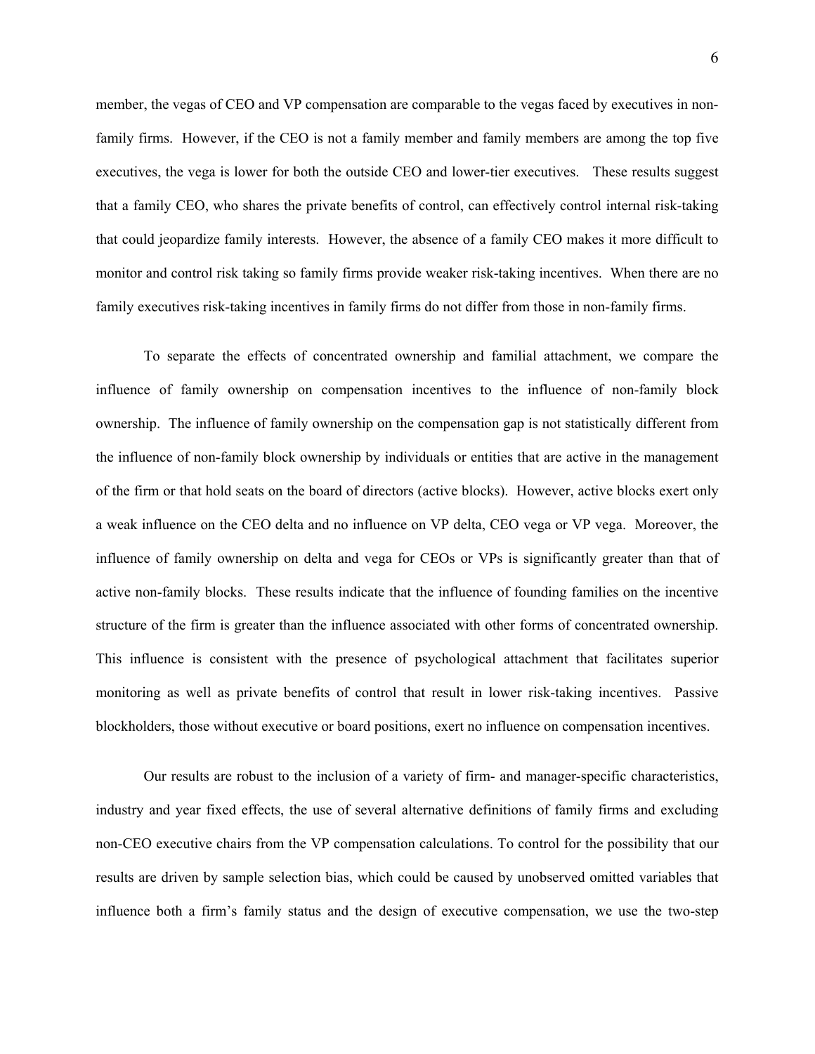member, the vegas of CEO and VP compensation are comparable to the vegas faced by executives in non-family firms. However, if the CEO is not a family member and family members are among the top five executives, the vega is lower for both the outside CEO and lower-tier executives. These results suggest that a family CEO, who shares the private benefits of control, can effectively control internal risk-taking that could jeopardize family interests. However, the absence of a family CEO makes it more difficult to monitor and control risk taking so family firms provide weaker risk-taking incentives. When there are no family executives risk-taking incentives in family firms do not differ from those in non-family firms.

To separate the effects of concentrated ownership and familial attachment, we compare the influence of family ownership on compensation incentives to the influence of non-family block ownership. The influence of family ownership on the compensation gap is not statistically different from the influence of non-family block ownership by individuals or entities that are active in the management of the firm or that hold seats on the board of directors (active blocks). However, active blocks exert only a weak influence on the CEO delta and no influence on VP delta, CEO vega or VP vega. Moreover, the influence of family ownership on delta and vega for CEOs or VPs is significantly greater than that of active non-family blocks. These results indicate that the influence of founding families on the incentive structure of the firm is greater than the influence associated with other forms of concentrated ownership. This influence is consistent with the presence of psychological attachment that facilitates superior monitoring as well as private benefits of control that result in lower risk-taking incentives. Passive blockholders, those without executive or board positions, exert no influence on compensation incentives.

Our results are robust to the inclusion of a variety of firm- and manager-specific characteristics, industry and year fixed effects, the use of several alternative definitions of family firms and excluding non-CEO executive chairs from the VP compensation calculations. To control for the possibility that our results are driven by sample selection bias, which could be caused by unobserved omitted variables that influence both a firm's family status and the design of executive compensation, we use the two-step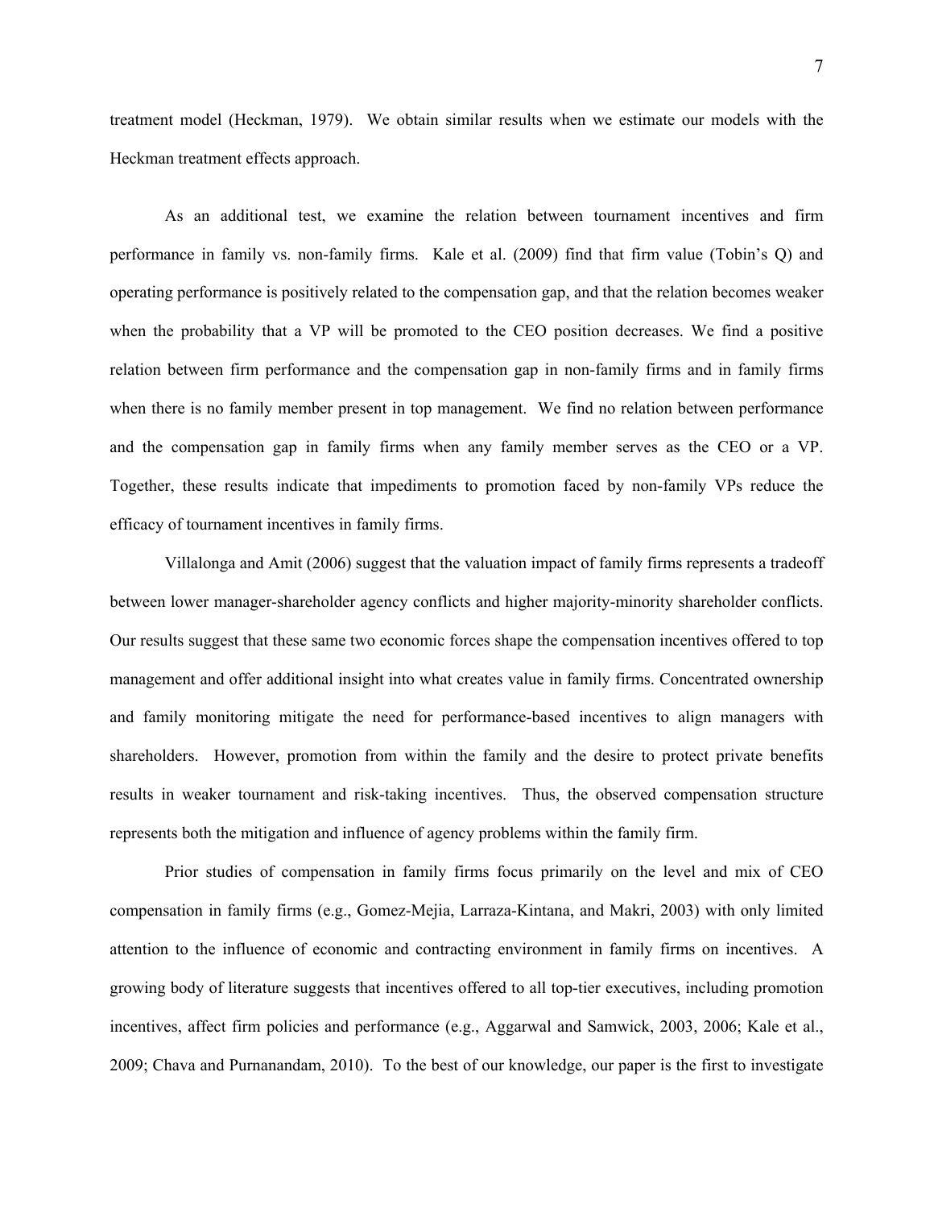treatment model (Heckman, 1979). We obtain similar results when we estimate our models with the Heckman treatment effects approach.

As an additional test, we examine the relation between tournament incentives and firm performance in family vs. non-family firms. Kale et al. (2009) find that firm value (Tobin's Q) and operating performance is positively related to the compensation gap, and that the relation becomes weaker when the probability that a VP will be promoted to the CEO position decreases. We find a positive relation between firm performance and the compensation gap in non-family firms and in family firms when there is no family member present in top management. We find no relation between performance and the compensation gap in family firms when any family member serves as the CEO or a VP. Together, these results indicate that impediments to promotion faced by non-family VPs reduce the efficacy of tournament incentives in family firms.

Villalonga and Amit (2006) suggest that the valuation impact of family firms represents a tradeoff between lower manager-shareholder agency conflicts and higher majority-minority shareholder conflicts. Our results suggest that these same two economic forces shape the compensation incentives offered to top management and offer additional insight into what creates value in family firms. Concentrated ownership and family monitoring mitigate the need for performance-based incentives to align managers with shareholders. However, promotion from within the family and the desire to protect private benefits results in weaker tournament and risk-taking incentives. Thus, the observed compensation structure represents both the mitigation and influence of agency problems within the family firm.

Prior studies of compensation in family firms focus primarily on the level and mix of CEO compensation in family firms (e.g., Gomez-Mejia, Larraza-Kintana, and Makri, 2003) with only limited attention to the influence of economic and contracting environment in family firms on incentives. A growing body of literature suggests that incentives offered to all top-tier executives, including promotion incentives, affect firm policies and performance (e.g., Aggarwal and Samwick, 2003, 2006; Kale et al., 2009; Chava and Purnanandam, 2010). To the best of our knowledge, our paper is the first to investigate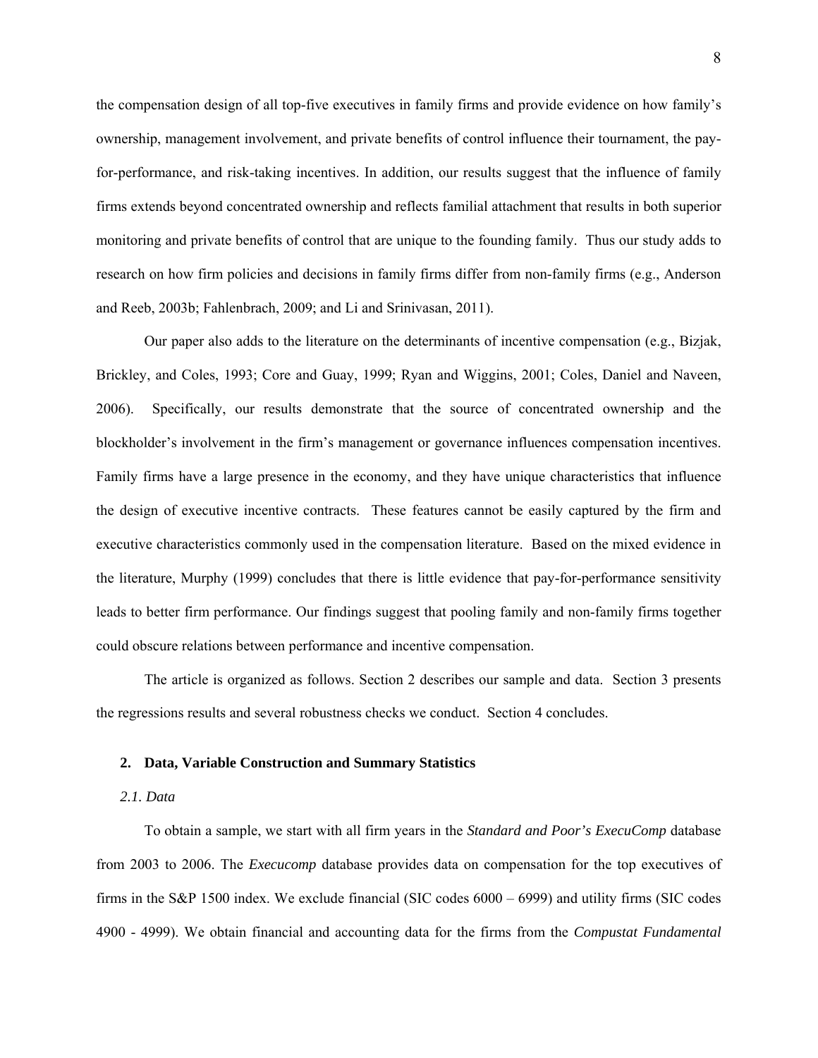the compensation design of all top-five executives in family firms and provide evidence on how family's ownership, management involvement, and private benefits of control influence their tournament, the pay-for-performance, and risk-taking incentives. In addition, our results suggest that the influence of family firms extends beyond concentrated ownership and reflects familial attachment that results in both superior monitoring and private benefits of control that are unique to the founding family. Thus our study adds to research on how firm policies and decisions in family firms differ from non-family firms (e.g., Anderson and Reeb, 2003b; Fahlenbrach, 2009; and Li and Srinivasan, 2011).

Our paper also adds to the literature on the determinants of incentive compensation (e.g., Bizjak, Brickley, and Coles, 1993; Core and Guay, 1999; Ryan and Wiggins, 2001; Coles, Daniel and Naveen, 2006). Specifically, our results demonstrate that the source of concentrated ownership and the blockholder's involvement in the firm's management or governance influences compensation incentives. Family firms have a large presence in the economy, and they have unique characteristics that influence the design of executive incentive contracts. These features cannot be easily captured by the firm and executive characteristics commonly used in the compensation literature. Based on the mixed evidence in the literature, Murphy (1999) concludes that there is little evidence that pay-for-performance sensitivity leads to better firm performance. Our findings suggest that pooling family and non-family firms together could obscure relations between performance and incentive compensation.

The article is organized as follows. Section 2 describes our sample and data. Section 3 presents the regressions results and several robustness checks we conduct. Section 4 concludes.

## 2. Data, Variable Construction and Summary Statistics

### *2.1. Data*

To obtain a sample, we start with all firm years in the *Standard and Poor's ExecuComp* database from 2003 to 2006. The *Execucomp* database provides data on compensation for the top executives of firms in the S&P 1500 index. We exclude financial (SIC codes 6000 – 6999) and utility firms (SIC codes 4900 - 4999). We obtain financial and accounting data for the firms from the *Compustat Fundamental*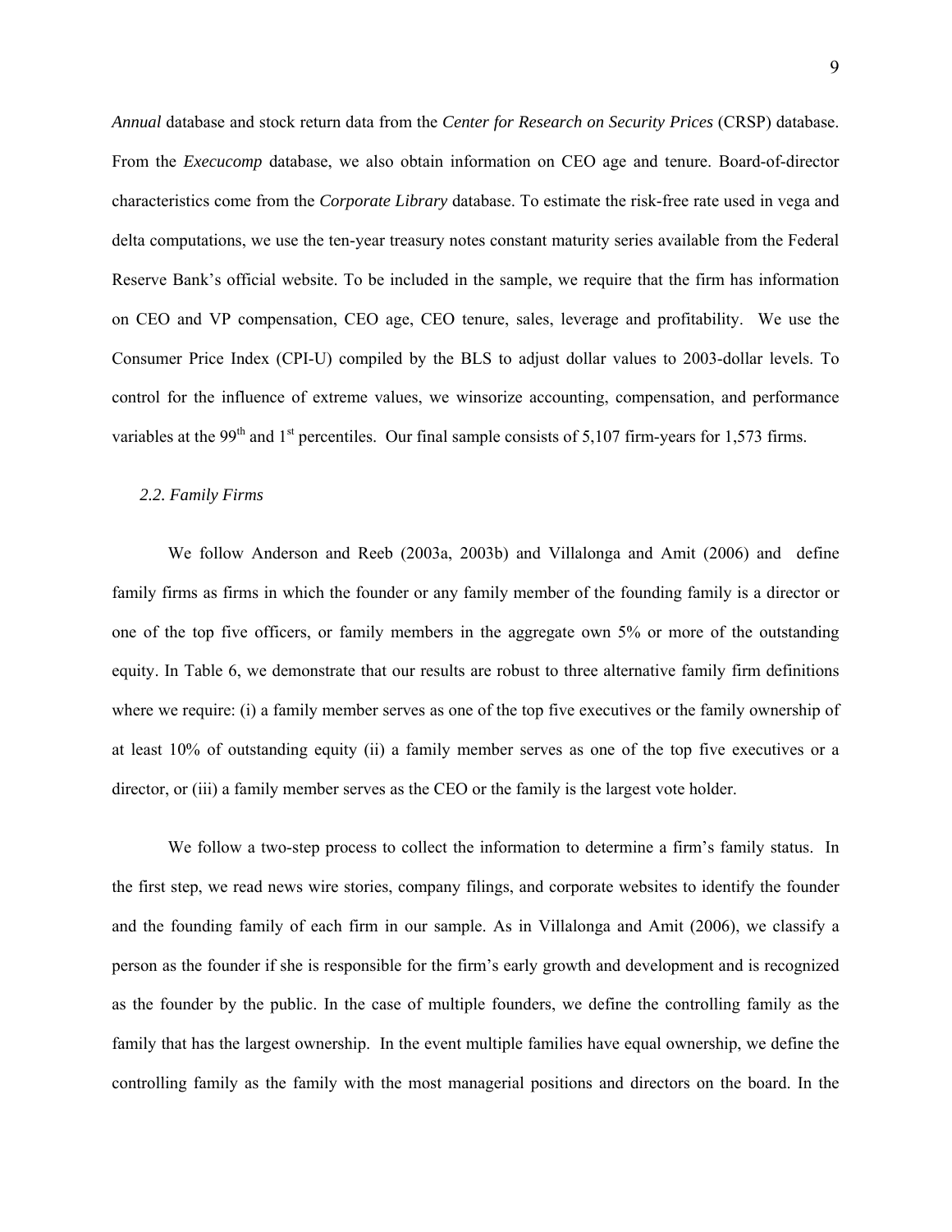*Annual* database and stock return data from the *Center for Research on Security Prices* (CRSP) database. From the *Execucomp* database, we also obtain information on CEO age and tenure. Board-of-director characteristics come from the *Corporate Library* database. To estimate the risk-free rate used in vega and delta computations, we use the ten-year treasury notes constant maturity series available from the Federal Reserve Bank's official website. To be included in the sample, we require that the firm has information on CEO and VP compensation, CEO age, CEO tenure, sales, leverage and profitability. We use the Consumer Price Index (CPI-U) compiled by the BLS to adjust dollar values to 2003-dollar levels. To control for the influence of extreme values, we winsorize accounting, compensation, and performance variables at the 99th and 1st percentiles. Our final sample consists of 5,107 firm-years for 1,573 firms.

### *2.2. Family Firms*

We follow Anderson and Reeb (2003a, 2003b) and Villalonga and Amit (2006) and define family firms as firms in which the founder or any family member of the founding family is a director or one of the top five officers, or family members in the aggregate own 5% or more of the outstanding equity. In Table 6, we demonstrate that our results are robust to three alternative family firm definitions where we require: (i) a family member serves as one of the top five executives or the family ownership of at least 10% of outstanding equity (ii) a family member serves as one of the top five executives or a director, or (iii) a family member serves as the CEO or the family is the largest vote holder.

We follow a two-step process to collect the information to determine a firm's family status. In the first step, we read news wire stories, company filings, and corporate websites to identify the founder and the founding family of each firm in our sample. As in Villalonga and Amit (2006), we classify a person as the founder if she is responsible for the firm's early growth and development and is recognized as the founder by the public. In the case of multiple founders, we define the controlling family as the family that has the largest ownership. In the event multiple families have equal ownership, we define the controlling family as the family with the most managerial positions and directors on the board. In the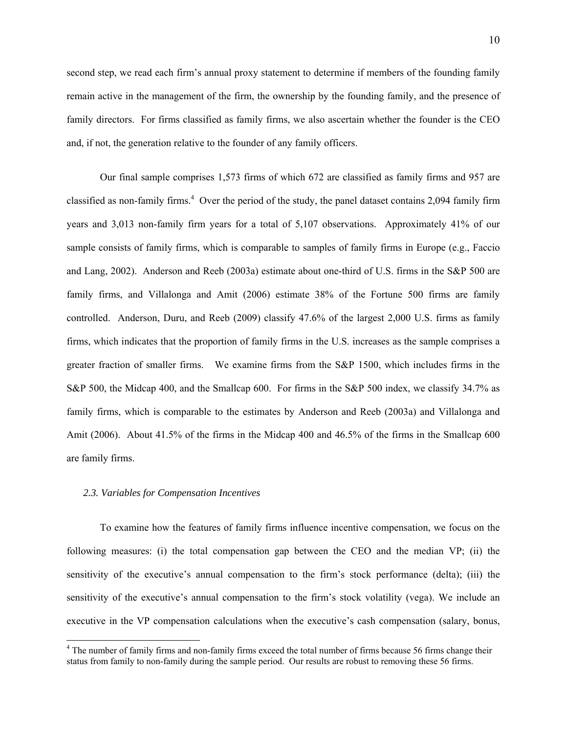second step, we read each firm's annual proxy statement to determine if members of the founding family remain active in the management of the firm, the ownership by the founding family, and the presence of family directors. For firms classified as family firms, we also ascertain whether the founder is the CEO and, if not, the generation relative to the founder of any family officers.

Our final sample comprises 1,573 firms of which 672 are classified as family firms and 957 are classified as non-family firms.[4] Over the period of the study, the panel dataset contains 2,094 family firm years and 3,013 non-family firm years for a total of 5,107 observations. Approximately 41% of our sample consists of family firms, which is comparable to samples of family firms in Europe (e.g., Faccio and Lang, 2002). Anderson and Reeb (2003a) estimate about one-third of U.S. firms in the S&P 500 are family firms, and Villalonga and Amit (2006) estimate 38% of the Fortune 500 firms are family controlled. Anderson, Duru, and Reeb (2009) classify 47.6% of the largest 2,000 U.S. firms as family firms, which indicates that the proportion of family firms in the U.S. increases as the sample comprises a greater fraction of smaller firms. We examine firms from the S&P 1500, which includes firms in the S&P 500, the Midcap 400, and the Smallcap 600. For firms in the S&P 500 index, we classify 34.7% as family firms, which is comparable to the estimates by Anderson and Reeb (2003a) and Villalonga and Amit (2006). About 41.5% of the firms in the Midcap 400 and 46.5% of the firms in the Smallcap 600 are family firms.

### *2.3. Variables for Compensation Incentives*

To examine how the features of family firms influence incentive compensation, we focus on the following measures: (i) the total compensation gap between the CEO and the median VP; (ii) the sensitivity of the executive's annual compensation to the firm's stock performance (delta); (iii) the sensitivity of the executive's annual compensation to the firm's stock volatility (vega). We include an executive in the VP compensation calculations when the executive's cash compensation (salary, bonus,

[4] The number of family firms and non-family firms exceed the total number of firms because 56 firms change their status from family to non-family during the sample period. Our results are robust to removing these 56 firms.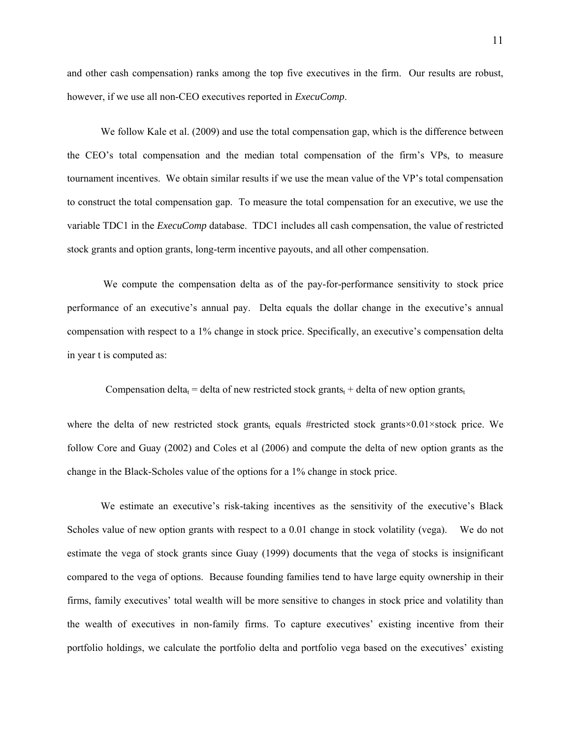and other cash compensation) ranks among the top five executives in the firm. Our results are robust, however, if we use all non-CEO executives reported in *ExecuComp*.

We follow Kale et al. (2009) and use the total compensation gap, which is the difference between the CEO's total compensation and the median total compensation of the firm's VPs, to measure tournament incentives. We obtain similar results if we use the mean value of the VP's total compensation to construct the total compensation gap. To measure the total compensation for an executive, we use the variable TDC1 in the *ExecuComp* database. TDC1 includes all cash compensation, the value of restricted stock grants and option grants, long-term incentive payouts, and all other compensation.

We compute the compensation delta as of the pay-for-performance sensitivity to stock price performance of an executive's annual pay. Delta equals the dollar change in the executive's annual compensation with respect to a 1% change in stock price. Specifically, an executive's compensation delta in year t is computed as:

$$\text{Compensation delta}_t = \text{delta of new restricted stock grants}_t + \text{delta of new option grants}_t$$

where the delta of new restricted stock $\text{grants}_t$ equals #restricted stock grants×0.01×stock price. We follow Core and Guay (2002) and Coles et al (2006) and compute the delta of new option grants as the change in the Black-Scholes value of the options for a 1% change in stock price.

We estimate an executive's risk-taking incentives as the sensitivity of the executive's Black Scholes value of new option grants with respect to a 0.01 change in stock volatility (vega). We do not estimate the vega of stock grants since Guay (1999) documents that the vega of stocks is insignificant compared to the vega of options. Because founding families tend to have large equity ownership in their firms, family executives' total wealth will be more sensitive to changes in stock price and volatility than the wealth of executives in non-family firms. To capture executives' existing incentive from their portfolio holdings, we calculate the portfolio delta and portfolio vega based on the executives' existing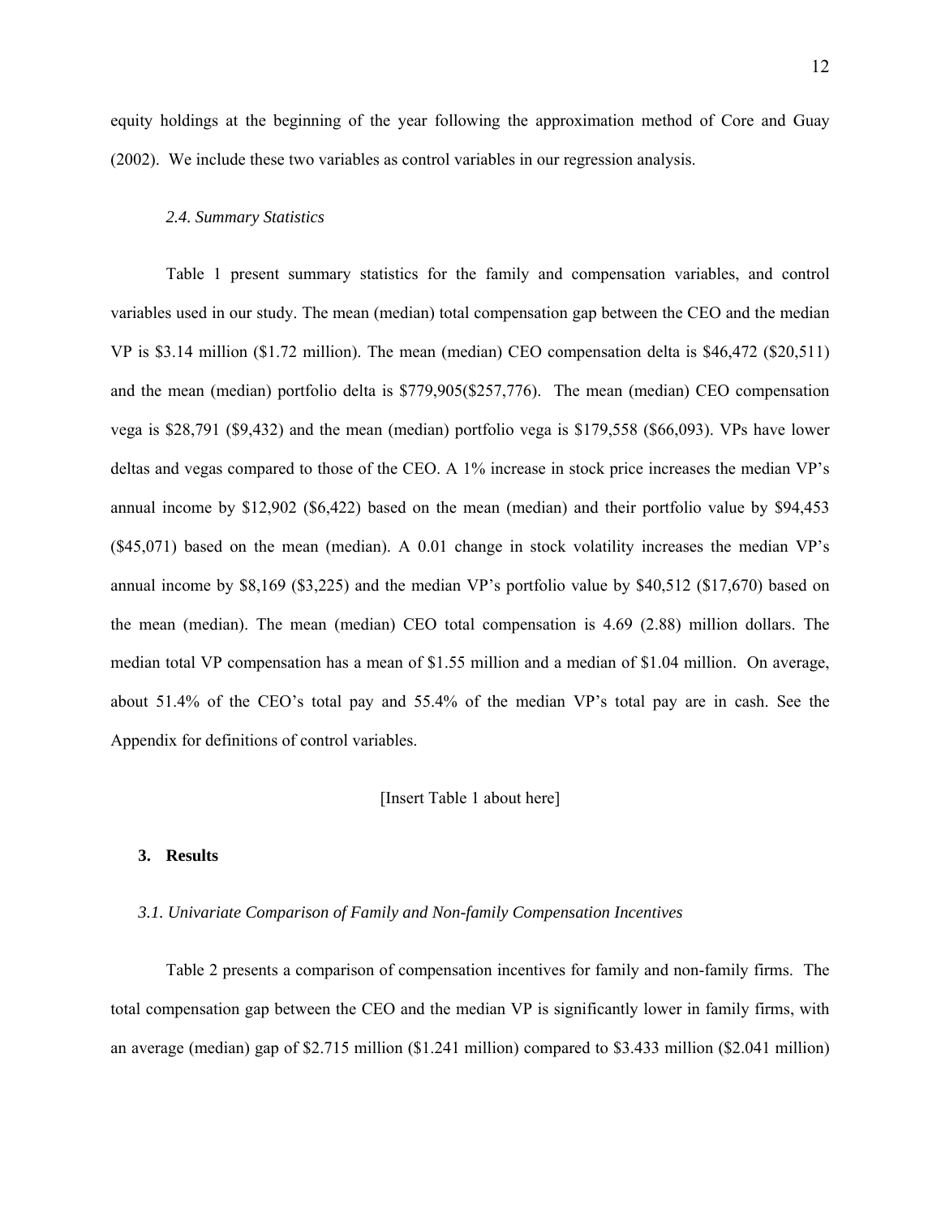equity holdings at the beginning of the year following the approximation method of Core and Guay (2002). We include these two variables as control variables in our regression analysis.

### *2.4. Summary Statistics*

Table 1 present summary statistics for the family and compensation variables, and control variables used in our study. The mean (median) total compensation gap between the CEO and the median VP is $3.14 million ($1.72 million). The mean (median) CEO compensation delta is $46,472 ($20,511) and the mean (median) portfolio delta is $779,905($257,776). The mean (median) CEO compensation vega is $28,791 ($9,432) and the mean (median) portfolio vega is $179,558 ($66,093). VPs have lower deltas and vegas compared to those of the CEO. A 1% increase in stock price increases the median VP's annual income by $12,902 ($6,422) based on the mean (median) and their portfolio value by $94,453 ($45,071) based on the mean (median). A 0.01 change in stock volatility increases the median VP's annual income by $8,169 ($3,225) and the median VP's portfolio value by $40,512 ($17,670) based on the mean (median). The mean (median) CEO total compensation is 4.69 (2.88) million dollars. The median total VP compensation has a mean of $1.55 million and a median of $1.04 million. On average, about 51.4% of the CEO's total pay and 55.4% of the median VP's total pay are in cash. See the Appendix for definitions of control variables.

[Insert Table 1 about here]

## 3. Results

### *3.1. Univariate Comparison of Family and Non-family Compensation Incentives*

Table 2 presents a comparison of compensation incentives for family and non-family firms. The total compensation gap between the CEO and the median VP is significantly lower in family firms, with an average (median) gap of $2.715 million ($1.241 million) compared to $3.433 million ($2.041 million)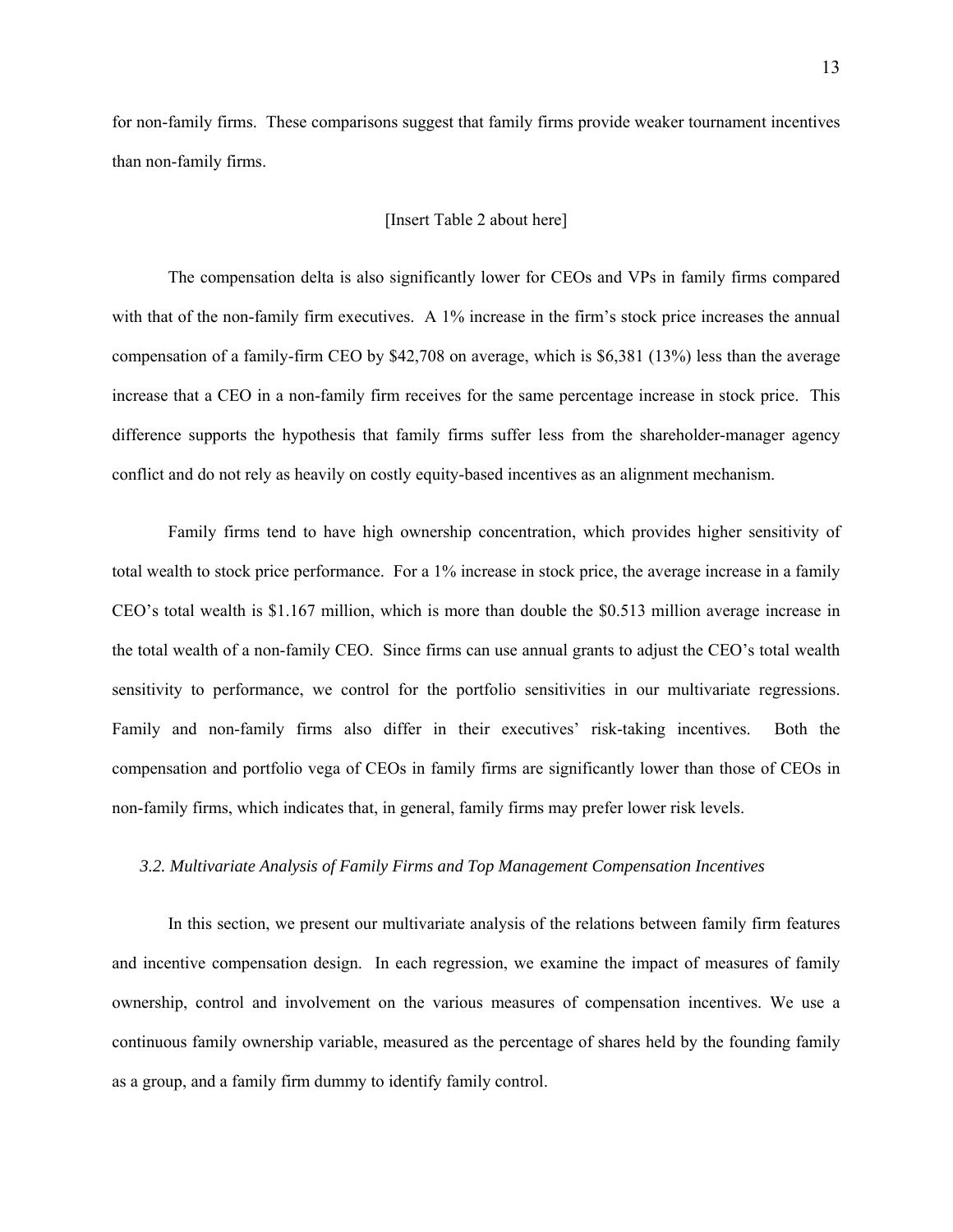for non-family firms. These comparisons suggest that family firms provide weaker tournament incentives than non-family firms.

[Insert Table 2 about here]

The compensation delta is also significantly lower for CEOs and VPs in family firms compared with that of the non-family firm executives. A 1% increase in the firm's stock price increases the annual compensation of a family-firm CEO by $42,708 on average, which is $6,381 (13%) less than the average increase that a CEO in a non-family firm receives for the same percentage increase in stock price. This difference supports the hypothesis that family firms suffer less from the shareholder-manager agency conflict and do not rely as heavily on costly equity-based incentives as an alignment mechanism.

Family firms tend to have high ownership concentration, which provides higher sensitivity of total wealth to stock price performance. For a 1% increase in stock price, the average increase in a family CEO's total wealth is $1.167 million, which is more than double the $0.513 million average increase in the total wealth of a non-family CEO. Since firms can use annual grants to adjust the CEO's total wealth sensitivity to performance, we control for the portfolio sensitivities in our multivariate regressions. Family and non-family firms also differ in their executives' risk-taking incentives. Both the compensation and portfolio vega of CEOs in family firms are significantly lower than those of CEOs in non-family firms, which indicates that, in general, family firms may prefer lower risk levels.

### *3.2. Multivariate Analysis of Family Firms and Top Management Compensation Incentives*

In this section, we present our multivariate analysis of the relations between family firm features and incentive compensation design. In each regression, we examine the impact of measures of family ownership, control and involvement on the various measures of compensation incentives. We use a continuous family ownership variable, measured as the percentage of shares held by the founding family as a group, and a family firm dummy to identify family control.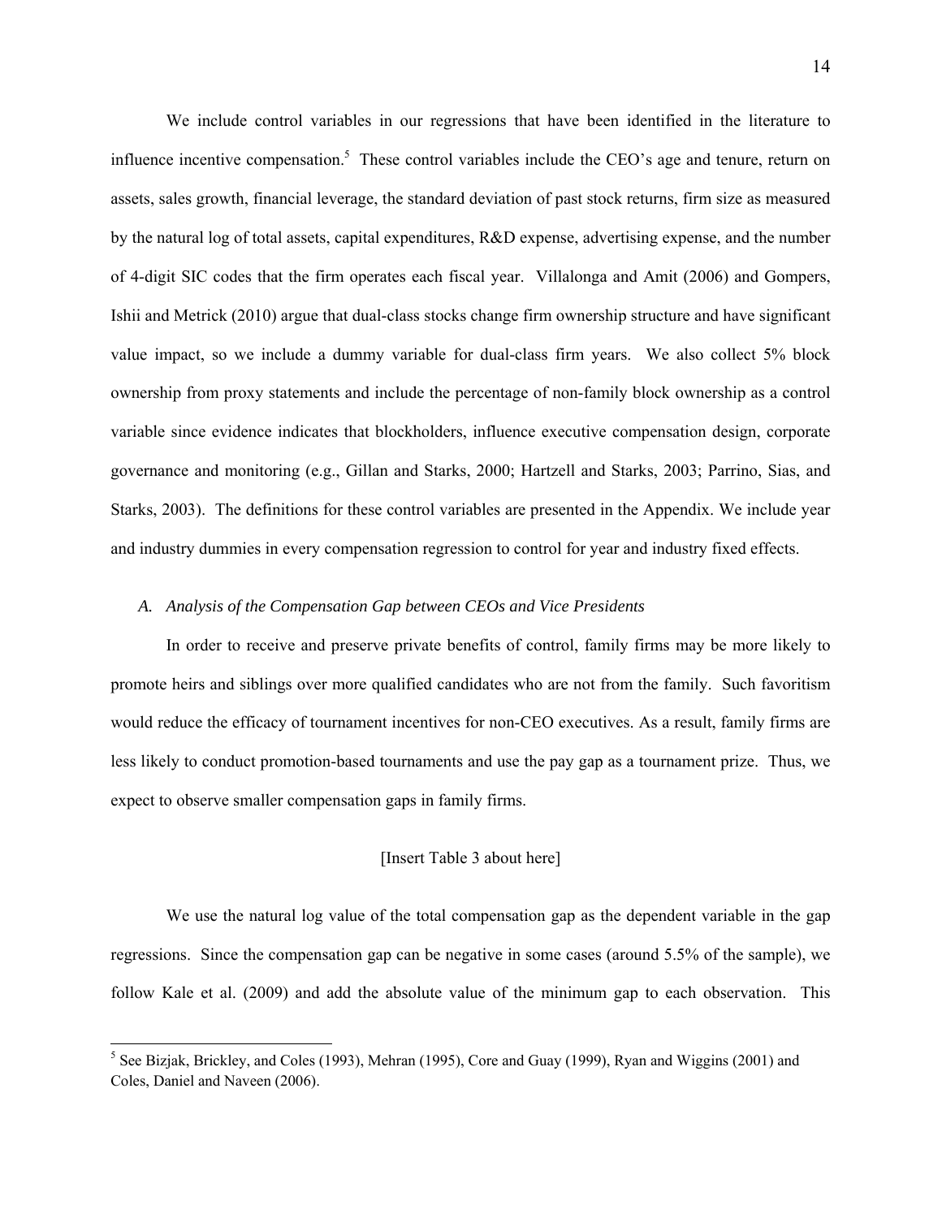We include control variables in our regressions that have been identified in the literature to influence incentive compensation.[5] These control variables include the CEO's age and tenure, return on assets, sales growth, financial leverage, the standard deviation of past stock returns, firm size as measured by the natural log of total assets, capital expenditures, R&D expense, advertising expense, and the number of 4-digit SIC codes that the firm operates each fiscal year. Villalonga and Amit (2006) and Gompers, Ishii and Metrick (2010) argue that dual-class stocks change firm ownership structure and have significant value impact, so we include a dummy variable for dual-class firm years. We also collect 5% block ownership from proxy statements and include the percentage of non-family block ownership as a control variable since evidence indicates that blockholders, influence executive compensation design, corporate governance and monitoring (e.g., Gillan and Starks, 2000; Hartzell and Starks, 2003; Parrino, Sias, and Starks, 2003). The definitions for these control variables are presented in the Appendix. We include year and industry dummies in every compensation regression to control for year and industry fixed effects.

### *A. Analysis of the Compensation Gap between CEOs and Vice Presidents*

In order to receive and preserve private benefits of control, family firms may be more likely to promote heirs and siblings over more qualified candidates who are not from the family. Such favoritism would reduce the efficacy of tournament incentives for non-CEO executives. As a result, family firms are less likely to conduct promotion-based tournaments and use the pay gap as a tournament prize. Thus, we expect to observe smaller compensation gaps in family firms.

[Insert Table 3 about here]

We use the natural log value of the total compensation gap as the dependent variable in the gap regressions. Since the compensation gap can be negative in some cases (around 5.5% of the sample), we follow Kale et al. (2009) and add the absolute value of the minimum gap to each observation. This

[5] See Bizjak, Brickley, and Coles (1993), Mehran (1995), Core and Guay (1999), Ryan and Wiggins (2001) and Coles, Daniel and Naveen (2006).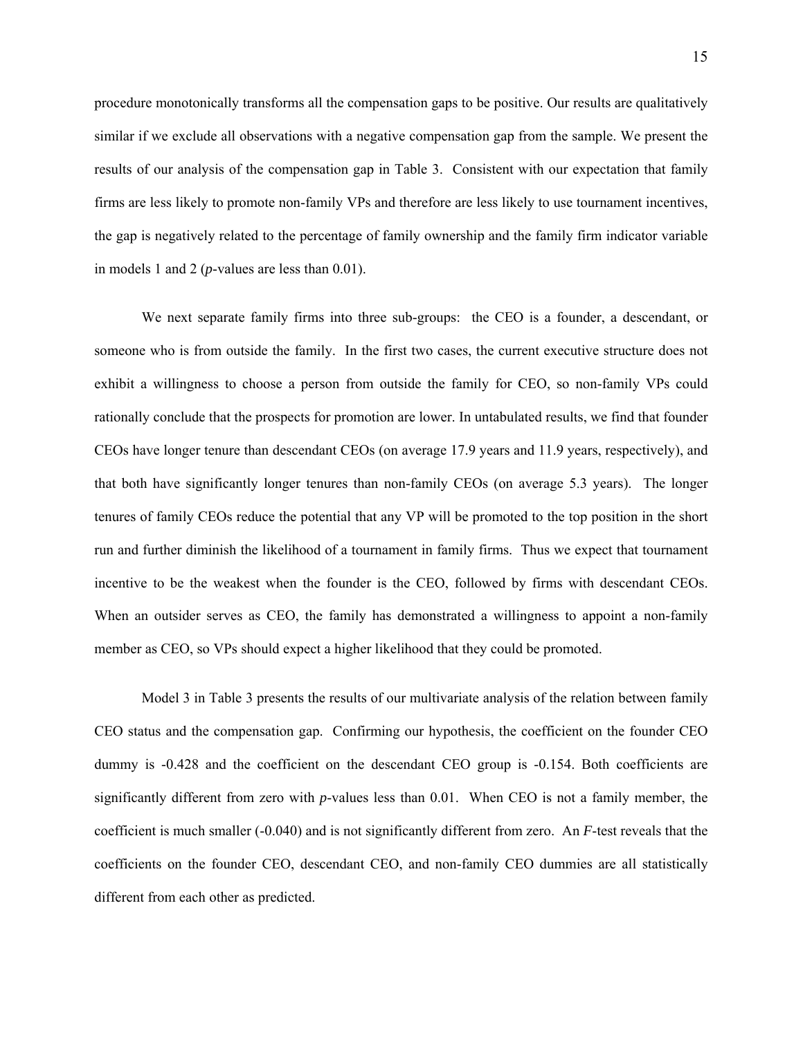procedure monotonically transforms all the compensation gaps to be positive. Our results are qualitatively similar if we exclude all observations with a negative compensation gap from the sample. We present the results of our analysis of the compensation gap in Table 3. Consistent with our expectation that family firms are less likely to promote non-family VPs and therefore are less likely to use tournament incentives, the gap is negatively related to the percentage of family ownership and the family firm indicator variable in models 1 and 2 (*p*-values are less than 0.01).

We next separate family firms into three sub-groups: the CEO is a founder, a descendant, or someone who is from outside the family. In the first two cases, the current executive structure does not exhibit a willingness to choose a person from outside the family for CEO, so non-family VPs could rationally conclude that the prospects for promotion are lower. In untabulated results, we find that founder CEOs have longer tenure than descendant CEOs (on average 17.9 years and 11.9 years, respectively), and that both have significantly longer tenures than non-family CEOs (on average 5.3 years). The longer tenures of family CEOs reduce the potential that any VP will be promoted to the top position in the short run and further diminish the likelihood of a tournament in family firms. Thus we expect that tournament incentive to be the weakest when the founder is the CEO, followed by firms with descendant CEOs. When an outsider serves as CEO, the family has demonstrated a willingness to appoint a non-family member as CEO, so VPs should expect a higher likelihood that they could be promoted.

Model 3 in Table 3 presents the results of our multivariate analysis of the relation between family CEO status and the compensation gap. Confirming our hypothesis, the coefficient on the founder CEO dummy is -0.428 and the coefficient on the descendant CEO group is -0.154. Both coefficients are significantly different from zero with *p*-values less than 0.01. When CEO is not a family member, the coefficient is much smaller (-0.040) and is not significantly different from zero. An *F*-test reveals that the coefficients on the founder CEO, descendant CEO, and non-family CEO dummies are all statistically different from each other as predicted.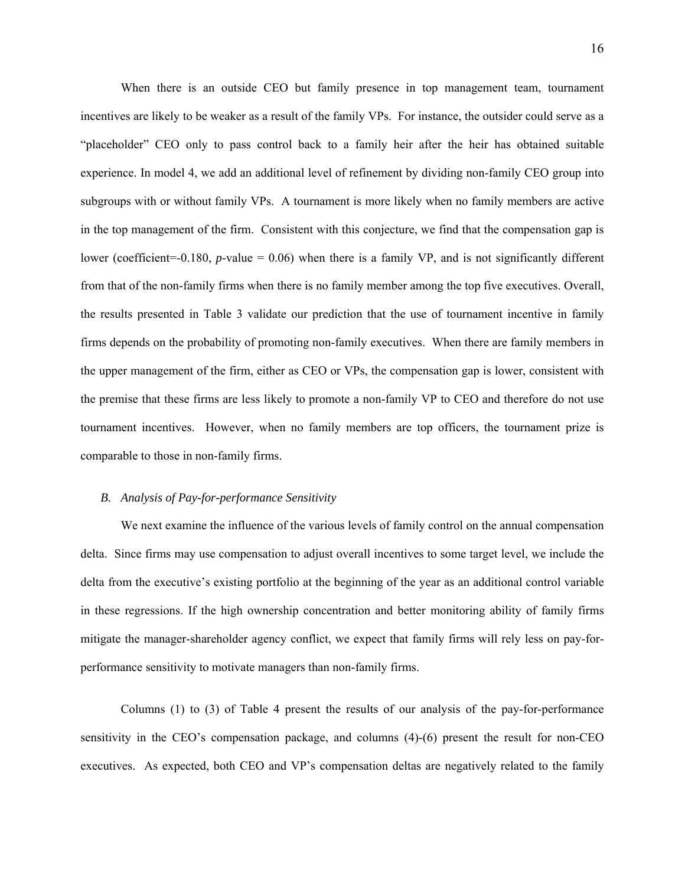When there is an outside CEO but family presence in top management team, tournament incentives are likely to be weaker as a result of the family VPs. For instance, the outsider could serve as a "placeholder" CEO only to pass control back to a family heir after the heir has obtained suitable experience. In model 4, we add an additional level of refinement by dividing non-family CEO group into subgroups with or without family VPs. A tournament is more likely when no family members are active in the top management of the firm. Consistent with this conjecture, we find that the compensation gap is lower (coefficient=-0.180, *p*-value = 0.06) when there is a family VP, and is not significantly different from that of the non-family firms when there is no family member among the top five executives. Overall, the results presented in Table 3 validate our prediction that the use of tournament incentive in family firms depends on the probability of promoting non-family executives. When there are family members in the upper management of the firm, either as CEO or VPs, the compensation gap is lower, consistent with the premise that these firms are less likely to promote a non-family VP to CEO and therefore do not use tournament incentives. However, when no family members are top officers, the tournament prize is comparable to those in non-family firms.

### *B. Analysis of Pay-for-performance Sensitivity*

We next examine the influence of the various levels of family control on the annual compensation delta. Since firms may use compensation to adjust overall incentives to some target level, we include the delta from the executive's existing portfolio at the beginning of the year as an additional control variable in these regressions. If the high ownership concentration and better monitoring ability of family firms mitigate the manager-shareholder agency conflict, we expect that family firms will rely less on pay-for-performance sensitivity to motivate managers than non-family firms.

Columns (1) to (3) of Table 4 present the results of our analysis of the pay-for-performance sensitivity in the CEO's compensation package, and columns (4)-(6) present the result for non-CEO executives. As expected, both CEO and VP's compensation deltas are negatively related to the family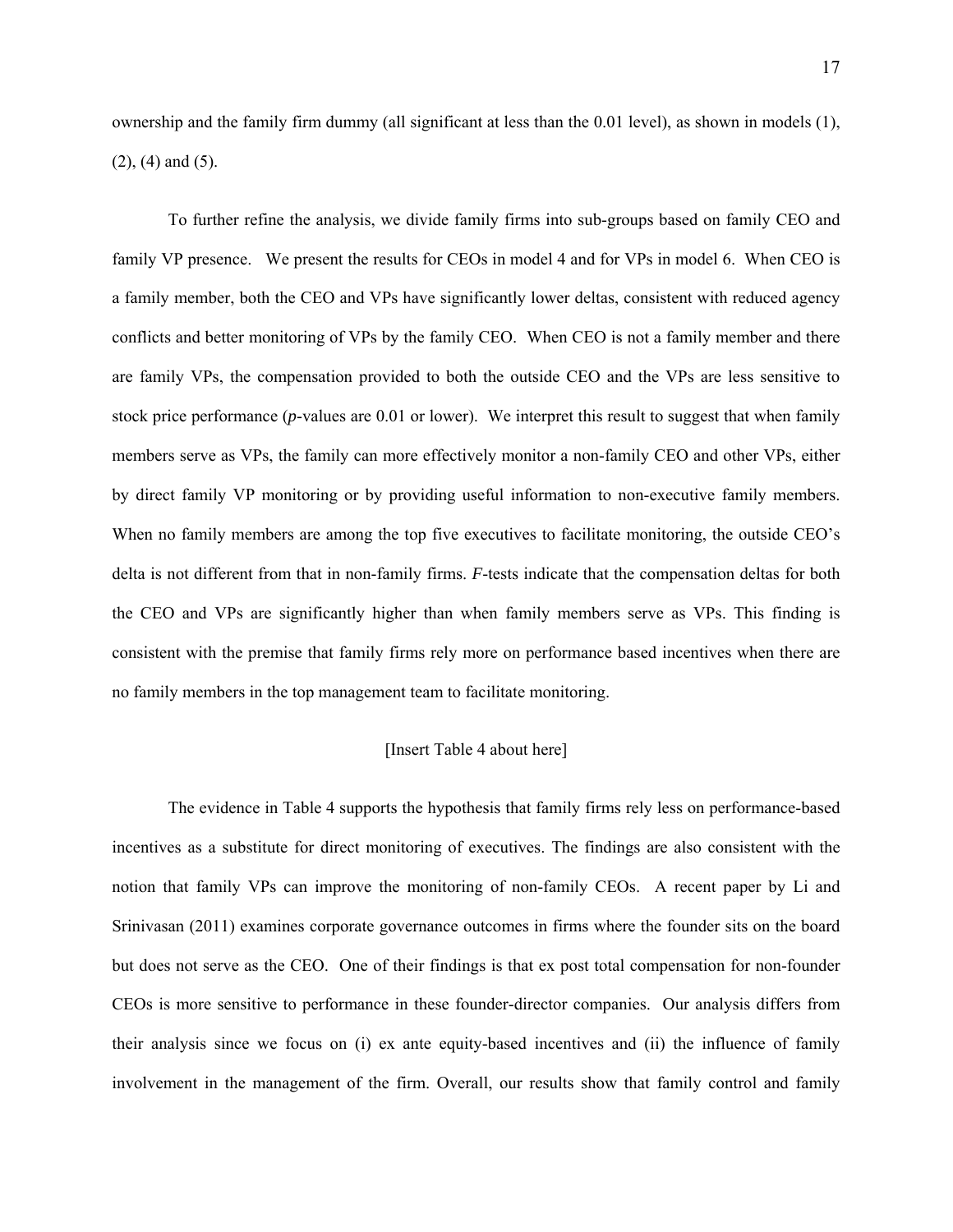ownership and the family firm dummy (all significant at less than the 0.01 level), as shown in models (1), (2), (4) and (5).

To further refine the analysis, we divide family firms into sub-groups based on family CEO and family VP presence. We present the results for CEOs in model 4 and for VPs in model 6. When CEO is a family member, both the CEO and VPs have significantly lower deltas, consistent with reduced agency conflicts and better monitoring of VPs by the family CEO. When CEO is not a family member and there are family VPs, the compensation provided to both the outside CEO and the VPs are less sensitive to stock price performance (*p*-values are 0.01 or lower). We interpret this result to suggest that when family members serve as VPs, the family can more effectively monitor a non-family CEO and other VPs, either by direct family VP monitoring or by providing useful information to non-executive family members. When no family members are among the top five executives to facilitate monitoring, the outside CEO's delta is not different from that in non-family firms. *F*-tests indicate that the compensation deltas for both the CEO and VPs are significantly higher than when family members serve as VPs. This finding is consistent with the premise that family firms rely more on performance based incentives when there are no family members in the top management team to facilitate monitoring.

[Insert Table 4 about here]

The evidence in Table 4 supports the hypothesis that family firms rely less on performance-based incentives as a substitute for direct monitoring of executives. The findings are also consistent with the notion that family VPs can improve the monitoring of non-family CEOs. A recent paper by Li and Srinivasan (2011) examines corporate governance outcomes in firms where the founder sits on the board but does not serve as the CEO. One of their findings is that ex post total compensation for non-founder CEOs is more sensitive to performance in these founder-director companies. Our analysis differs from their analysis since we focus on (i) ex ante equity-based incentives and (ii) the influence of family involvement in the management of the firm. Overall, our results show that family control and family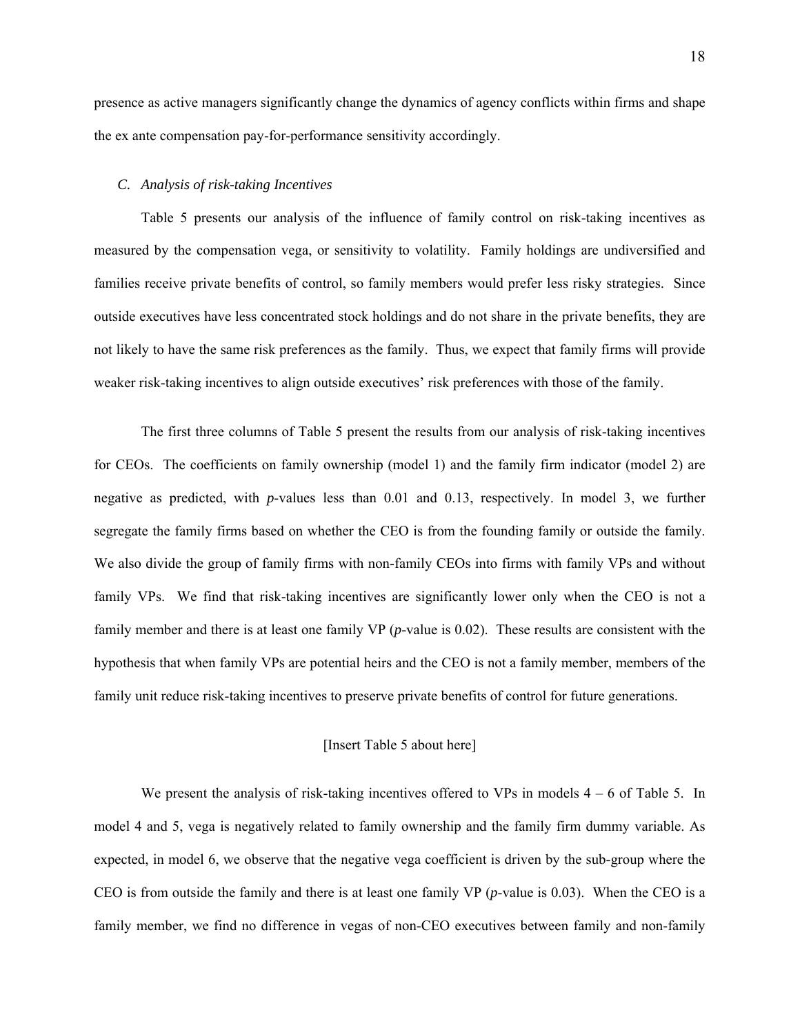presence as active managers significantly change the dynamics of agency conflicts within firms and shape the ex ante compensation pay-for-performance sensitivity accordingly.

### *C. Analysis of risk-taking Incentives*

Table 5 presents our analysis of the influence of family control on risk-taking incentives as measured by the compensation vega, or sensitivity to volatility. Family holdings are undiversified and families receive private benefits of control, so family members would prefer less risky strategies. Since outside executives have less concentrated stock holdings and do not share in the private benefits, they are not likely to have the same risk preferences as the family. Thus, we expect that family firms will provide weaker risk-taking incentives to align outside executives' risk preferences with those of the family.

The first three columns of Table 5 present the results from our analysis of risk-taking incentives for CEOs. The coefficients on family ownership (model 1) and the family firm indicator (model 2) are negative as predicted, with *p*-values less than 0.01 and 0.13, respectively. In model 3, we further segregate the family firms based on whether the CEO is from the founding family or outside the family. We also divide the group of family firms with non-family CEOs into firms with family VPs and without family VPs. We find that risk-taking incentives are significantly lower only when the CEO is not a family member and there is at least one family VP (*p*-value is 0.02). These results are consistent with the hypothesis that when family VPs are potential heirs and the CEO is not a family member, members of the family unit reduce risk-taking incentives to preserve private benefits of control for future generations.

[Insert Table 5 about here]

We present the analysis of risk-taking incentives offered to VPs in models 4 – 6 of Table 5. In model 4 and 5, vega is negatively related to family ownership and the family firm dummy variable. As expected, in model 6, we observe that the negative vega coefficient is driven by the sub-group where the CEO is from outside the family and there is at least one family VP (*p*-value is 0.03). When the CEO is a family member, we find no difference in vegas of non-CEO executives between family and non-family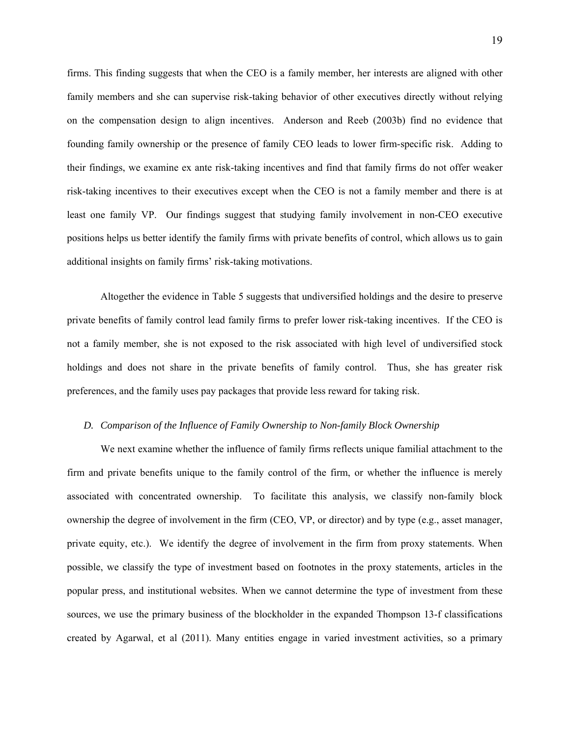firms. This finding suggests that when the CEO is a family member, her interests are aligned with other family members and she can supervise risk-taking behavior of other executives directly without relying on the compensation design to align incentives. Anderson and Reeb (2003b) find no evidence that founding family ownership or the presence of family CEO leads to lower firm-specific risk. Adding to their findings, we examine ex ante risk-taking incentives and find that family firms do not offer weaker risk-taking incentives to their executives except when the CEO is not a family member and there is at least one family VP. Our findings suggest that studying family involvement in non-CEO executive positions helps us better identify the family firms with private benefits of control, which allows us to gain additional insights on family firms' risk-taking motivations.

Altogether the evidence in Table 5 suggests that undiversified holdings and the desire to preserve private benefits of family control lead family firms to prefer lower risk-taking incentives. If the CEO is not a family member, she is not exposed to the risk associated with high level of undiversified stock holdings and does not share in the private benefits of family control. Thus, she has greater risk preferences, and the family uses pay packages that provide less reward for taking risk.

### *D. Comparison of the Influence of Family Ownership to Non-family Block Ownership*

We next examine whether the influence of family firms reflects unique familial attachment to the firm and private benefits unique to the family control of the firm, or whether the influence is merely associated with concentrated ownership. To facilitate this analysis, we classify non-family block ownership the degree of involvement in the firm (CEO, VP, or director) and by type (e.g., asset manager, private equity, etc.). We identify the degree of involvement in the firm from proxy statements. When possible, we classify the type of investment based on footnotes in the proxy statements, articles in the popular press, and institutional websites. When we cannot determine the type of investment from these sources, we use the primary business of the blockholder in the expanded Thompson 13-f classifications created by Agarwal, et al (2011). Many entities engage in varied investment activities, so a primary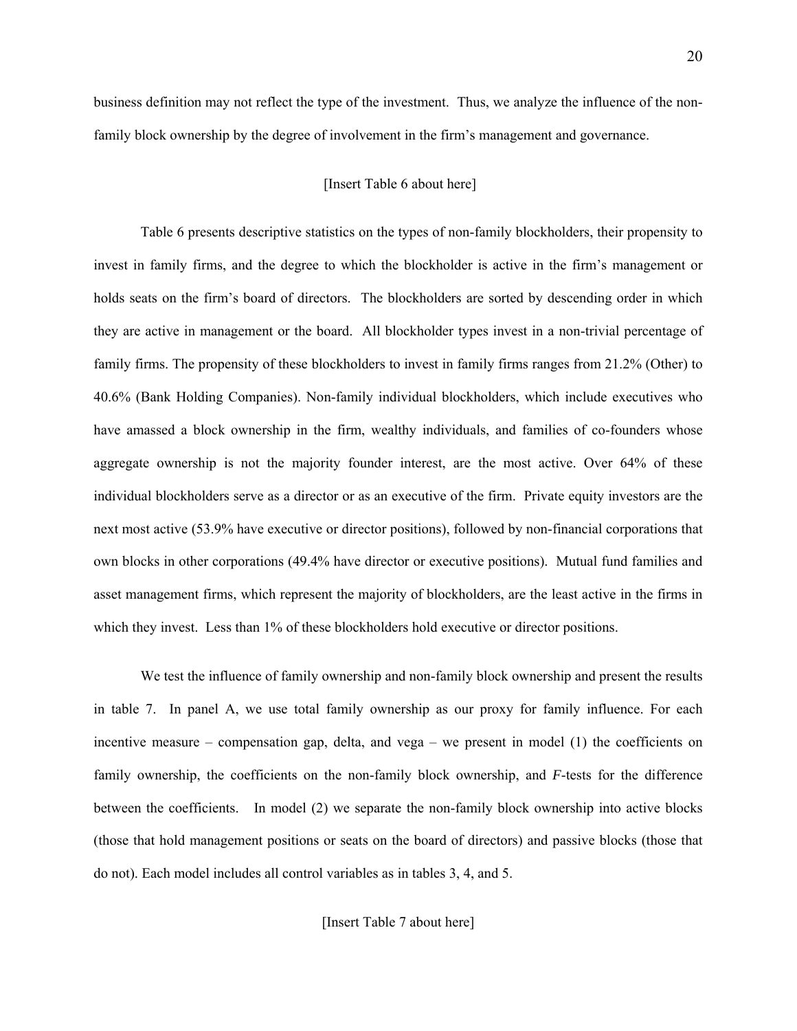business definition may not reflect the type of the investment. Thus, we analyze the influence of the non-family block ownership by the degree of involvement in the firm's management and governance.

[Insert Table 6 about here]

Table 6 presents descriptive statistics on the types of non-family blockholders, their propensity to invest in family firms, and the degree to which the blockholder is active in the firm's management or holds seats on the firm's board of directors. The blockholders are sorted by descending order in which they are active in management or the board. All blockholder types invest in a non-trivial percentage of family firms. The propensity of these blockholders to invest in family firms ranges from 21.2% (Other) to 40.6% (Bank Holding Companies). Non-family individual blockholders, which include executives who have amassed a block ownership in the firm, wealthy individuals, and families of co-founders whose aggregate ownership is not the majority founder interest, are the most active. Over 64% of these individual blockholders serve as a director or as an executive of the firm. Private equity investors are the next most active (53.9% have executive or director positions), followed by non-financial corporations that own blocks in other corporations (49.4% have director or executive positions). Mutual fund families and asset management firms, which represent the majority of blockholders, are the least active in the firms in which they invest. Less than 1% of these blockholders hold executive or director positions.

We test the influence of family ownership and non-family block ownership and present the results in table 7. In panel A, we use total family ownership as our proxy for family influence. For each incentive measure – compensation gap, delta, and vega – we present in model (1) the coefficients on family ownership, the coefficients on the non-family block ownership, and *F*-tests for the difference between the coefficients. In model (2) we separate the non-family block ownership into active blocks (those that hold management positions or seats on the board of directors) and passive blocks (those that do not). Each model includes all control variables as in tables 3, 4, and 5.

[Insert Table 7 about here]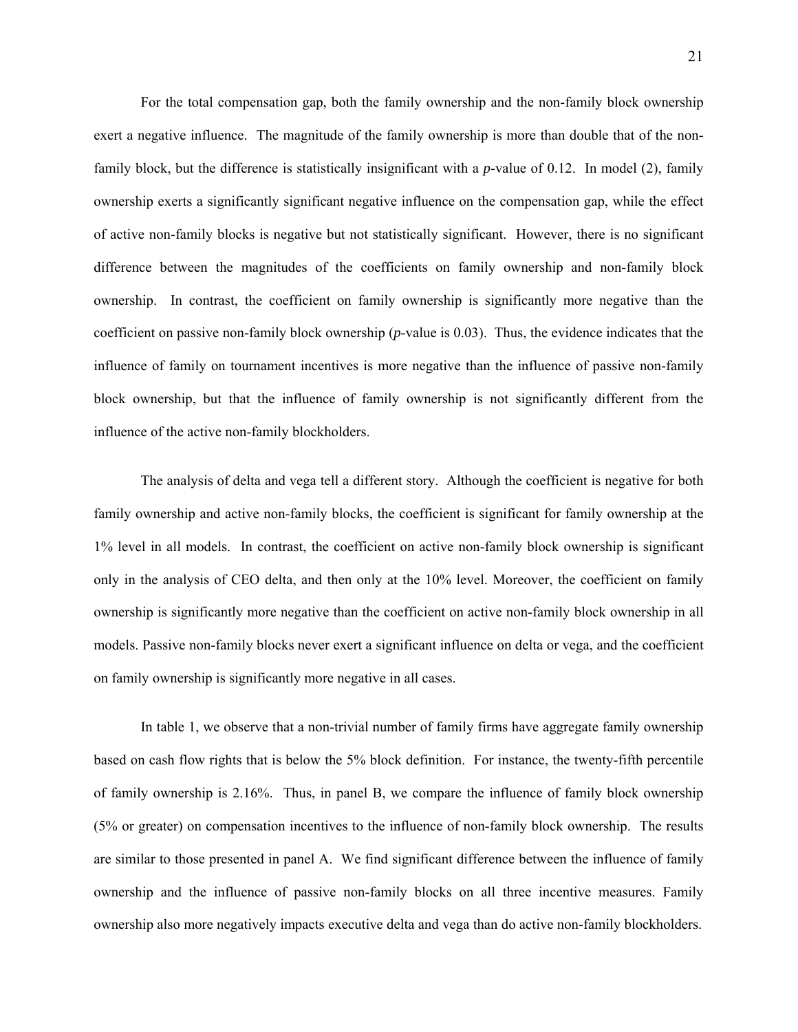For the total compensation gap, both the family ownership and the non-family block ownership exert a negative influence. The magnitude of the family ownership is more than double that of the non-family block, but the difference is statistically insignificant with a *p*-value of 0.12. In model (2), family ownership exerts a significantly significant negative influence on the compensation gap, while the effect of active non-family blocks is negative but not statistically significant. However, there is no significant difference between the magnitudes of the coefficients on family ownership and non-family block ownership. In contrast, the coefficient on family ownership is significantly more negative than the coefficient on passive non-family block ownership (*p*-value is 0.03). Thus, the evidence indicates that the influence of family on tournament incentives is more negative than the influence of passive non-family block ownership, but that the influence of family ownership is not significantly different from the influence of the active non-family blockholders.

The analysis of delta and vega tell a different story. Although the coefficient is negative for both family ownership and active non-family blocks, the coefficient is significant for family ownership at the 1% level in all models. In contrast, the coefficient on active non-family block ownership is significant only in the analysis of CEO delta, and then only at the 10% level. Moreover, the coefficient on family ownership is significantly more negative than the coefficient on active non-family block ownership in all models. Passive non-family blocks never exert a significant influence on delta or vega, and the coefficient on family ownership is significantly more negative in all cases.

In table 1, we observe that a non-trivial number of family firms have aggregate family ownership based on cash flow rights that is below the 5% block definition. For instance, the twenty-fifth percentile of family ownership is 2.16%. Thus, in panel B, we compare the influence of family block ownership (5% or greater) on compensation incentives to the influence of non-family block ownership. The results are similar to those presented in panel A. We find significant difference between the influence of family ownership and the influence of passive non-family blocks on all three incentive measures. Family ownership also more negatively impacts executive delta and vega than do active non-family blockholders.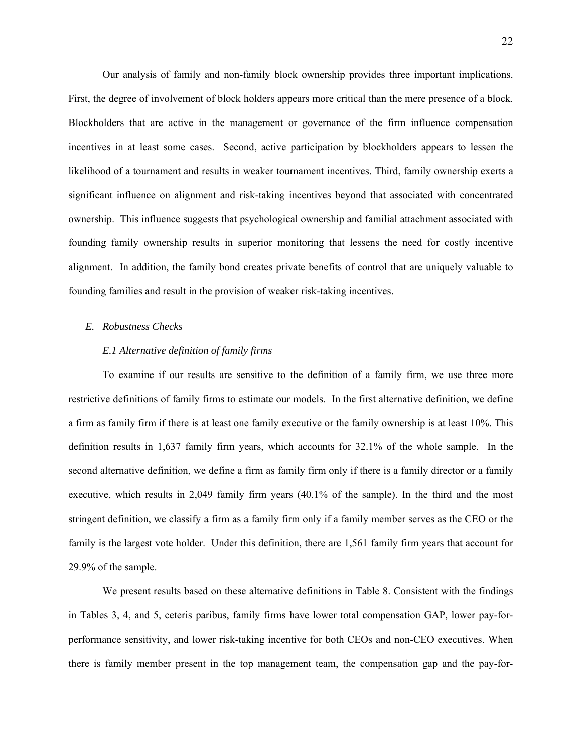Our analysis of family and non-family block ownership provides three important implications. First, the degree of involvement of block holders appears more critical than the mere presence of a block. Blockholders that are active in the management or governance of the firm influence compensation incentives in at least some cases. Second, active participation by blockholders appears to lessen the likelihood of a tournament and results in weaker tournament incentives. Third, family ownership exerts a significant influence on alignment and risk-taking incentives beyond that associated with concentrated ownership. This influence suggests that psychological ownership and familial attachment associated with founding family ownership results in superior monitoring that lessens the need for costly incentive alignment. In addition, the family bond creates private benefits of control that are uniquely valuable to founding families and result in the provision of weaker risk-taking incentives.

### *E. Robustness Checks*

#### *E.1 Alternative definition of family firms*

To examine if our results are sensitive to the definition of a family firm, we use three more restrictive definitions of family firms to estimate our models. In the first alternative definition, we define a firm as family firm if there is at least one family executive or the family ownership is at least 10%. This definition results in 1,637 family firm years, which accounts for 32.1% of the whole sample. In the second alternative definition, we define a firm as family firm only if there is a family director or a family executive, which results in 2,049 family firm years (40.1% of the sample). In the third and the most stringent definition, we classify a firm as a family firm only if a family member serves as the CEO or the family is the largest vote holder. Under this definition, there are 1,561 family firm years that account for 29.9% of the sample.

We present results based on these alternative definitions in Table 8. Consistent with the findings in Tables 3, 4, and 5, ceteris paribus, family firms have lower total compensation GAP, lower pay-for-performance sensitivity, and lower risk-taking incentive for both CEOs and non-CEO executives. When there is family member present in the top management team, the compensation gap and the pay-for-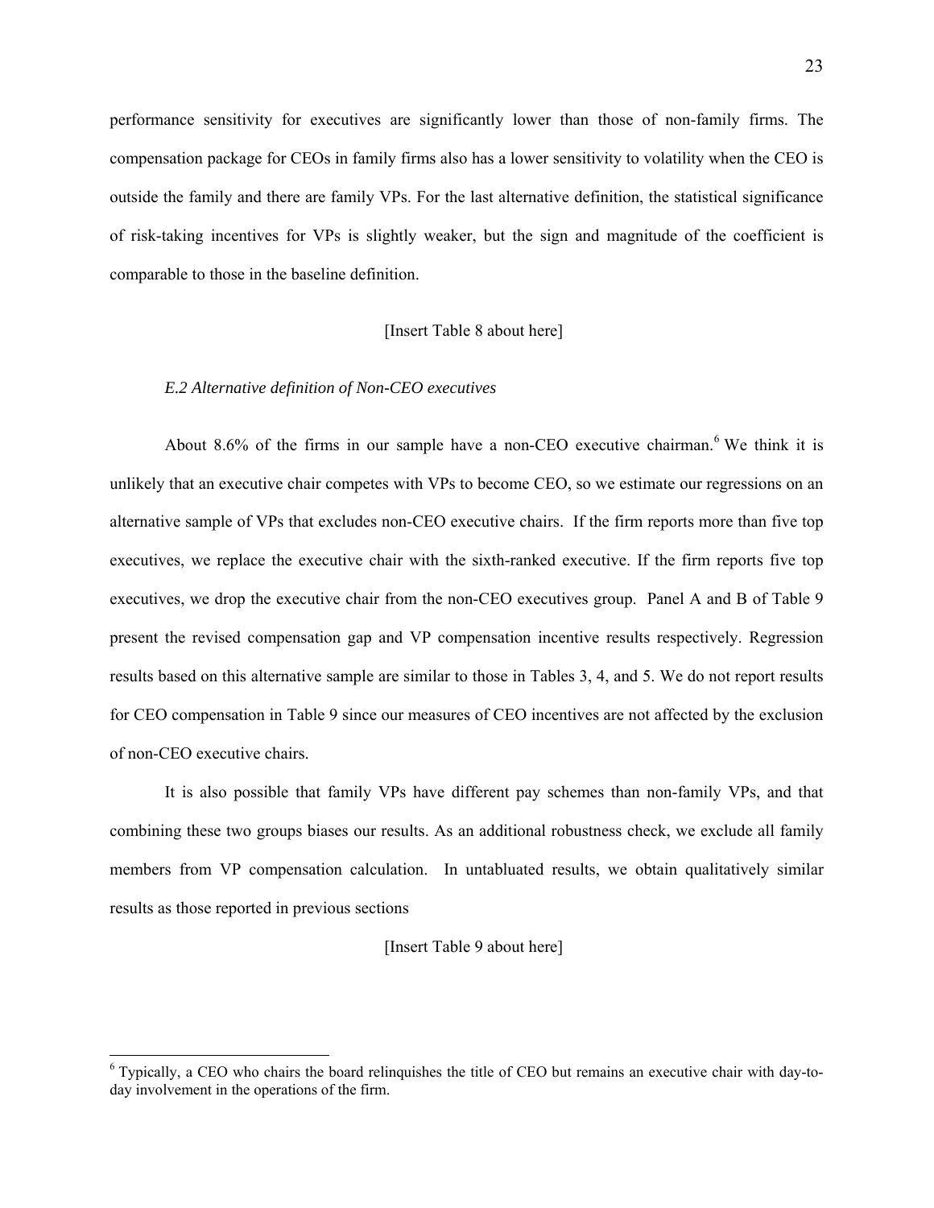performance sensitivity for executives are significantly lower than those of non-family firms. The compensation package for CEOs in family firms also has a lower sensitivity to volatility when the CEO is outside the family and there are family VPs. For the last alternative definition, the statistical significance of risk-taking incentives for VPs is slightly weaker, but the sign and magnitude of the coefficient is comparable to those in the baseline definition.

[Insert Table 8 about here]

### *E.2 Alternative definition of Non-CEO executives*

About 8.6% of the firms in our sample have a non-CEO executive chairman.[6] We think it is unlikely that an executive chair competes with VPs to become CEO, so we estimate our regressions on an alternative sample of VPs that excludes non-CEO executive chairs. If the firm reports more than five top executives, we replace the executive chair with the sixth-ranked executive. If the firm reports five top executives, we drop the executive chair from the non-CEO executives group. Panel A and B of Table 9 present the revised compensation gap and VP compensation incentive results respectively. Regression results based on this alternative sample are similar to those in Tables 3, 4, and 5. We do not report results for CEO compensation in Table 9 since our measures of CEO incentives are not affected by the exclusion of non-CEO executive chairs.

It is also possible that family VPs have different pay schemes than non-family VPs, and that combining these two groups biases our results. As an additional robustness check, we exclude all family members from VP compensation calculation. In untabluated results, we obtain qualitatively similar results as those reported in previous sections

[Insert Table 9 about here]

---

[6] Typically, a CEO who chairs the board relinquishes the title of CEO but remains an executive chair with day-to-day involvement in the operations of the firm.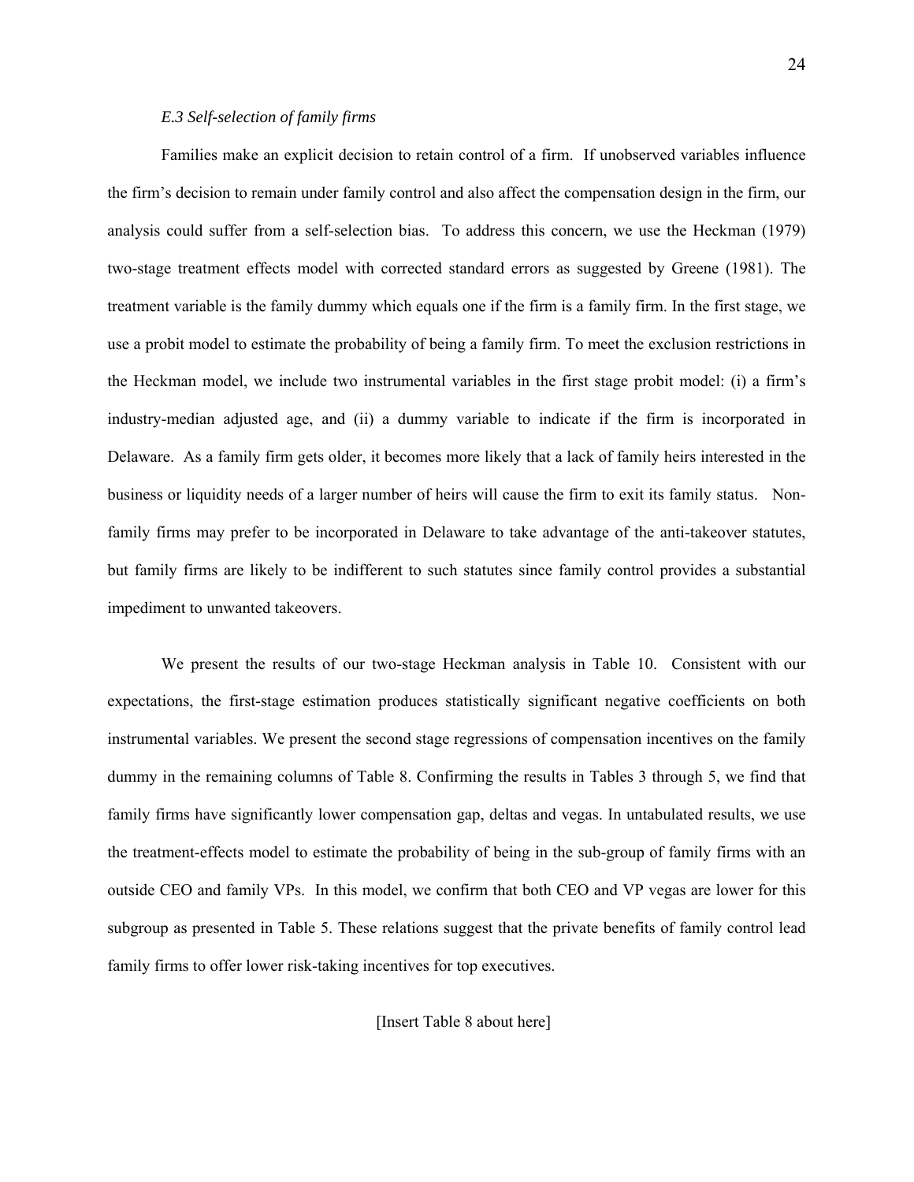### *E.3 Self-selection of family firms*

Families make an explicit decision to retain control of a firm. If unobserved variables influence the firm's decision to remain under family control and also affect the compensation design in the firm, our analysis could suffer from a self-selection bias. To address this concern, we use the Heckman (1979) two-stage treatment effects model with corrected standard errors as suggested by Greene (1981). The treatment variable is the family dummy which equals one if the firm is a family firm. In the first stage, we use a probit model to estimate the probability of being a family firm. To meet the exclusion restrictions in the Heckman model, we include two instrumental variables in the first stage probit model: (i) a firm's industry-median adjusted age, and (ii) a dummy variable to indicate if the firm is incorporated in Delaware. As a family firm gets older, it becomes more likely that a lack of family heirs interested in the business or liquidity needs of a larger number of heirs will cause the firm to exit its family status. Non-family firms may prefer to be incorporated in Delaware to take advantage of the anti-takeover statutes, but family firms are likely to be indifferent to such statutes since family control provides a substantial impediment to unwanted takeovers.

We present the results of our two-stage Heckman analysis in Table 10. Consistent with our expectations, the first-stage estimation produces statistically significant negative coefficients on both instrumental variables. We present the second stage regressions of compensation incentives on the family dummy in the remaining columns of Table 8. Confirming the results in Tables 3 through 5, we find that family firms have significantly lower compensation gap, deltas and vegas. In untabulated results, we use the treatment-effects model to estimate the probability of being in the sub-group of family firms with an outside CEO and family VPs. In this model, we confirm that both CEO and VP vegas are lower for this subgroup as presented in Table 5. These relations suggest that the private benefits of family control lead family firms to offer lower risk-taking incentives for top executives.

[Insert Table 8 about here]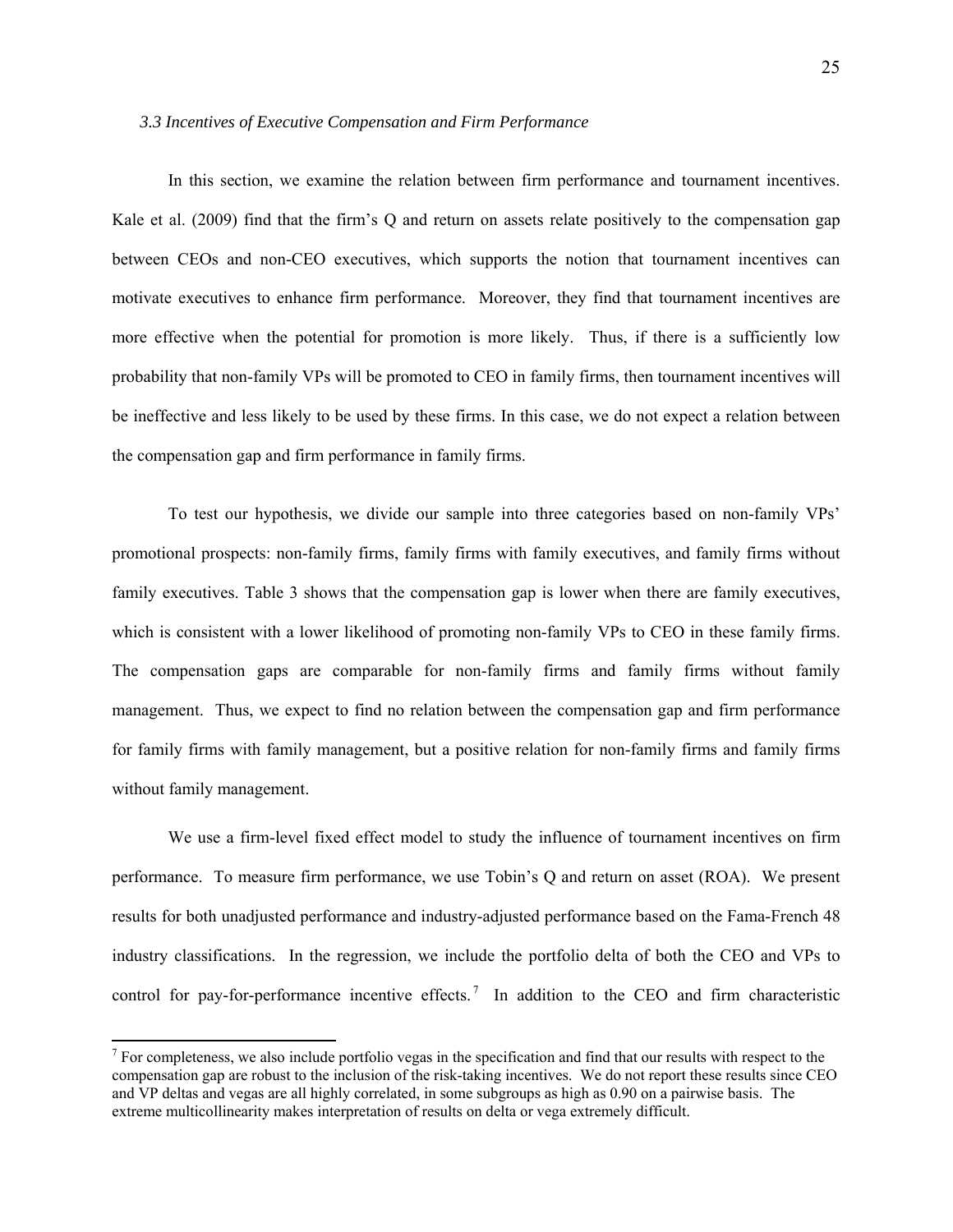### *3.3 Incentives of Executive Compensation and Firm Performance*

In this section, we examine the relation between firm performance and tournament incentives. Kale et al. (2009) find that the firm's Q and return on assets relate positively to the compensation gap between CEOs and non-CEO executives, which supports the notion that tournament incentives can motivate executives to enhance firm performance. Moreover, they find that tournament incentives are more effective when the potential for promotion is more likely. Thus, if there is a sufficiently low probability that non-family VPs will be promoted to CEO in family firms, then tournament incentives will be ineffective and less likely to be used by these firms. In this case, we do not expect a relation between the compensation gap and firm performance in family firms.

To test our hypothesis, we divide our sample into three categories based on non-family VPs' promotional prospects: non-family firms, family firms with family executives, and family firms without family executives. Table 3 shows that the compensation gap is lower when there are family executives, which is consistent with a lower likelihood of promoting non-family VPs to CEO in these family firms. The compensation gaps are comparable for non-family firms and family firms without family management. Thus, we expect to find no relation between the compensation gap and firm performance for family firms with family management, but a positive relation for non-family firms and family firms without family management.

We use a firm-level fixed effect model to study the influence of tournament incentives on firm performance. To measure firm performance, we use Tobin's Q and return on asset (ROA). We present results for both unadjusted performance and industry-adjusted performance based on the Fama-French 48 industry classifications. In the regression, we include the portfolio delta of both the CEO and VPs to control for pay-for-performance incentive effects.[7] In addition to the CEO and firm characteristic

[7] For completeness, we also include portfolio vegas in the specification and find that our results with respect to the compensation gap are robust to the inclusion of the risk-taking incentives. We do not report these results since CEO and VP deltas and vegas are all highly correlated, in some subgroups as high as 0.90 on a pairwise basis. The extreme multicollinearity makes interpretation of results on delta or vega extremely difficult.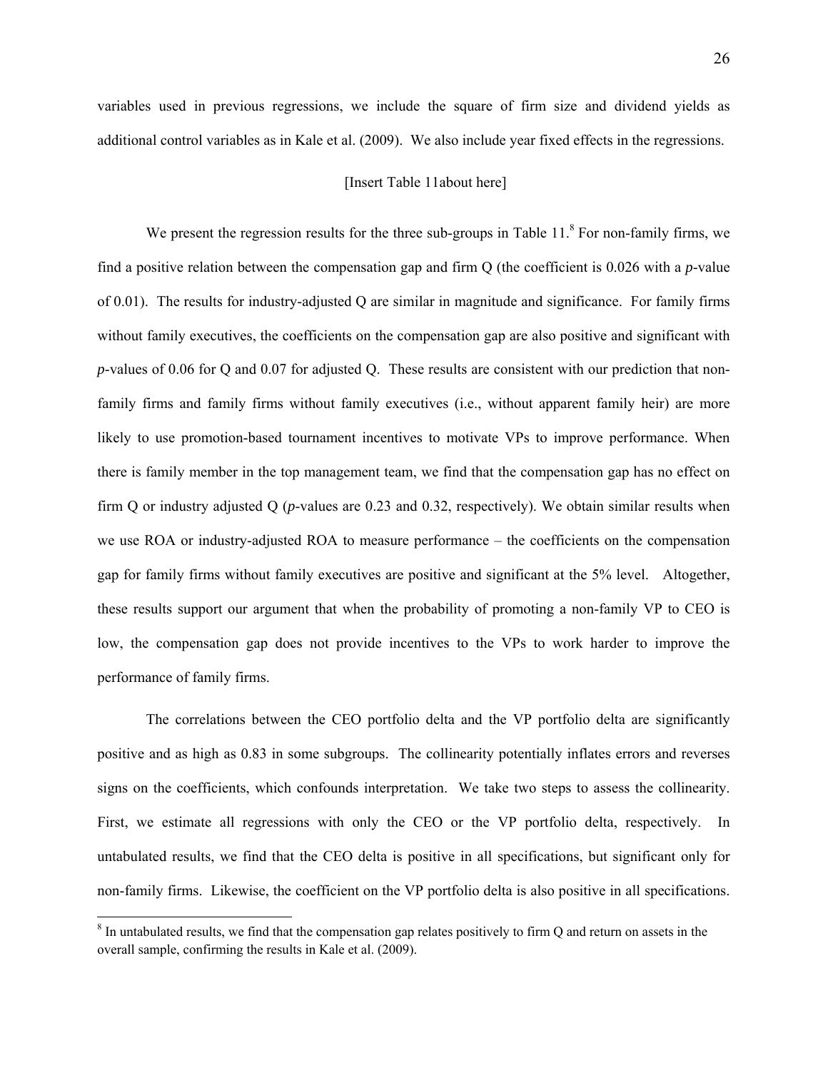variables used in previous regressions, we include the square of firm size and dividend yields as additional control variables as in Kale et al. (2009). We also include year fixed effects in the regressions.

[Insert Table 11about here]

We present the regression results for the three sub-groups in Table 11.[8] For non-family firms, we find a positive relation between the compensation gap and firm Q (the coefficient is 0.026 with a *p*-value of 0.01). The results for industry-adjusted Q are similar in magnitude and significance. For family firms without family executives, the coefficients on the compensation gap are also positive and significant with *p*-values of 0.06 for Q and 0.07 for adjusted Q. These results are consistent with our prediction that non-family firms and family firms without family executives (i.e., without apparent family heir) are more likely to use promotion-based tournament incentives to motivate VPs to improve performance. When there is family member in the top management team, we find that the compensation gap has no effect on firm Q or industry adjusted Q (*p*-values are 0.23 and 0.32, respectively). We obtain similar results when we use ROA or industry-adjusted ROA to measure performance – the coefficients on the compensation gap for family firms without family executives are positive and significant at the 5% level. Altogether, these results support our argument that when the probability of promoting a non-family VP to CEO is low, the compensation gap does not provide incentives to the VPs to work harder to improve the performance of family firms.

The correlations between the CEO portfolio delta and the VP portfolio delta are significantly positive and as high as 0.83 in some subgroups. The collinearity potentially inflates errors and reverses signs on the coefficients, which confounds interpretation. We take two steps to assess the collinearity. First, we estimate all regressions with only the CEO or the VP portfolio delta, respectively. In untabulated results, we find that the CEO delta is positive in all specifications, but significant only for non-family firms. Likewise, the coefficient on the VP portfolio delta is also positive in all specifications.

[8] In untabulated results, we find that the compensation gap relates positively to firm Q and return on assets in the overall sample, confirming the results in Kale et al. (2009).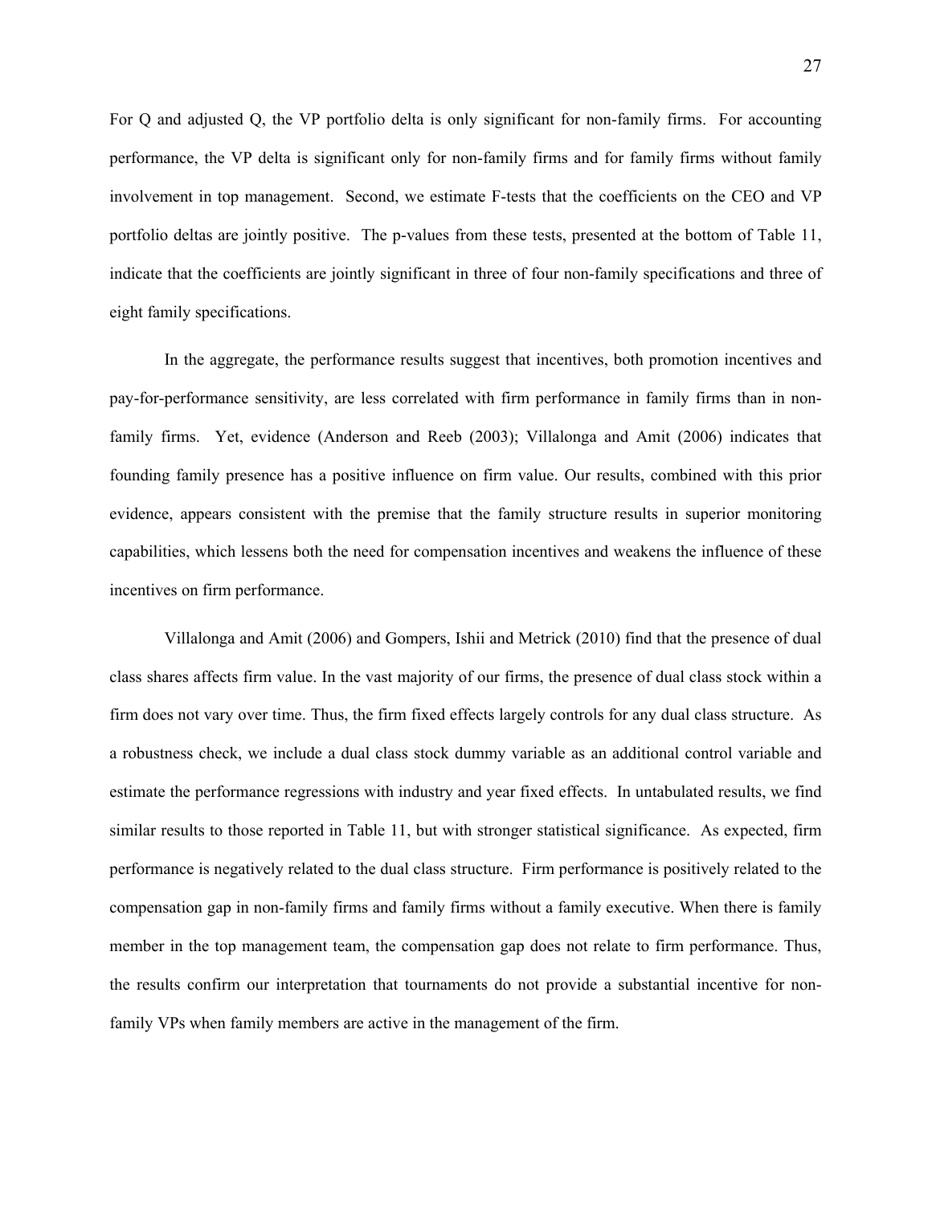For Q and adjusted Q, the VP portfolio delta is only significant for non-family firms. For accounting performance, the VP delta is significant only for non-family firms and for family firms without family involvement in top management. Second, we estimate F-tests that the coefficients on the CEO and VP portfolio deltas are jointly positive. The p-values from these tests, presented at the bottom of Table 11, indicate that the coefficients are jointly significant in three of four non-family specifications and three of eight family specifications.

In the aggregate, the performance results suggest that incentives, both promotion incentives and pay-for-performance sensitivity, are less correlated with firm performance in family firms than in non-family firms. Yet, evidence (Anderson and Reeb (2003); Villalonga and Amit (2006) indicates that founding family presence has a positive influence on firm value. Our results, combined with this prior evidence, appears consistent with the premise that the family structure results in superior monitoring capabilities, which lessens both the need for compensation incentives and weakens the influence of these incentives on firm performance.

Villalonga and Amit (2006) and Gompers, Ishii and Metrick (2010) find that the presence of dual class shares affects firm value. In the vast majority of our firms, the presence of dual class stock within a firm does not vary over time. Thus, the firm fixed effects largely controls for any dual class structure. As a robustness check, we include a dual class stock dummy variable as an additional control variable and estimate the performance regressions with industry and year fixed effects. In untabulated results, we find similar results to those reported in Table 11, but with stronger statistical significance. As expected, firm performance is negatively related to the dual class structure. Firm performance is positively related to the compensation gap in non-family firms and family firms without a family executive. When there is family member in the top management team, the compensation gap does not relate to firm performance. Thus, the results confirm our interpretation that tournaments do not provide a substantial incentive for non-family VPs when family members are active in the management of the firm.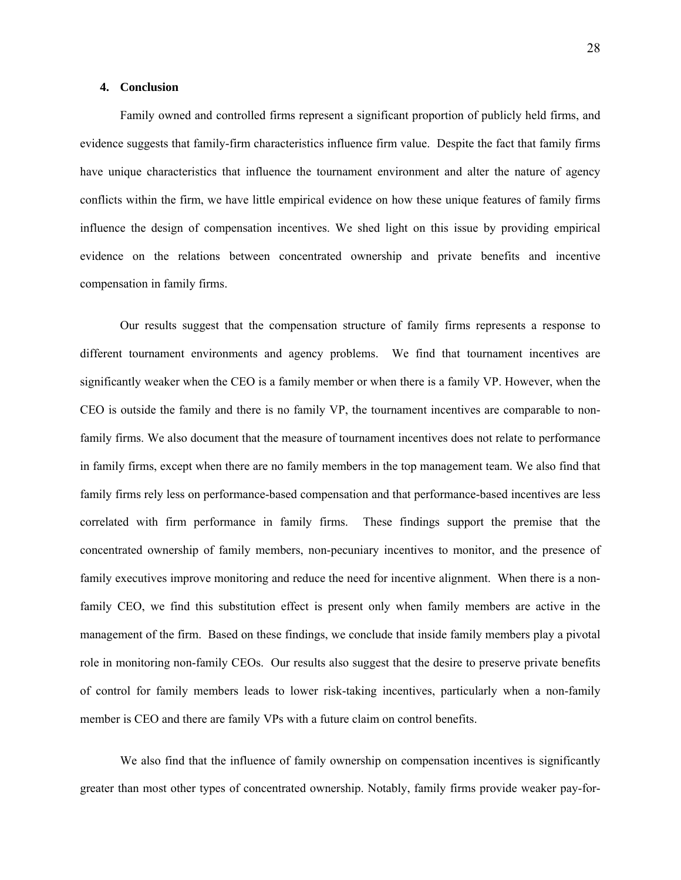## 4. Conclusion

Family owned and controlled firms represent a significant proportion of publicly held firms, and evidence suggests that family-firm characteristics influence firm value. Despite the fact that family firms have unique characteristics that influence the tournament environment and alter the nature of agency conflicts within the firm, we have little empirical evidence on how these unique features of family firms influence the design of compensation incentives. We shed light on this issue by providing empirical evidence on the relations between concentrated ownership and private benefits and incentive compensation in family firms.

Our results suggest that the compensation structure of family firms represents a response to different tournament environments and agency problems. We find that tournament incentives are significantly weaker when the CEO is a family member or when there is a family VP. However, when the CEO is outside the family and there is no family VP, the tournament incentives are comparable to non-family firms. We also document that the measure of tournament incentives does not relate to performance in family firms, except when there are no family members in the top management team. We also find that family firms rely less on performance-based compensation and that performance-based incentives are less correlated with firm performance in family firms. These findings support the premise that the concentrated ownership of family members, non-pecuniary incentives to monitor, and the presence of family executives improve monitoring and reduce the need for incentive alignment. When there is a non-family CEO, we find this substitution effect is present only when family members are active in the management of the firm. Based on these findings, we conclude that inside family members play a pivotal role in monitoring non-family CEOs. Our results also suggest that the desire to preserve private benefits of control for family members leads to lower risk-taking incentives, particularly when a non-family member is CEO and there are family VPs with a future claim on control benefits.

We also find that the influence of family ownership on compensation incentives is significantly greater than most other types of concentrated ownership. Notably, family firms provide weaker pay-for-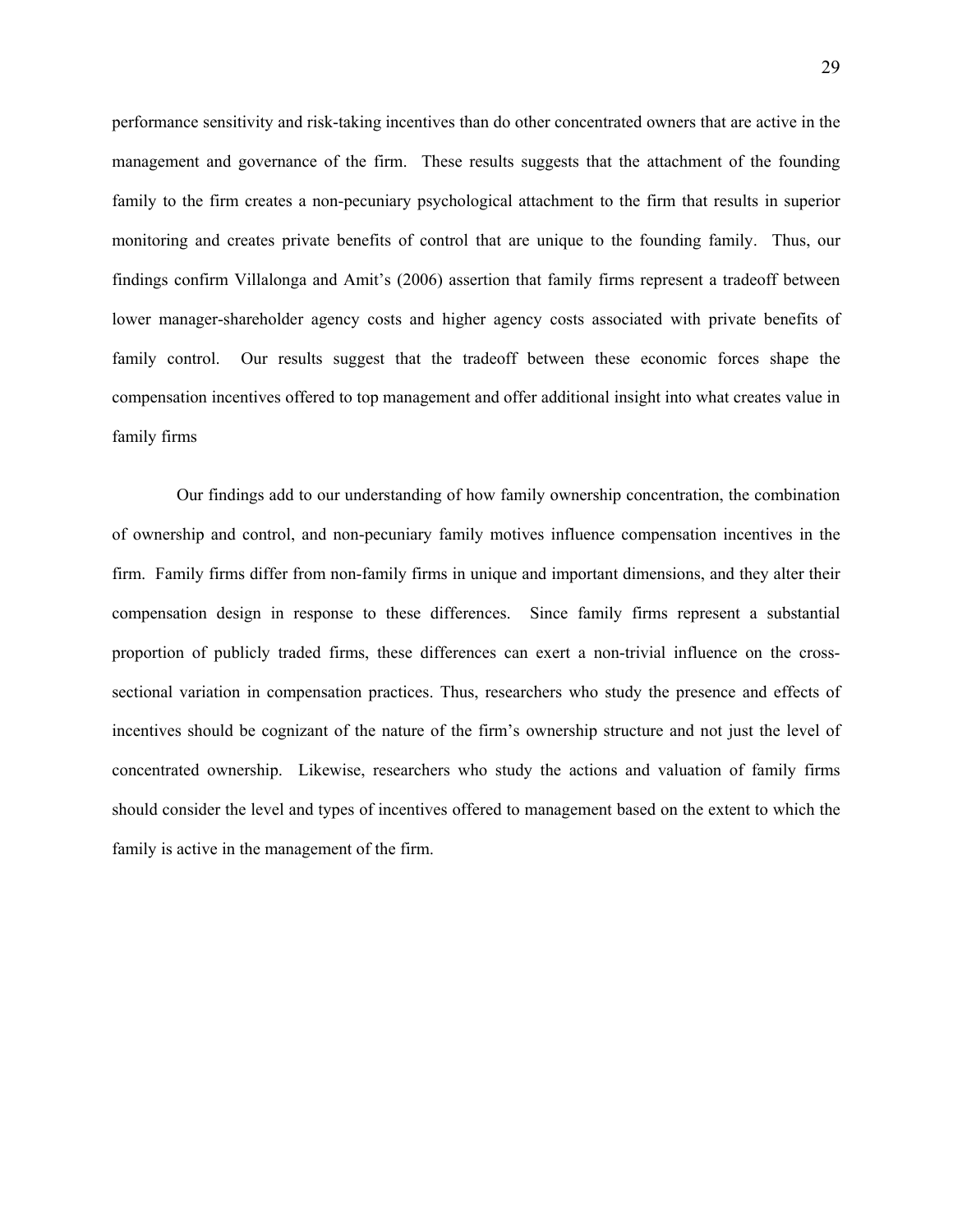performance sensitivity and risk-taking incentives than do other concentrated owners that are active in the management and governance of the firm. These results suggests that the attachment of the founding family to the firm creates a non-pecuniary psychological attachment to the firm that results in superior monitoring and creates private benefits of control that are unique to the founding family. Thus, our findings confirm Villalonga and Amit's (2006) assertion that family firms represent a tradeoff between lower manager-shareholder agency costs and higher agency costs associated with private benefits of family control. Our results suggest that the tradeoff between these economic forces shape the compensation incentives offered to top management and offer additional insight into what creates value in family firms

Our findings add to our understanding of how family ownership concentration, the combination of ownership and control, and non-pecuniary family motives influence compensation incentives in the firm. Family firms differ from non-family firms in unique and important dimensions, and they alter their compensation design in response to these differences. Since family firms represent a substantial proportion of publicly traded firms, these differences can exert a non-trivial influence on the cross-sectional variation in compensation practices. Thus, researchers who study the presence and effects of incentives should be cognizant of the nature of the firm's ownership structure and not just the level of concentrated ownership. Likewise, researchers who study the actions and valuation of family firms should consider the level and types of incentives offered to management based on the extent to which the family is active in the management of the firm.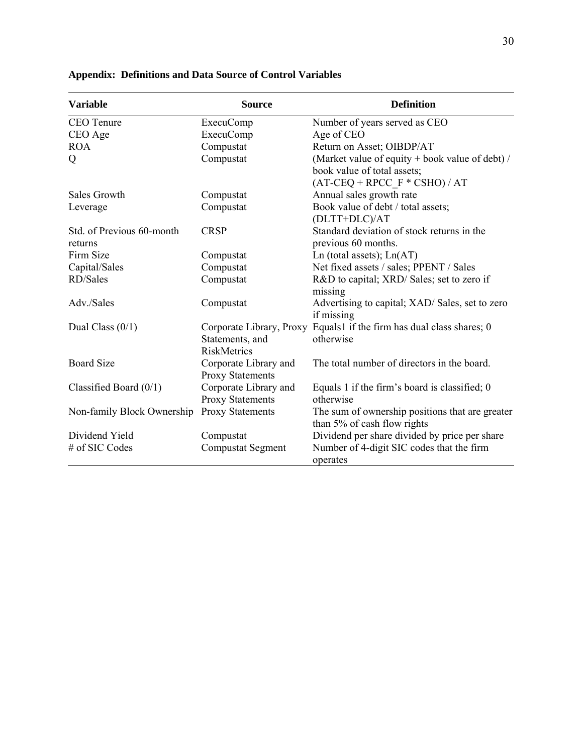**Appendix: Definitions and Data Source of Control Variables**

| Variable | Source | Definition |
|---|---|---|
| CEO Tenure | ExecuComp | Number of years served as CEO |
| CEO Age | ExecuComp | Age of CEO |
| ROA | Compustat | Return on Asset; OIBDP/AT |
| Q | Compustat | (Market value of equity + book value of debt) / book value of total assets; (AT-CEQ + RPCC_F * CSHO) / AT |
| Sales Growth | Compustat | Annual sales growth rate |
| Leverage | Compustat | Book value of debt / total assets; (DLTT+DLC)/AT |
| Std. of Previous 60-month returns | CRSP | Standard deviation of stock returns in the previous 60 months. |
| Firm Size | Compustat | Ln (total assets); Ln(AT) |
| Capital/Sales | Compustat | Net fixed assets / sales; PPENT / Sales |
| RD/Sales | Compustat | R&D to capital; XRD/ Sales; set to zero if missing |
| Adv./Sales | Compustat | Advertising to capital; XAD/ Sales, set to zero if missing |
| Dual Class (0/1) | Corporate Library, Proxy Statements, and RiskMetrics | Equals1 if the firm has dual class shares; 0 otherwise |
| Board Size | Corporate Library and Proxy Statements | The total number of directors in the board. |
| Classified Board (0/1) | Corporate Library and Proxy Statements | Equals 1 if the firm's board is classified; 0 otherwise |
| Non-family Block Ownership | Proxy Statements | The sum of ownership positions that are greater than 5% of cash flow rights |
| Dividend Yield | Compustat | Dividend per share divided by price per share |
| # of SIC Codes | Compustat Segment | Number of 4-digit SIC codes that the firm operates |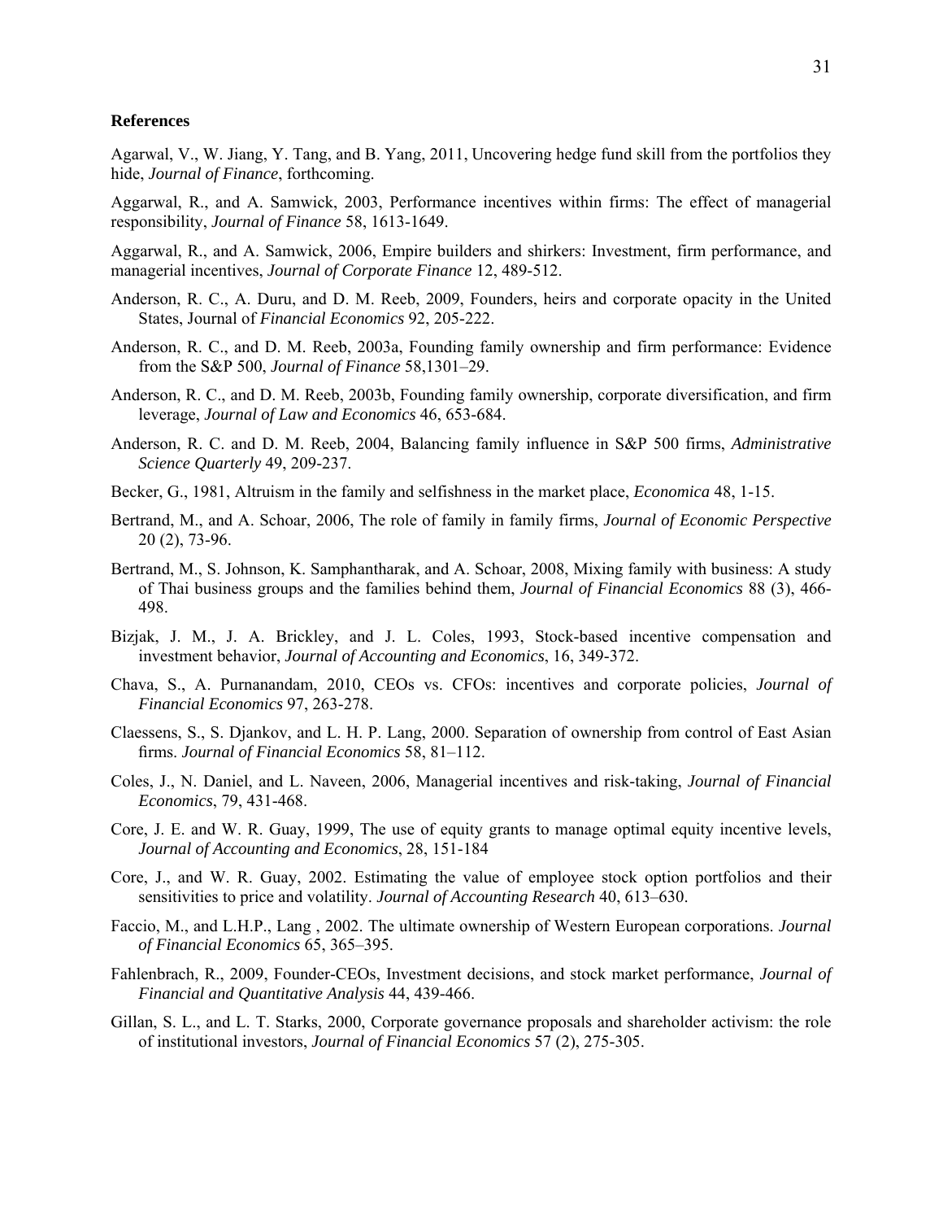**References**

Agarwal, V., W. Jiang, Y. Tang, and B. Yang, 2011, Uncovering hedge fund skill from the portfolios they hide, *Journal of Finance*, forthcoming.

Aggarwal, R., and A. Samwick, 2003, Performance incentives within firms: The effect of managerial responsibility, *Journal of Finance* 58, 1613-1649.

Aggarwal, R., and A. Samwick, 2006, Empire builders and shirkers: Investment, firm performance, and managerial incentives, *Journal of Corporate Finance* 12, 489-512.

Anderson, R. C., A. Duru, and D. M. Reeb, 2009, Founders, heirs and corporate opacity in the United States, Journal of *Financial Economics* 92, 205-222.

Anderson, R. C., and D. M. Reeb, 2003a, Founding family ownership and firm performance: Evidence from the S&P 500, *Journal of Finance* 58,1301–29.

Anderson, R. C., and D. M. Reeb, 2003b, Founding family ownership, corporate diversification, and firm leverage, *Journal of Law and Economics* 46, 653-684.

Anderson, R. C. and D. M. Reeb, 2004, Balancing family influence in S&P 500 firms, *Administrative Science Quarterly* 49, 209-237.

Becker, G., 1981, Altruism in the family and selfishness in the market place, *Economica* 48, 1-15.

Bertrand, M., and A. Schoar, 2006, The role of family in family firms, *Journal of Economic Perspective* 20 (2), 73-96.

Bertrand, M., S. Johnson, K. Samphantharak, and A. Schoar, 2008, Mixing family with business: A study of Thai business groups and the families behind them, *Journal of Financial Economics* 88 (3), 466-498.

Bizjak, J. M., J. A. Brickley, and J. L. Coles, 1993, Stock-based incentive compensation and investment behavior, *Journal of Accounting and Economics*, 16, 349-372.

Chava, S., A. Purnanandam, 2010, CEOs vs. CFOs: incentives and corporate policies, *Journal of Financial Economics* 97, 263-278.

Claessens, S., S. Djankov, and L. H. P. Lang, 2000. Separation of ownership from control of East Asian firms. *Journal of Financial Economics* 58, 81–112.

Coles, J., N. Daniel, and L. Naveen, 2006, Managerial incentives and risk-taking, *Journal of Financial Economics*, 79, 431-468.

Core, J. E. and W. R. Guay, 1999, The use of equity grants to manage optimal equity incentive levels, *Journal of Accounting and Economics*, 28, 151-184

Core, J., and W. R. Guay, 2002. Estimating the value of employee stock option portfolios and their sensitivities to price and volatility. *Journal of Accounting Research* 40, 613–630.

Faccio, M., and L.H.P., Lang , 2002. The ultimate ownership of Western European corporations. *Journal of Financial Economics* 65, 365–395.

Fahlenbrach, R., 2009, Founder-CEOs, Investment decisions, and stock market performance, *Journal of Financial and Quantitative Analysis* 44, 439-466.

Gillan, S. L., and L. T. Starks, 2000, Corporate governance proposals and shareholder activism: the role of institutional investors, *Journal of Financial Economics* 57 (2), 275-305.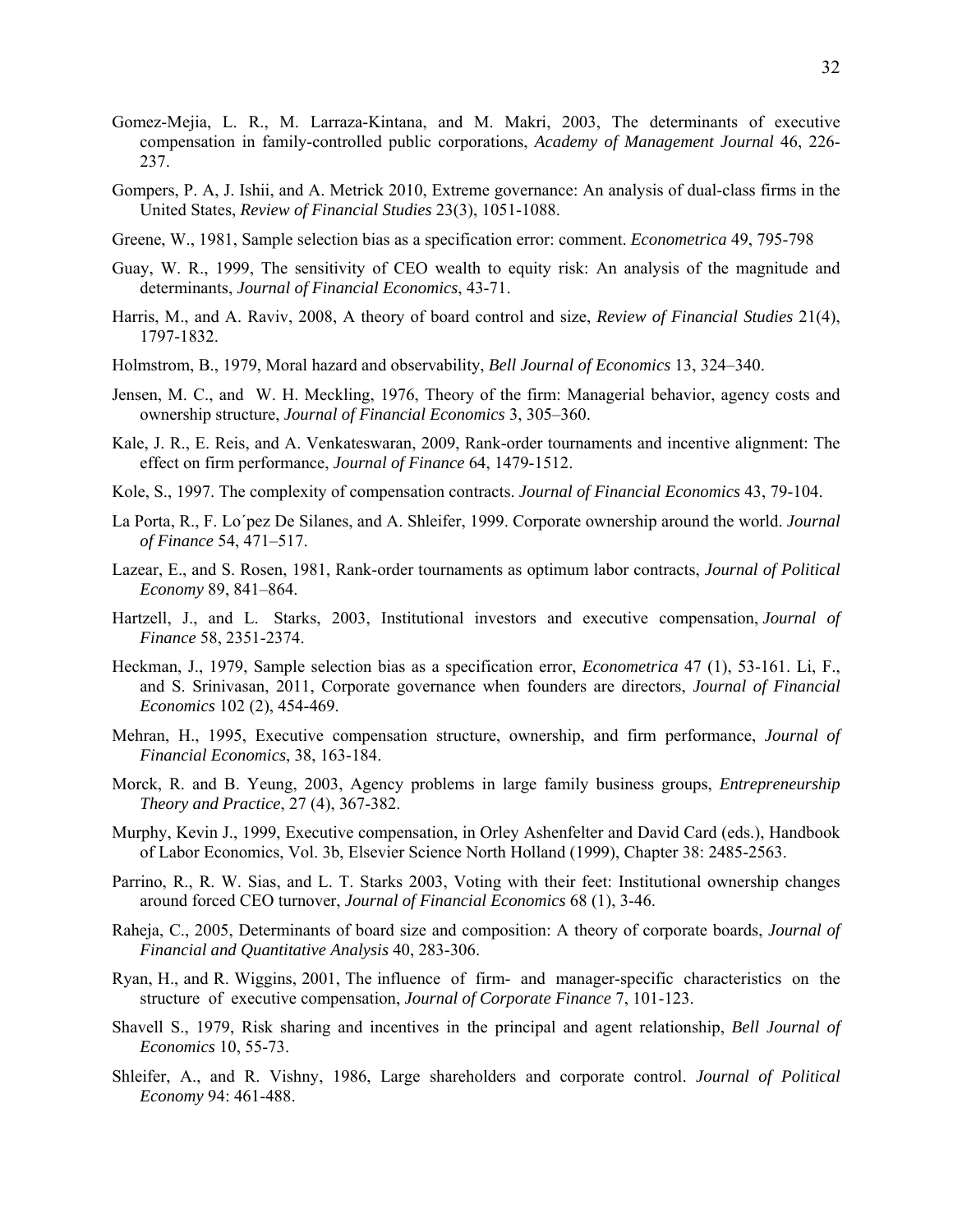Gomez-Mejia, L. R., M. Larraza-Kintana, and M. Makri, 2003, The determinants of executive compensation in family-controlled public corporations, *Academy of Management Journal* 46, 226-237.

Gompers, P. A, J. Ishii, and A. Metrick 2010, Extreme governance: An analysis of dual-class firms in the United States, *Review of Financial Studies* 23(3), 1051-1088.

Greene, W., 1981, Sample selection bias as a specification error: comment. *Econometrica* 49, 795-798

Guay, W. R., 1999, The sensitivity of CEO wealth to equity risk: An analysis of the magnitude and determinants, *Journal of Financial Economics*, 43-71.

Harris, M., and A. Raviv, 2008, A theory of board control and size, *Review of Financial Studies* 21(4), 1797-1832.

Holmstrom, B., 1979, Moral hazard and observability, *Bell Journal of Economics* 13, 324–340.

Jensen, M. C., and W. H. Meckling, 1976, Theory of the firm: Managerial behavior, agency costs and ownership structure, *Journal of Financial Economics* 3, 305–360.

Kale, J. R., E. Reis, and A. Venkateswaran, 2009, Rank-order tournaments and incentive alignment: The effect on firm performance, *Journal of Finance* 64, 1479-1512.

Kole, S., 1997. The complexity of compensation contracts. *Journal of Financial Economics* 43, 79-104.

La Porta, R., F. Lo´pez De Silanes, and A. Shleifer, 1999. Corporate ownership around the world. *Journal of Finance* 54, 471–517.

Lazear, E., and S. Rosen, 1981, Rank-order tournaments as optimum labor contracts, *Journal of Political Economy* 89, 841–864.

Hartzell, J., and L. Starks, 2003, Institutional investors and executive compensation, *Journal of Finance* 58, 2351-2374.

Heckman, J., 1979, Sample selection bias as a specification error, *Econometrica* 47 (1), 53-161. Li, F., and S. Srinivasan, 2011, Corporate governance when founders are directors, *Journal of Financial Economics* 102 (2), 454-469.

Mehran, H., 1995, Executive compensation structure, ownership, and firm performance, *Journal of Financial Economics*, 38, 163-184.

Morck, R. and B. Yeung, 2003, Agency problems in large family business groups, *Entrepreneurship Theory and Practice*, 27 (4), 367-382.

Murphy, Kevin J., 1999, Executive compensation, in Orley Ashenfelter and David Card (eds.), Handbook of Labor Economics, Vol. 3b, Elsevier Science North Holland (1999), Chapter 38: 2485-2563.

Parrino, R., R. W. Sias, and L. T. Starks 2003, Voting with their feet: Institutional ownership changes around forced CEO turnover, *Journal of Financial Economics* 68 (1), 3-46.

Raheja, C., 2005, Determinants of board size and composition: A theory of corporate boards, *Journal of Financial and Quantitative Analysis* 40, 283-306.

Ryan, H., and R. Wiggins, 2001, The influence of firm- and manager-specific characteristics on the structure of executive compensation, *Journal of Corporate Finance* 7, 101-123.

Shavell S., 1979, Risk sharing and incentives in the principal and agent relationship, *Bell Journal of Economics* 10, 55-73.

Shleifer, A., and R. Vishny, 1986, Large shareholders and corporate control. *Journal of Political Economy* 94: 461-488.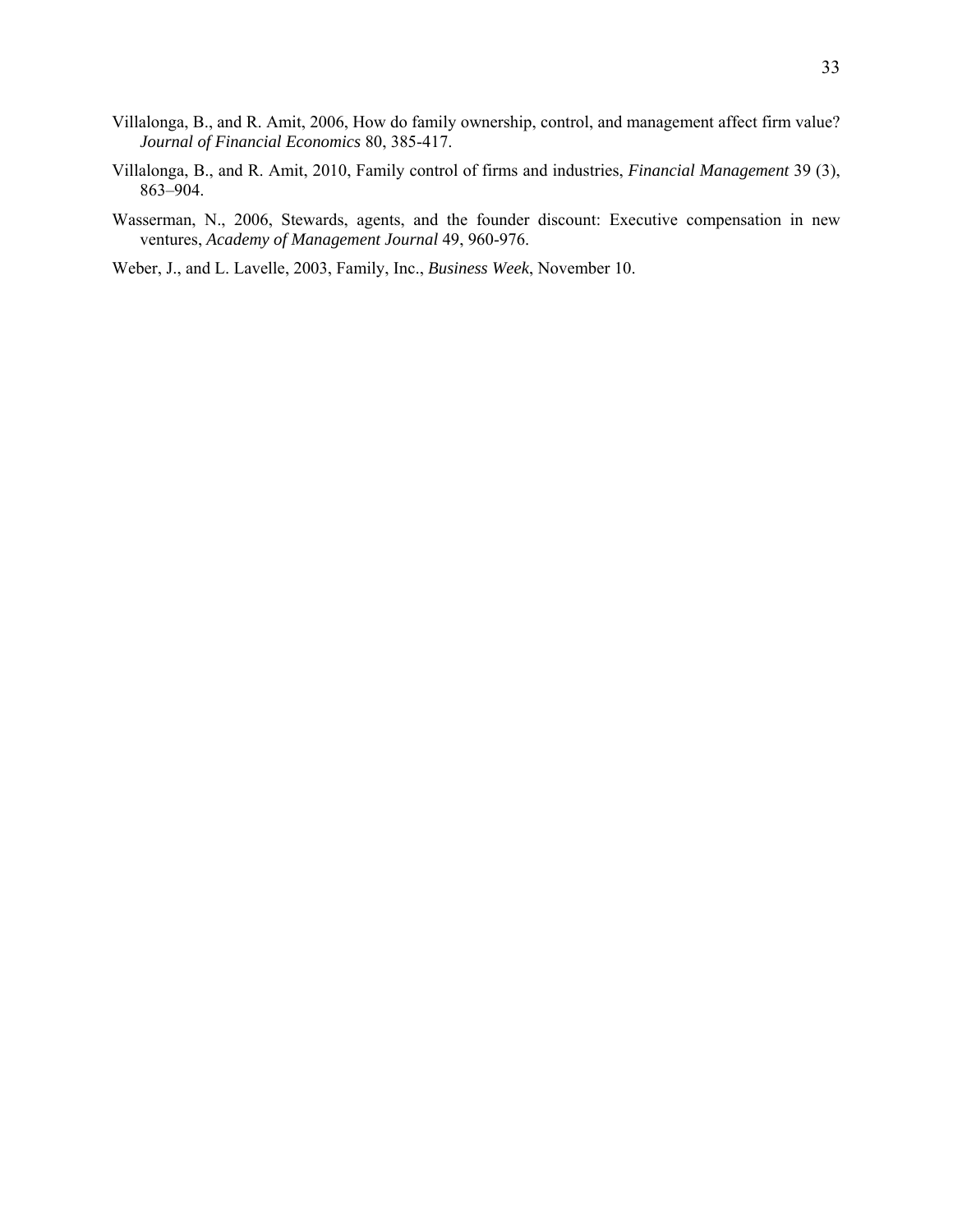Villalonga, B., and R. Amit, 2006, How do family ownership, control, and management affect firm value? *Journal of Financial Economics* 80, 385-417.

Villalonga, B., and R. Amit, 2010, Family control of firms and industries, *Financial Management* 39 (3), 863–904.

Wasserman, N., 2006, Stewards, agents, and the founder discount: Executive compensation in new ventures, *Academy of Management Journal* 49, 960-976.

Weber, J., and L. Lavelle, 2003, Family, Inc., *Business Week*, November 10.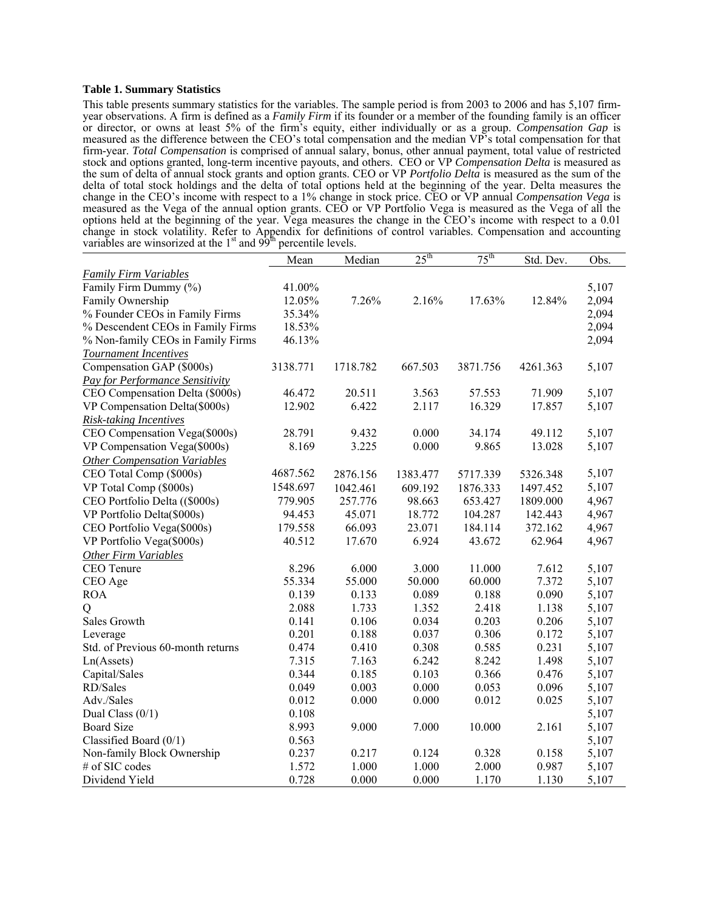**Table 1. Summary Statistics**

This table presents summary statistics for the variables. The sample period is from 2003 to 2006 and has 5,107 firm-year observations. A firm is defined as a *Family Firm* if its founder or a member of the founding family is an officer or director, or owns at least 5% of the firm's equity, either individually or as a group. *Compensation Gap* is measured as the difference between the CEO's total compensation and the median VP's total compensation for that firm-year. *Total Compensation* is comprised of annual salary, bonus, other annual payment, total value of restricted stock and options granted, long-term incentive payouts, and others. CEO or VP *Compensation Delta* is measured as the sum of delta of annual stock grants and option grants. CEO or VP *Portfolio Delta* is measured as the sum of the delta of total stock holdings and the delta of total options held at the beginning of the year. Delta measures the change in the CEO's income with respect to a 1% change in stock price. CEO or VP annual *Compensation Vega* is measured as the Vega of the annual option grants. CEO or VP Portfolio Vega is measured as the Vega of all the options held at the beginning of the year. Vega measures the change in the CEO's income with respect to a 0.01 change in stock volatility. Refer to Appendix for definitions of control variables. Compensation and accounting variables are winsorized at the 1st and 99th percentile levels.

| | Mean | Median | 25th | 75th | Std. Dev. | Obs. |
|---|---|---|---|---|---|---|
| *Family Firm Variables* | | | | | | |
| Family Firm Dummy (%) | 41.00% | | | | | 5,107 |
| Family Ownership | 12.05% | 7.26% | 2.16% | 17.63% | 12.84% | 2,094 |
| % Founder CEOs in Family Firms | 35.34% | | | | | 2,094 |
| % Descendent CEOs in Family Firms | 18.53% | | | | | 2,094 |
| % Non-family CEOs in Family Firms | 46.13% | | | | | 2,094 |
| *Tournament Incentives* | | | | | | |
| Compensation GAP ($000s) | 3138.771 | 1718.782 | 667.503 | 3871.756 | 4261.363 | 5,107 |
| *Pay for Performance Sensitivity* | | | | | | |
| CEO Compensation Delta ($000s) | 46.472 | 20.511 | 3.563 | 57.553 | 71.909 | 5,107 |
| VP Compensation Delta($000s) | 12.902 | 6.422 | 2.117 | 16.329 | 17.857 | 5,107 |
| *Risk-taking Incentives* | | | | | | |
| CEO Compensation Vega($000s) | 28.791 | 9.432 | 0.000 | 34.174 | 49.112 | 5,107 |
| VP Compensation Vega($000s) | 8.169 | 3.225 | 0.000 | 9.865 | 13.028 | 5,107 |
| *Other Compensation Variables* | | | | | | |
| CEO Total Comp ($000s) | 4687.562 | 2876.156 | 1383.477 | 5717.339 | 5326.348 | 5,107 |
| VP Total Comp ($000s) | 1548.697 | 1042.461 | 609.192 | 1876.333 | 1497.452 | 5,107 |
| CEO Portfolio Delta (($000s) | 779.905 | 257.776 | 98.663 | 653.427 | 1809.000 | 4,967 |
| VP Portfolio Delta($000s) | 94.453 | 45.071 | 18.772 | 104.287 | 142.443 | 4,967 |
| CEO Portfolio Vega($000s) | 179.558 | 66.093 | 23.071 | 184.114 | 372.162 | 4,967 |
| VP Portfolio Vega($000s) | 40.512 | 17.670 | 6.924 | 43.672 | 62.964 | 4,967 |
| *Other Firm Variables* | | | | | | |
| CEO Tenure | 8.296 | 6.000 | 3.000 | 11.000 | 7.612 | 5,107 |
| CEO Age | 55.334 | 55.000 | 50.000 | 60.000 | 7.372 | 5,107 |
| ROA | 0.139 | 0.133 | 0.089 | 0.188 | 0.090 | 5,107 |
| Q | 2.088 | 1.733 | 1.352 | 2.418 | 1.138 | 5,107 |
| Sales Growth | 0.141 | 0.106 | 0.034 | 0.203 | 0.206 | 5,107 |
| Leverage | 0.201 | 0.188 | 0.037 | 0.306 | 0.172 | 5,107 |
| Std. of Previous 60-month returns | 0.474 | 0.410 | 0.308 | 0.585 | 0.231 | 5,107 |
| Ln(Assets) | 7.315 | 7.163 | 6.242 | 8.242 | 1.498 | 5,107 |
| Capital/Sales | 0.344 | 0.185 | 0.103 | 0.366 | 0.476 | 5,107 |
| RD/Sales | 0.049 | 0.003 | 0.000 | 0.053 | 0.096 | 5,107 |
| Adv./Sales | 0.012 | 0.000 | 0.000 | 0.012 | 0.025 | 5,107 |
| Dual Class (0/1) | 0.108 | | | | | 5,107 |
| Board Size | 8.993 | 9.000 | 7.000 | 10.000 | 2.161 | 5,107 |
| Classified Board (0/1) | 0.563 | | | | | 5,107 |
| Non-family Block Ownership | 0.237 | 0.217 | 0.124 | 0.328 | 0.158 | 5,107 |
| # of SIC codes | 1.572 | 1.000 | 1.000 | 2.000 | 0.987 | 5,107 |
| Dividend Yield | 0.728 | 0.000 | 0.000 | 1.170 | 1.130 | 5,107 |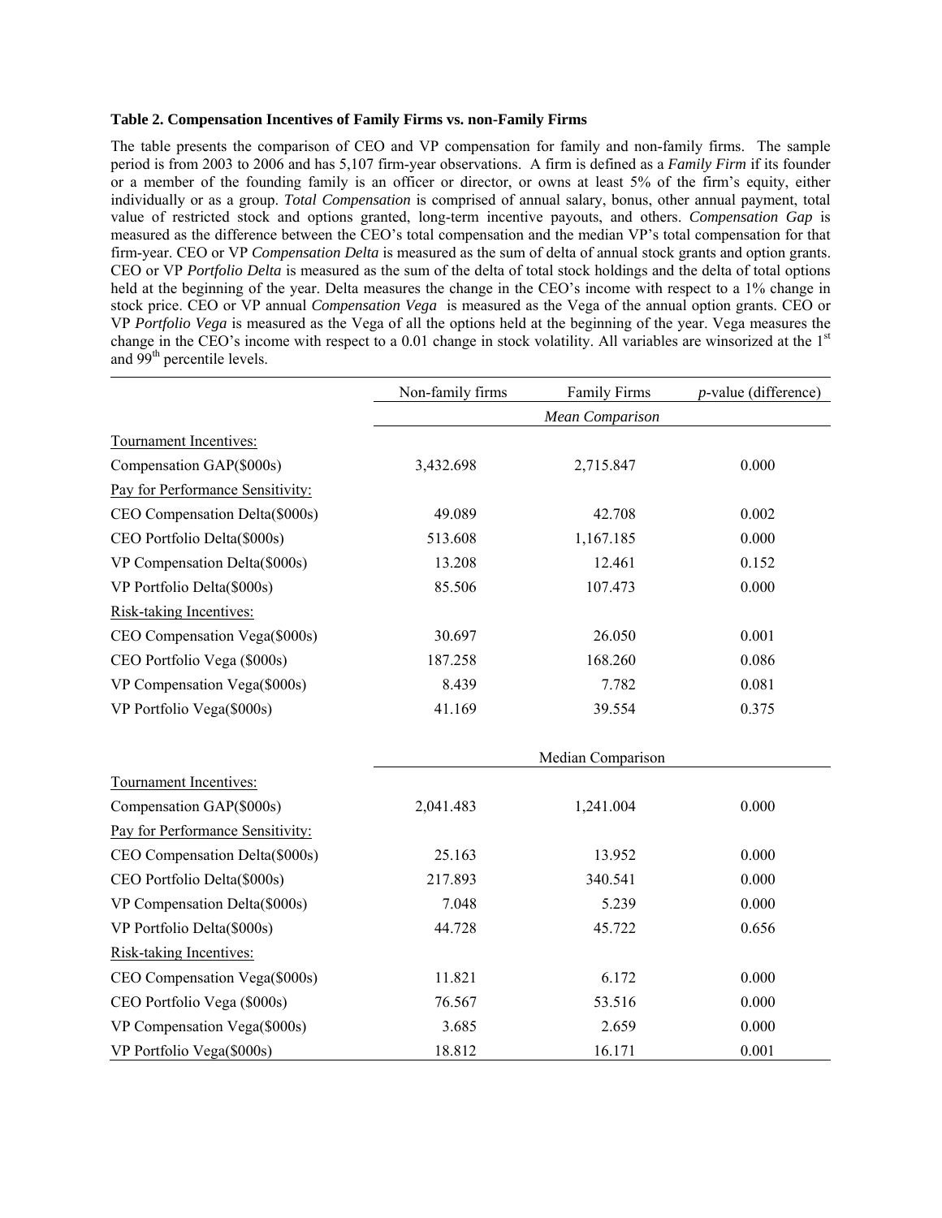**Table 2. Compensation Incentives of Family Firms vs. non-Family Firms**

The table presents the comparison of CEO and VP compensation for family and non-family firms. The sample period is from 2003 to 2006 and has 5,107 firm-year observations. A firm is defined as a *Family Firm* if its founder or a member of the founding family is an officer or director, or owns at least 5% of the firm's equity, either individually or as a group. *Total Compensation* is comprised of annual salary, bonus, other annual payment, total value of restricted stock and options granted, long-term incentive payouts, and others. *Compensation Gap* is measured as the difference between the CEO's total compensation and the median VP's total compensation for that firm-year. CEO or VP *Compensation Delta* is measured as the sum of delta of annual stock grants and option grants. CEO or VP *Portfolio Delta* is measured as the sum of the delta of total stock holdings and the delta of total options held at the beginning of the year. Delta measures the change in the CEO's income with respect to a 1% change in stock price. CEO or VP annual *Compensation Vega* is measured as the Vega of the annual option grants. CEO or VP *Portfolio Vega* is measured as the Vega of all the options held at the beginning of the year. Vega measures the change in the CEO's income with respect to a 0.01 change in stock volatility. All variables are winsorized at the 1[st] and 99[th] percentile levels.

| | Non-family firms | Family Firms | *p*-value (difference) |
|---|---|---|---|
| | | *Mean Comparison* | |
| Tournament Incentives: | | | |
| Compensation GAP($000s) | 3,432.698 | 2,715.847 | 0.000 |
| Pay for Performance Sensitivity: | | | |
| CEO Compensation Delta($000s) | 49.089 | 42.708 | 0.002 |
| CEO Portfolio Delta($000s) | 513.608 | 1,167.185 | 0.000 |
| VP Compensation Delta($000s) | 13.208 | 12.461 | 0.152 |
| VP Portfolio Delta($000s) | 85.506 | 107.473 | 0.000 |
| Risk-taking Incentives: | | | |
| CEO Compensation Vega($000s) | 30.697 | 26.050 | 0.001 |
| CEO Portfolio Vega ($000s) | 187.258 | 168.260 | 0.086 |
| VP Compensation Vega($000s) | 8.439 | 7.782 | 0.081 |
| VP Portfolio Vega($000s) | 41.169 | 39.554 | 0.375 |
| | | Median Comparison | |
| Tournament Incentives: | | | |
| Compensation GAP($000s) | 2,041.483 | 1,241.004 | 0.000 |
| Pay for Performance Sensitivity: | | | |
| CEO Compensation Delta($000s) | 25.163 | 13.952 | 0.000 |
| CEO Portfolio Delta($000s) | 217.893 | 340.541 | 0.000 |
| VP Compensation Delta($000s) | 7.048 | 5.239 | 0.000 |
| VP Portfolio Delta($000s) | 44.728 | 45.722 | 0.656 |
| Risk-taking Incentives: | | | |
| CEO Compensation Vega($000s) | 11.821 | 6.172 | 0.000 |
| CEO Portfolio Vega ($000s) | 76.567 | 53.516 | 0.000 |
| VP Compensation Vega($000s) | 3.685 | 2.659 | 0.000 |
| VP Portfolio Vega($000s) | 18.812 | 16.171 | 0.001 |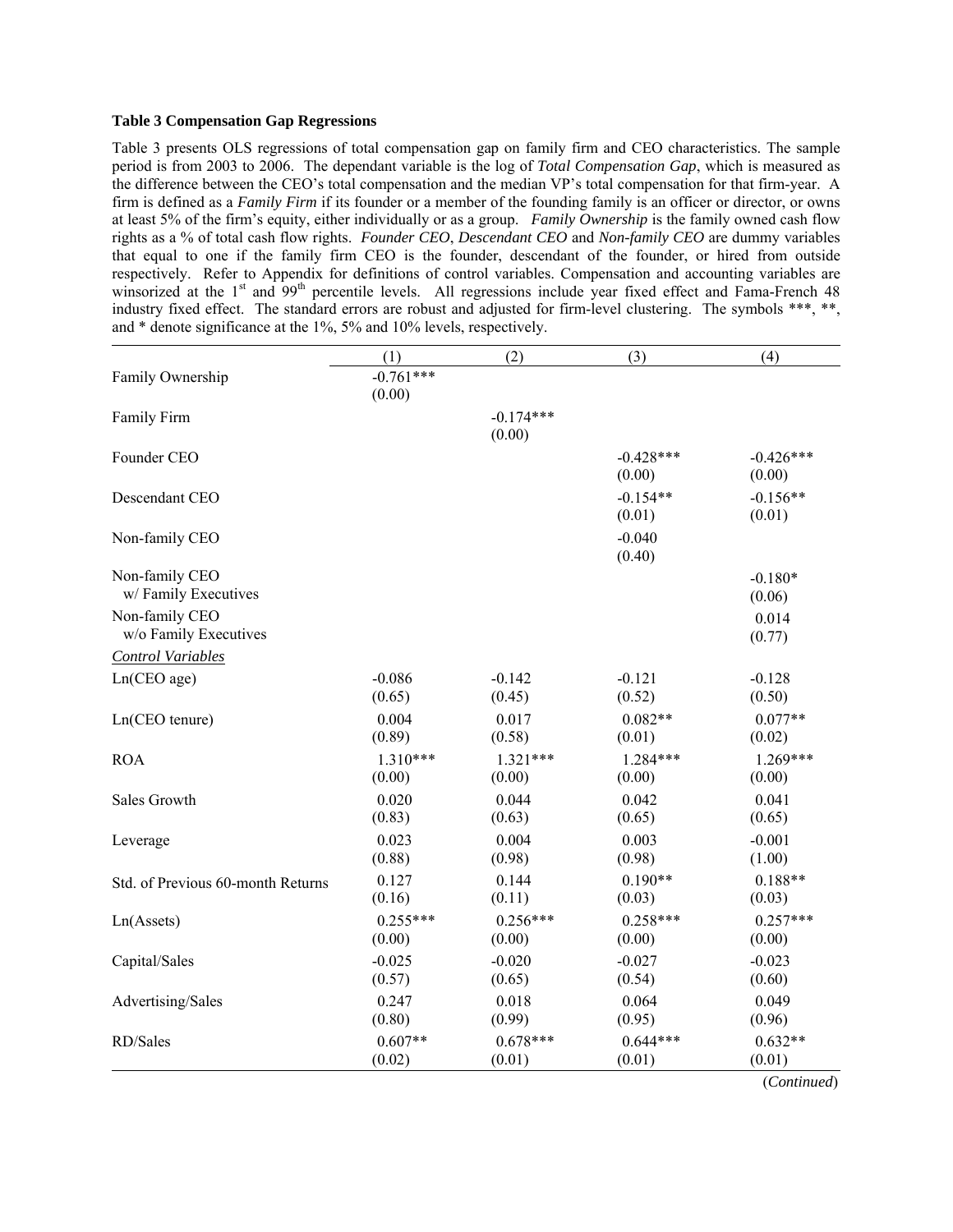**Table 3 Compensation Gap Regressions**

Table 3 presents OLS regressions of total compensation gap on family firm and CEO characteristics. The sample period is from 2003 to 2006. The dependant variable is the log of *Total Compensation Gap*, which is measured as the difference between the CEO's total compensation and the median VP's total compensation for that firm-year. A firm is defined as a *Family Firm* if its founder or a member of the founding family is an officer or director, or owns at least 5% of the firm's equity, either individually or as a group. *Family Ownership* is the family owned cash flow rights as a % of total cash flow rights. *Founder CEO*, *Descendant CEO* and *Non-family CEO* are dummy variables that equal to one if the family firm CEO is the founder, descendant of the founder, or hired from outside respectively. Refer to Appendix for definitions of control variables. Compensation and accounting variables are winsorized at the 1st and 99th percentile levels. All regressions include year fixed effect and Fama-French 48 industry fixed effect. The standard errors are robust and adjusted for firm-level clustering. The symbols ***, **, and * denote significance at the 1%, 5% and 10% levels, respectively.

| | (1) | (2) | (3) | (4) |
|---|---|---|---|---|
| Family Ownership | -0.761*** | | | |
| | (0.00) | | | |
| Family Firm | | -0.174*** | | |
| | | (0.00) | | |
| Founder CEO | | | -0.428*** | -0.426*** |
| | | | (0.00) | (0.00) |
| Descendant CEO | | | -0.154** | -0.156** |
| | | | (0.01) | (0.01) |
| Non-family CEO | | | -0.040 | |
| | | | (0.40) | |
| Non-family CEO w/ Family Executives | | | | -0.180* |
| | | | | (0.06) |
| Non-family CEO w/o Family Executives | | | | 0.014 |
| | | | | (0.77) |
| *Control Variables* | | | | |
| Ln(CEO age) | -0.086 | -0.142 | -0.121 | -0.128 |
| | (0.65) | (0.45) | (0.52) | (0.50) |
| Ln(CEO tenure) | 0.004 | 0.017 | 0.082** | 0.077** |
| | (0.89) | (0.58) | (0.01) | (0.02) |
| ROA | 1.310*** | 1.321*** | 1.284*** | 1.269*** |
| | (0.00) | (0.00) | (0.00) | (0.00) |
| Sales Growth | 0.020 | 0.044 | 0.042 | 0.041 |
| | (0.83) | (0.63) | (0.65) | (0.65) |
| Leverage | 0.023 | 0.004 | 0.003 | -0.001 |
| | (0.88) | (0.98) | (0.98) | (1.00) |
| Std. of Previous 60-month Returns | 0.127 | 0.144 | 0.190** | 0.188** |
| | (0.16) | (0.11) | (0.03) | (0.03) |
| Ln(Assets) | 0.255*** | 0.256*** | 0.258*** | 0.257*** |
| | (0.00) | (0.00) | (0.00) | (0.00) |
| Capital/Sales | -0.025 | -0.020 | -0.027 | -0.023 |
| | (0.57) | (0.65) | (0.54) | (0.60) |
| Advertising/Sales | 0.247 | 0.018 | 0.064 | 0.049 |
| | (0.80) | (0.99) | (0.95) | (0.96) |
| RD/Sales | 0.607** | 0.678*** | 0.644*** | 0.632** |
| | (0.02) | (0.01) | (0.01) | (0.01) |

(*Continued*)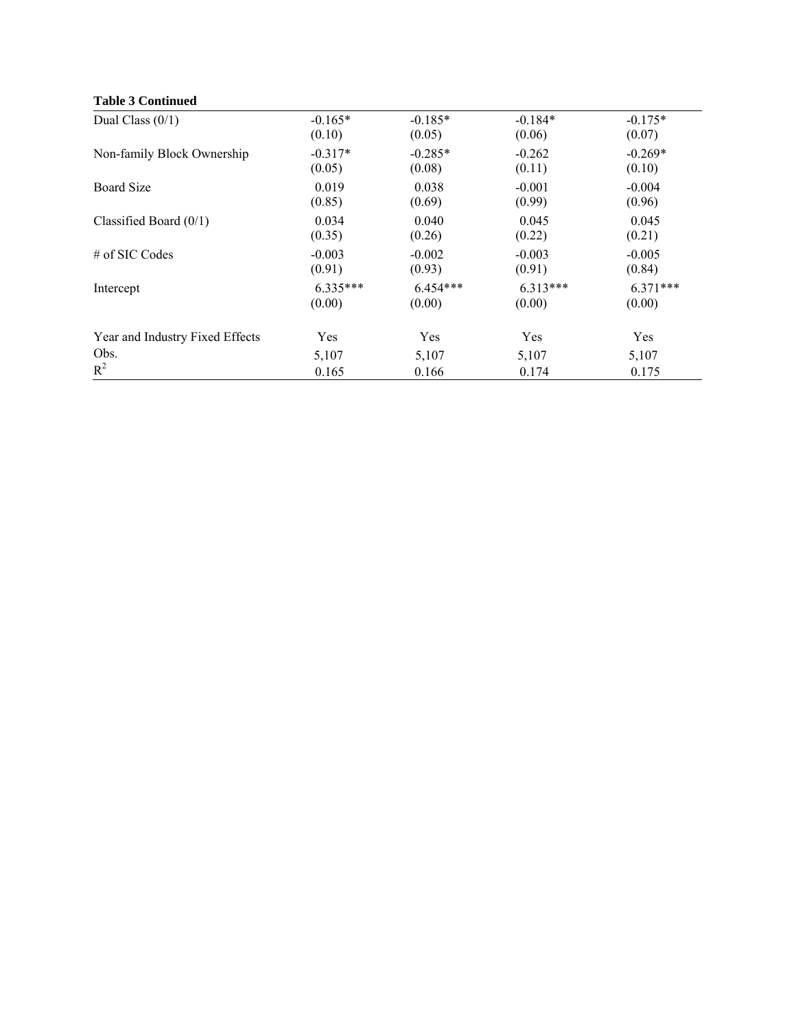**Table 3 Continued**

| | | | | |
|---|---|---|---|---|
| Dual Class (0/1) | -0.165* | -0.185* | -0.184* | -0.175* |
| | (0.10) | (0.05) | (0.06) | (0.07) |
| Non-family Block Ownership | -0.317* | -0.285* | -0.262 | -0.269* |
| | (0.05) | (0.08) | (0.11) | (0.10) |
| Board Size | 0.019 | 0.038 | -0.001 | -0.004 |
| | (0.85) | (0.69) | (0.99) | (0.96) |
| Classified Board (0/1) | 0.034 | 0.040 | 0.045 | 0.045 |
| | (0.35) | (0.26) | (0.22) | (0.21) |
| # of SIC Codes | -0.003 | -0.002 | -0.003 | -0.005 |
| | (0.91) | (0.93) | (0.91) | (0.84) |
| Intercept | 6.335*** | 6.454*** | 6.313*** | 6.371*** |
| | (0.00) | (0.00) | (0.00) | (0.00) |
| Year and Industry Fixed Effects | Yes | Yes | Yes | Yes |
| Obs. | 5,107 | 5,107 | 5,107 | 5,107 |
| $R^2$ | 0.165 | 0.166 | 0.174 | 0.175 |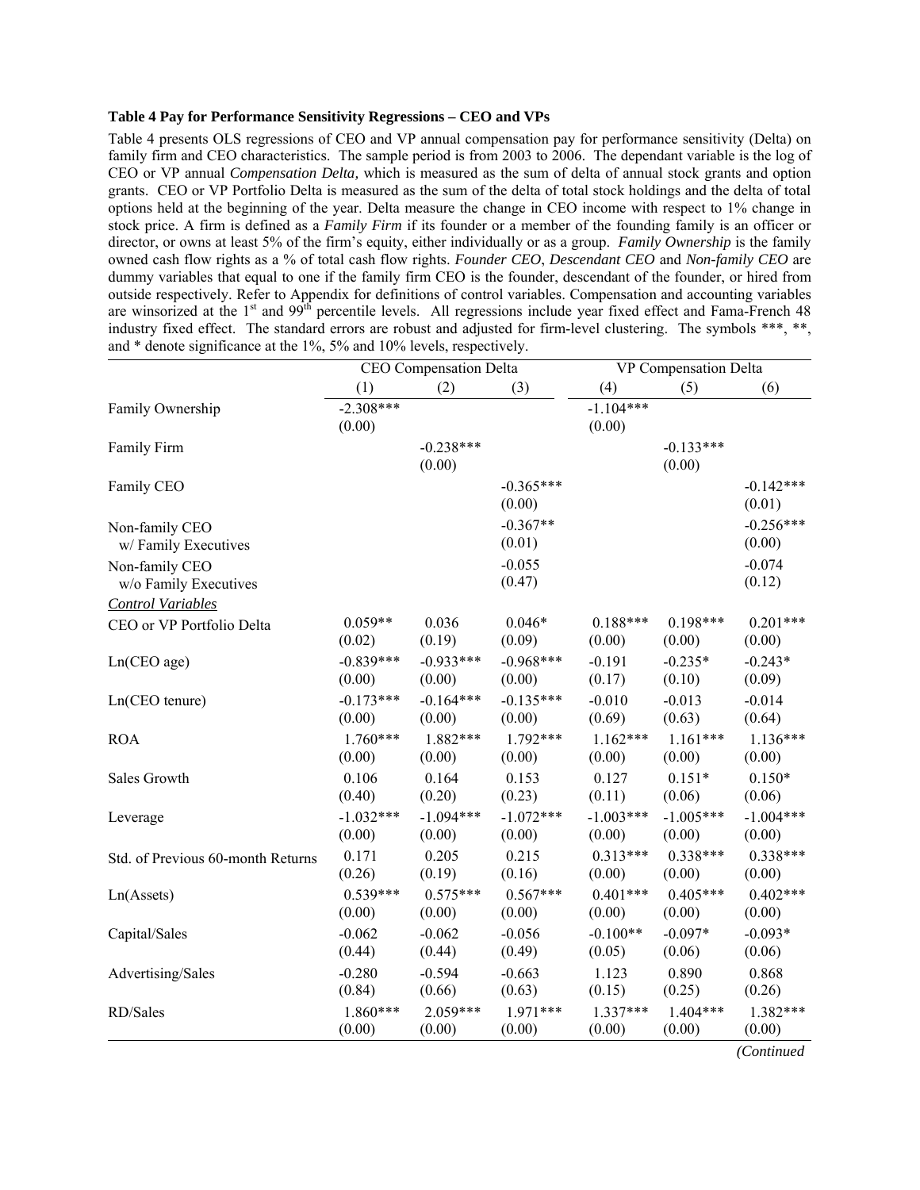**Table 4 Pay for Performance Sensitivity Regressions – CEO and VPs**

Table 4 presents OLS regressions of CEO and VP annual compensation pay for performance sensitivity (Delta) on family firm and CEO characteristics. The sample period is from 2003 to 2006. The dependant variable is the log of CEO or VP annual *Compensation Delta,* which is measured as the sum of delta of annual stock grants and option grants. CEO or VP Portfolio Delta is measured as the sum of the delta of total stock holdings and the delta of total options held at the beginning of the year. Delta measure the change in CEO income with respect to 1% change in stock price. A firm is defined as a *Family Firm* if its founder or a member of the founding family is an officer or director, or owns at least 5% of the firm's equity, either individually or as a group. *Family Ownership* is the family owned cash flow rights as a % of total cash flow rights. *Founder CEO*, *Descendant CEO* and *Non-family CEO* are dummy variables that equal to one if the family firm CEO is the founder, descendant of the founder, or hired from outside respectively. Refer to Appendix for definitions of control variables. Compensation and accounting variables are winsorized at the 1st and 99th percentile levels. All regressions include year fixed effect and Fama-French 48 industry fixed effect. The standard errors are robust and adjusted for firm-level clustering. The symbols ***, **, and * denote significance at the 1%, 5% and 10% levels, respectively.

| | CEO Compensation Delta | | | VP Compensation Delta | | |
|---|---|---|---|---|---|---|
| | (1) | (2) | (3) | (4) | (5) | (6) |
| Family Ownership | -2.308*** | | | -1.104*** | | |
| | (0.00) | | | (0.00) | | |
| Family Firm | | -0.238*** | | | -0.133*** | |
| | | (0.00) | | | (0.00) | |
| Family CEO | | | -0.365*** | | | -0.142*** |
| | | | (0.00) | | | (0.01) |
| Non-family CEO w/ Family Executives | | | -0.367** | | | -0.256*** |
| | | | (0.01) | | | (0.00) |
| Non-family CEO w/o Family Executives | | | -0.055 | | | -0.074 |
| | | | (0.47) | | | (0.12) |
| *Control Variables* | | | | | | |
| CEO or VP Portfolio Delta | 0.059** | 0.036 | 0.046* | 0.188*** | 0.198*** | 0.201*** |
| | (0.02) | (0.19) | (0.09) | (0.00) | (0.00) | (0.00) |
| Ln(CEO age) | -0.839*** | -0.933*** | -0.968*** | -0.191 | -0.235* | -0.243* |
| | (0.00) | (0.00) | (0.00) | (0.17) | (0.10) | (0.09) |
| Ln(CEO tenure) | -0.173*** | -0.164*** | -0.135*** | -0.010 | -0.013 | -0.014 |
| | (0.00) | (0.00) | (0.00) | (0.69) | (0.63) | (0.64) |
| ROA | 1.760*** | 1.882*** | 1.792*** | 1.162*** | 1.161*** | 1.136*** |
| | (0.00) | (0.00) | (0.00) | (0.00) | (0.00) | (0.00) |
| Sales Growth | 0.106 | 0.164 | 0.153 | 0.127 | 0.151* | 0.150* |
| | (0.40) | (0.20) | (0.23) | (0.11) | (0.06) | (0.06) |
| Leverage | -1.032*** | -1.094*** | -1.072*** | -1.003*** | -1.005*** | -1.004*** |
| | (0.00) | (0.00) | (0.00) | (0.00) | (0.00) | (0.00) |
| Std. of Previous 60-month Returns | 0.171 | 0.205 | 0.215 | 0.313*** | 0.338*** | 0.338*** |
| | (0.26) | (0.19) | (0.16) | (0.00) | (0.00) | (0.00) |
| Ln(Assets) | 0.539*** | 0.575*** | 0.567*** | 0.401*** | 0.405*** | 0.402*** |
| | (0.00) | (0.00) | (0.00) | (0.00) | (0.00) | (0.00) |
| Capital/Sales | -0.062 | -0.062 | -0.056 | -0.100** | -0.097* | -0.093* |
| | (0.44) | (0.44) | (0.49) | (0.05) | (0.06) | (0.06) |
| Advertising/Sales | -0.280 | -0.594 | -0.663 | 1.123 | 0.890 | 0.868 |
| | (0.84) | (0.66) | (0.63) | (0.15) | (0.25) | (0.26) |
| RD/Sales | 1.860*** | 2.059*** | 1.971*** | 1.337*** | 1.404*** | 1.382*** |
| | (0.00) | (0.00) | (0.00) | (0.00) | (0.00) | (0.00) |

*(Continued*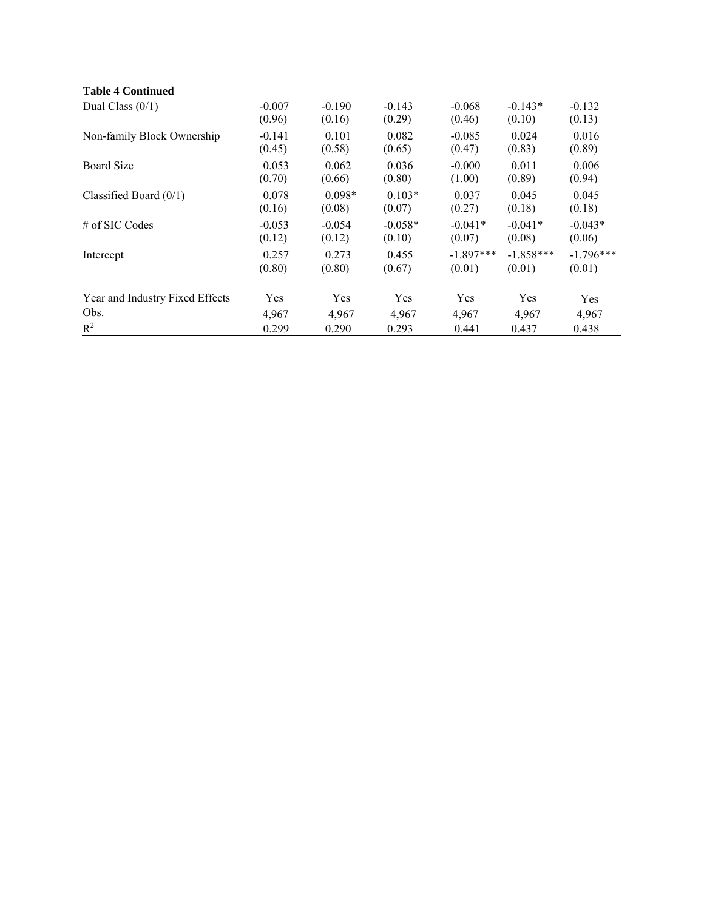**Table 4 Continued**

| | | | | | | |
|---|---|---|---|---|---|---|
| Dual Class (0/1) | -0.007 | -0.190 | -0.143 | -0.068 | -0.143* | -0.132 |
| | (0.96) | (0.16) | (0.29) | (0.46) | (0.10) | (0.13) |
| Non-family Block Ownership | -0.141 | 0.101 | 0.082 | -0.085 | 0.024 | 0.016 |
| | (0.45) | (0.58) | (0.65) | (0.47) | (0.83) | (0.89) |
| Board Size | 0.053 | 0.062 | 0.036 | -0.000 | 0.011 | 0.006 |
| | (0.70) | (0.66) | (0.80) | (1.00) | (0.89) | (0.94) |
| Classified Board (0/1) | 0.078 | 0.098* | 0.103* | 0.037 | 0.045 | 0.045 |
| | (0.16) | (0.08) | (0.07) | (0.27) | (0.18) | (0.18) |
| # of SIC Codes | -0.053 | -0.054 | -0.058* | -0.041* | -0.041* | -0.043* |
| | (0.12) | (0.12) | (0.10) | (0.07) | (0.08) | (0.06) |
| Intercept | 0.257 | 0.273 | 0.455 | -1.897*** | -1.858*** | -1.796*** |
| | (0.80) | (0.80) | (0.67) | (0.01) | (0.01) | (0.01) |
| Year and Industry Fixed Effects | Yes | Yes | Yes | Yes | Yes | Yes |
| Obs. | 4,967 | 4,967 | 4,967 | 4,967 | 4,967 | 4,967 |
| $R^2$ | 0.299 | 0.290 | 0.293 | 0.441 | 0.437 | 0.438 |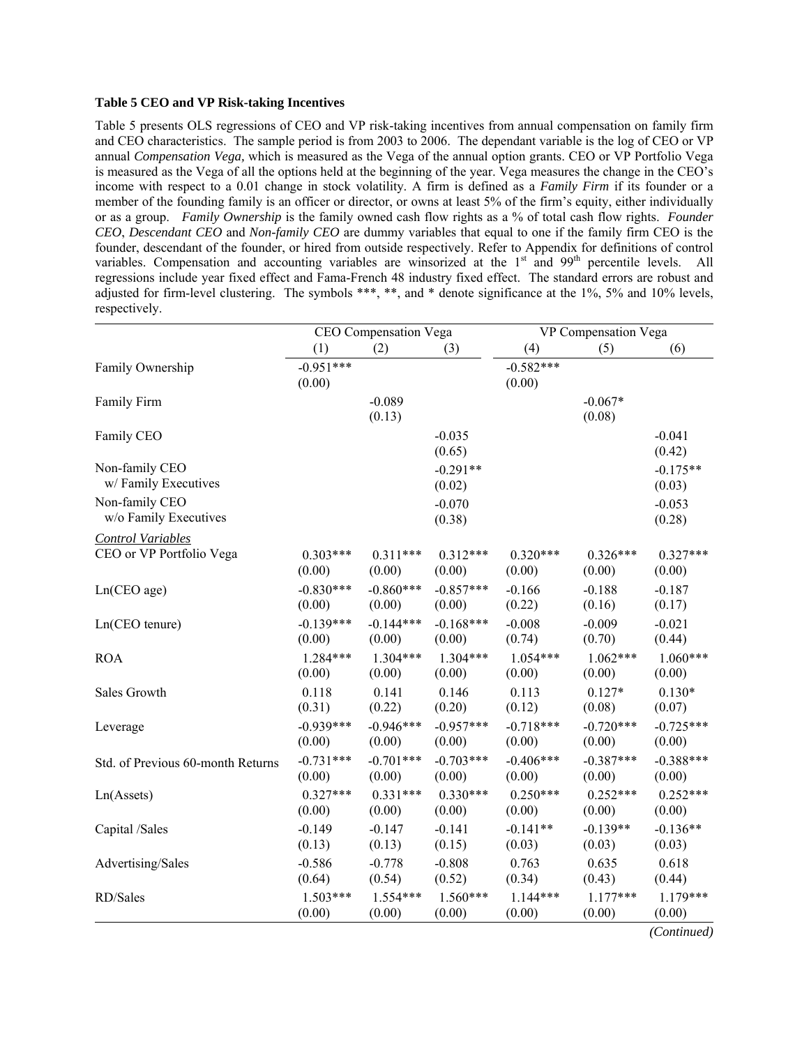**Table 5 CEO and VP Risk-taking Incentives**

Table 5 presents OLS regressions of CEO and VP risk-taking incentives from annual compensation on family firm and CEO characteristics. The sample period is from 2003 to 2006. The dependant variable is the log of CEO or VP annual *Compensation Vega,* which is measured as the Vega of the annual option grants. CEO or VP Portfolio Vega is measured as the Vega of all the options held at the beginning of the year. Vega measures the change in the CEO's income with respect to a 0.01 change in stock volatility. A firm is defined as a *Family Firm* if its founder or a member of the founding family is an officer or director, or owns at least 5% of the firm's equity, either individually or as a group. *Family Ownership* is the family owned cash flow rights as a % of total cash flow rights. *Founder CEO*, *Descendant CEO* and *Non-family CEO* are dummy variables that equal to one if the family firm CEO is the founder, descendant of the founder, or hired from outside respectively. Refer to Appendix for definitions of control variables. Compensation and accounting variables are winsorized at the 1[st] and 99[th] percentile levels. All regressions include year fixed effect and Fama-French 48 industry fixed effect. The standard errors are robust and adjusted for firm-level clustering. The symbols \*\*\*, \*\*, and \* denote significance at the 1%, 5% and 10% levels, respectively.

| | CEO Compensation Vega | | | VP Compensation Vega | | |
|---|---|---|---|---|---|---|
| | (1) | (2) | (3) | (4) | (5) | (6) |
| Family Ownership | -0.951*** | | | -0.582*** | | |
| | (0.00) | | | (0.00) | | |
| Family Firm | | -0.089 | | | -0.067* | |
| | | (0.13) | | | (0.08) | |
| Family CEO | | | -0.035 | | | -0.041 |
| | | | (0.65) | | | (0.42) |
| Non-family CEO w/ Family Executives | | | -0.291** | | | -0.175** |
| | | | (0.02) | | | (0.03) |
| Non-family CEO w/o Family Executives | | | -0.070 | | | -0.053 |
| | | | (0.38) | | | (0.28) |
| *Control Variables* | | | | | | |
| CEO or VP Portfolio Vega | 0.303*** | 0.311*** | 0.312*** | 0.320*** | 0.326*** | 0.327*** |
| | (0.00) | (0.00) | (0.00) | (0.00) | (0.00) | (0.00) |
| Ln(CEO age) | -0.830*** | -0.860*** | -0.857*** | -0.166 | -0.188 | -0.187 |
| | (0.00) | (0.00) | (0.00) | (0.22) | (0.16) | (0.17) |
| Ln(CEO tenure) | -0.139*** | -0.144*** | -0.168*** | -0.008 | -0.009 | -0.021 |
| | (0.00) | (0.00) | (0.00) | (0.74) | (0.70) | (0.44) |
| ROA | 1.284*** | 1.304*** | 1.304*** | 1.054*** | 1.062*** | 1.060*** |
| | (0.00) | (0.00) | (0.00) | (0.00) | (0.00) | (0.00) |
| Sales Growth | 0.118 | 0.141 | 0.146 | 0.113 | 0.127* | 0.130* |
| | (0.31) | (0.22) | (0.20) | (0.12) | (0.08) | (0.07) |
| Leverage | -0.939*** | -0.946*** | -0.957*** | -0.718*** | -0.720*** | -0.725*** |
| | (0.00) | (0.00) | (0.00) | (0.00) | (0.00) | (0.00) |
| Std. of Previous 60-month Returns | -0.731*** | -0.701*** | -0.703*** | -0.406*** | -0.387*** | -0.388*** |
| | (0.00) | (0.00) | (0.00) | (0.00) | (0.00) | (0.00) |
| Ln(Assets) | 0.327*** | 0.331*** | 0.330*** | 0.250*** | 0.252*** | 0.252*** |
| | (0.00) | (0.00) | (0.00) | (0.00) | (0.00) | (0.00) |
| Capital /Sales | -0.149 | -0.147 | -0.141 | -0.141** | -0.139** | -0.136** |
| | (0.13) | (0.13) | (0.15) | (0.03) | (0.03) | (0.03) |
| Advertising/Sales | -0.586 | -0.778 | -0.808 | 0.763 | 0.635 | 0.618 |
| | (0.64) | (0.54) | (0.52) | (0.34) | (0.43) | (0.44) |
| RD/Sales | 1.503*** | 1.554*** | 1.560*** | 1.144*** | 1.177*** | 1.179*** |
| | (0.00) | (0.00) | (0.00) | (0.00) | (0.00) | (0.00) |

*(Continued)*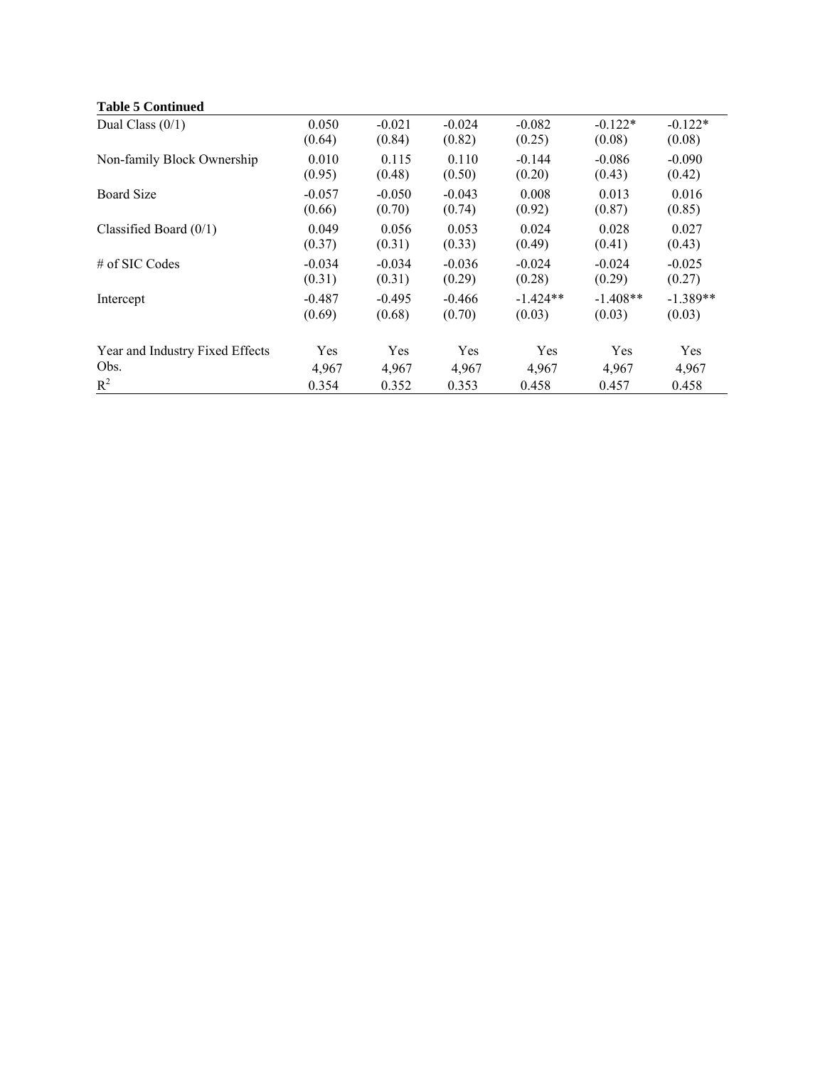**Table 5 Continued**

| | | | | | | |
|---|---|---|---|---|---|---|
| Dual Class (0/1) | 0.050 | -0.021 | -0.024 | -0.082 | -0.122* | -0.122* |
| | (0.64) | (0.84) | (0.82) | (0.25) | (0.08) | (0.08) |
| Non-family Block Ownership | 0.010 | 0.115 | 0.110 | -0.144 | -0.086 | -0.090 |
| | (0.95) | (0.48) | (0.50) | (0.20) | (0.43) | (0.42) |
| Board Size | -0.057 | -0.050 | -0.043 | 0.008 | 0.013 | 0.016 |
| | (0.66) | (0.70) | (0.74) | (0.92) | (0.87) | (0.85) |
| Classified Board (0/1) | 0.049 | 0.056 | 0.053 | 0.024 | 0.028 | 0.027 |
| | (0.37) | (0.31) | (0.33) | (0.49) | (0.41) | (0.43) |
| # of SIC Codes | -0.034 | -0.034 | -0.036 | -0.024 | -0.024 | -0.025 |
| | (0.31) | (0.31) | (0.29) | (0.28) | (0.29) | (0.27) |
| Intercept | -0.487 | -0.495 | -0.466 | -1.424** | -1.408** | -1.389** |
| | (0.69) | (0.68) | (0.70) | (0.03) | (0.03) | (0.03) |
| Year and Industry Fixed Effects | Yes | Yes | Yes | Yes | Yes | Yes |
| Obs. | 4,967 | 4,967 | 4,967 | 4,967 | 4,967 | 4,967 |
| $R^2$ | 0.354 | 0.352 | 0.353 | 0.458 | 0.457 | 0.458 |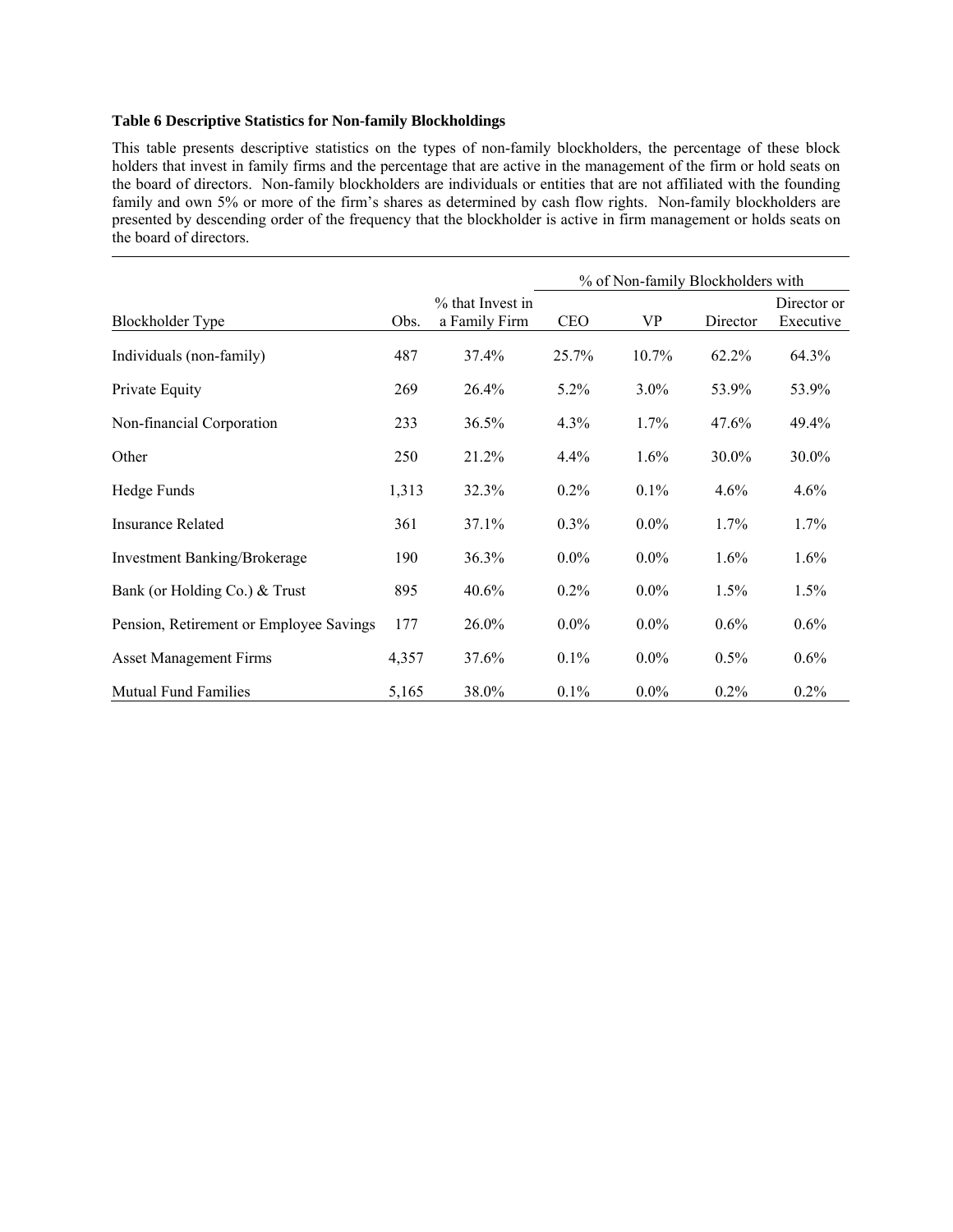**Table 6 Descriptive Statistics for Non-family Blockholdings**

This table presents descriptive statistics on the types of non-family blockholders, the percentage of these block holders that invest in family firms and the percentage that are active in the management of the firm or hold seats on the board of directors. Non-family blockholders are individuals or entities that are not affiliated with the founding family and own 5% or more of the firm's shares as determined by cash flow rights. Non-family blockholders are presented by descending order of the frequency that the blockholder is active in firm management or holds seats on the board of directors.

| | | | % of Non-family Blockholders with | | | |
|---|---|---|---|---|---|---|
| Blockholder Type | Obs. | % that Invest in a Family Firm | CEO | VP | Director | Director or Executive |
| Individuals (non-family) | 487 | 37.4% | 25.7% | 10.7% | 62.2% | 64.3% |
| Private Equity | 269 | 26.4% | 5.2% | 3.0% | 53.9% | 53.9% |
| Non-financial Corporation | 233 | 36.5% | 4.3% | 1.7% | 47.6% | 49.4% |
| Other | 250 | 21.2% | 4.4% | 1.6% | 30.0% | 30.0% |
| Hedge Funds | 1,313 | 32.3% | 0.2% | 0.1% | 4.6% | 4.6% |
| Insurance Related | 361 | 37.1% | 0.3% | 0.0% | 1.7% | 1.7% |
| Investment Banking/Brokerage | 190 | 36.3% | 0.0% | 0.0% | 1.6% | 1.6% |
| Bank (or Holding Co.) & Trust | 895 | 40.6% | 0.2% | 0.0% | 1.5% | 1.5% |
| Pension, Retirement or Employee Savings | 177 | 26.0% | 0.0% | 0.0% | 0.6% | 0.6% |
| Asset Management Firms | 4,357 | 37.6% | 0.1% | 0.0% | 0.5% | 0.6% |
| Mutual Fund Families | 5,165 | 38.0% | 0.1% | 0.0% | 0.2% | 0.2% |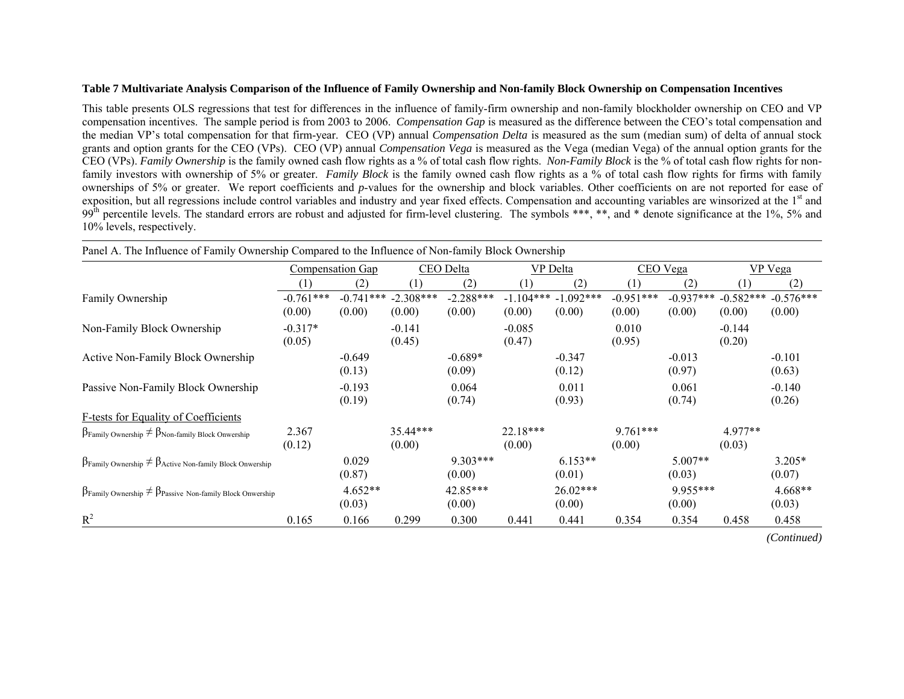**Table 7 Multivariate Analysis Comparison of the Influence of Family Ownership and Non-family Block Ownership on Compensation Incentives**

This table presents OLS regressions that test for differences in the influence of family-firm ownership and non-family blockholder ownership on CEO and VP compensation incentives. The sample period is from 2003 to 2006. *Compensation Gap* is measured as the difference between the CEO's total compensation and the median VP's total compensation for that firm-year. CEO (VP) annual *Compensation Delta* is measured as the sum (median sum) of delta of annual stock grants and option grants for the CEO (VPs). CEO (VP) annual *Compensation Vega* is measured as the Vega (median Vega) of the annual option grants for the CEO (VPs). *Family Ownership* is the family owned cash flow rights as a % of total cash flow rights. *Non-Family Block* is the % of total cash flow rights for non-family investors with ownership of 5% or greater. *Family Block* is the family owned cash flow rights as a % of total cash flow rights for firms with family ownerships of 5% or greater. We report coefficients and *p*-values for the ownership and block variables. Other coefficients on are not reported for ease of exposition, but all regressions include control variables and industry and year fixed effects. Compensation and accounting variables are winsorized at the 1st and 99th percentile levels. The standard errors are robust and adjusted for firm-level clustering. The symbols ***, **, and * denote significance at the 1%, 5% and 10% levels, respectively.

Panel A. The Influence of Family Ownership Compared to the Influence of Non-family Block Ownership

| | Compensation Gap | | CEO Delta | | VP Delta | | CEO Vega | | VP Vega | |
|---|---|---|---|---|---|---|---|---|---|---|
| | (1) | (2) | (1) | (2) | (1) | (2) | (1) | (2) | (1) | (2) |
| Family Ownership | -0.761*** | -0.741*** | -2.308*** | -2.288*** | -1.104*** | -1.092*** | -0.951*** | -0.937*** | -0.582*** | -0.576*** |
| | (0.00) | (0.00) | (0.00) | (0.00) | (0.00) | (0.00) | (0.00) | (0.00) | (0.00) | (0.00) |
| Non-Family Block Ownership | -0.317* | | -0.141 | | -0.085 | | 0.010 | | -0.144 | |
| | (0.05) | | (0.45) | | (0.47) | | (0.95) | | (0.20) | |
| Active Non-Family Block Ownership | | -0.649 | | -0.689* | | -0.347 | | -0.013 | | -0.101 |
| | | (0.13) | | (0.09) | | (0.12) | | (0.97) | | (0.63) |
| Passive Non-Family Block Ownership | | -0.193 | | 0.064 | | 0.011 | | 0.061 | | -0.140 |
| | | (0.19) | | (0.74) | | (0.93) | | (0.74) | | (0.26) |
| F-tests for Equality of Coefficients | | | | | | | | | | |
| $\beta_{\text{Family Ownership}} \neq \beta_{\text{Non-family Block Onwership}}$ | 2.367 | | 35.44*** | | 22.18*** | | 9.761*** | | 4.977** | |
| | (0.12) | | (0.00) | | (0.00) | | (0.00) | | (0.03) | |
| $\beta_{\text{Family Ownership}} \neq \beta_{\text{Active Non-family Block Onwership}}$ | | 0.029 | | 9.303*** | | 6.153** | | 5.007** | | 3.205* |
| | | (0.87) | | (0.00) | | (0.01) | | (0.03) | | (0.07) |
| $\beta_{\text{Family Ownership}} \neq \beta_{\text{Passive Non-family Block Onwership}}$ | | 4.652** | | 42.85*** | | 26.02*** | | 9.955*** | | 4.668** |
| | | (0.03) | | (0.00) | | (0.00) | | (0.00) | | (0.03) |
| $R^2$ | 0.165 | 0.166 | 0.299 | 0.300 | 0.441 | 0.441 | 0.354 | 0.354 | 0.458 | 0.458 |

*(Continued)*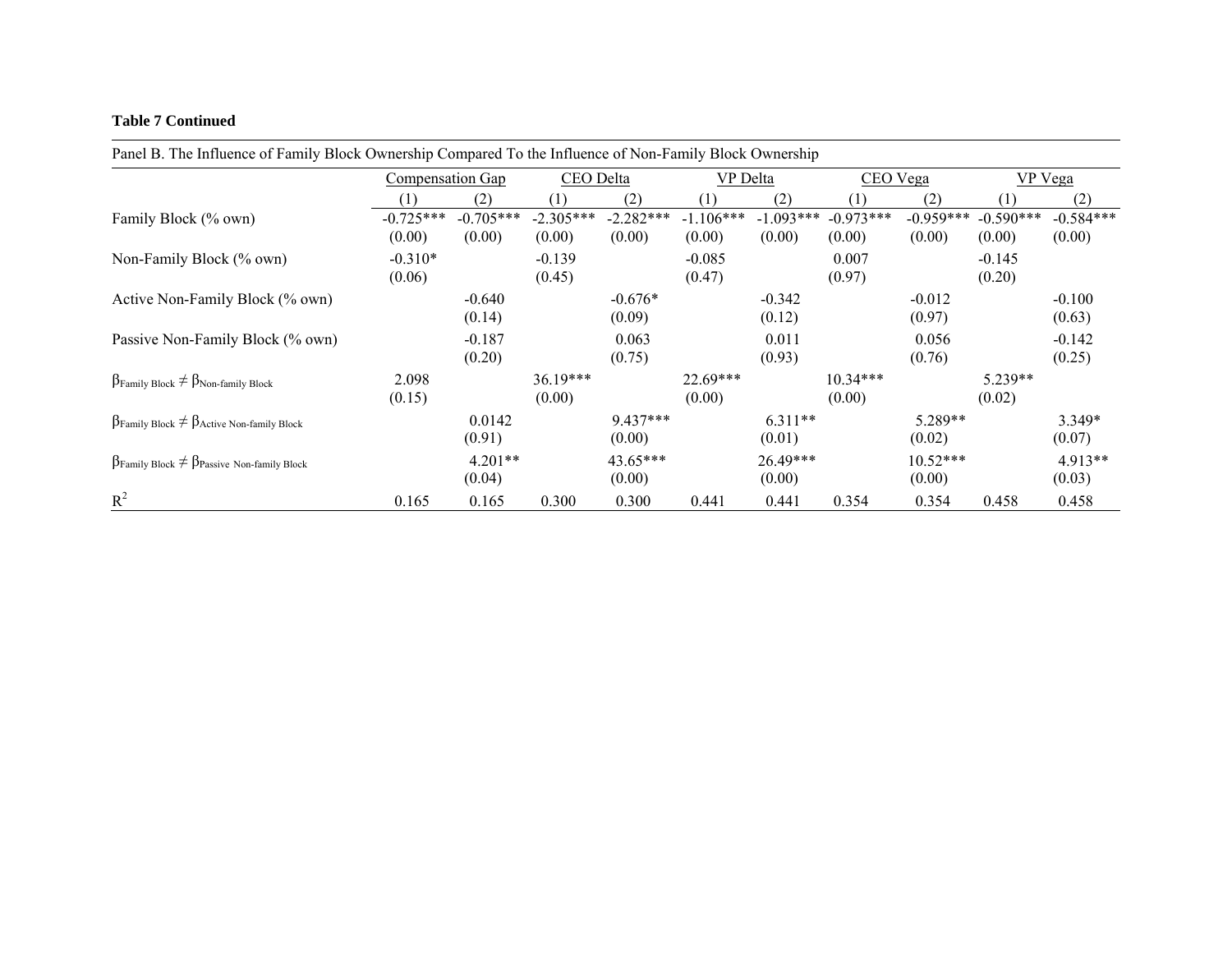**Table 7 Continued**

Panel B. The Influence of Family Block Ownership Compared To the Influence of Non-Family Block Ownership

| | Compensation Gap | | CEO Delta | | VP Delta | | CEO Vega | | VP Vega | |
|---|---|---|---|---|---|---|---|---|---|---|
| | (1) | (2) | (1) | (2) | (1) | (2) | (1) | (2) | (1) | (2) |
| Family Block (% own) | -0.725*** | -0.705*** | -2.305*** | -2.282*** | -1.106*** | -1.093*** | -0.973*** | -0.959*** | -0.590*** | -0.584*** |
| | (0.00) | (0.00) | (0.00) | (0.00) | (0.00) | (0.00) | (0.00) | (0.00) | (0.00) | (0.00) |
| Non-Family Block (% own) | -0.310* | | -0.139 | | -0.085 | | 0.007 | | -0.145 | |
| | (0.06) | | (0.45) | | (0.47) | | (0.97) | | (0.20) | |
| Active Non-Family Block (% own) | | -0.640 | | -0.676* | | -0.342 | | -0.012 | | -0.100 |
| | | (0.14) | | (0.09) | | (0.12) | | (0.97) | | (0.63) |
| Passive Non-Family Block (% own) | | -0.187 | | 0.063 | | 0.011 | | 0.056 | | -0.142 |
| | | (0.20) | | (0.75) | | (0.93) | | (0.76) | | (0.25) |
| $\beta_{\text{Family Block}} \neq \beta_{\text{Non-family Block}}$ | 2.098 | | 36.19*** | | 22.69*** | | 10.34*** | | 5.239** | |
| | (0.15) | | (0.00) | | (0.00) | | (0.00) | | (0.02) | |
| $\beta_{\text{Family Block}} \neq \beta_{\text{Active Non-family Block}}$ | | 0.0142 | | 9.437*** | | 6.311** | | 5.289** | | 3.349* |
| | | (0.91) | | (0.00) | | (0.01) | | (0.02) | | (0.07) |
| $\beta_{\text{Family Block}} \neq \beta_{\text{Passive Non-family Block}}$ | | 4.201** | | 43.65*** | | 26.49*** | | 10.52*** | | 4.913** |
| | | (0.04) | | (0.00) | | (0.00) | | (0.00) | | (0.03) |
| $R^2$ | 0.165 | 0.165 | 0.300 | 0.300 | 0.441 | 0.441 | 0.354 | 0.354 | 0.458 | 0.458 |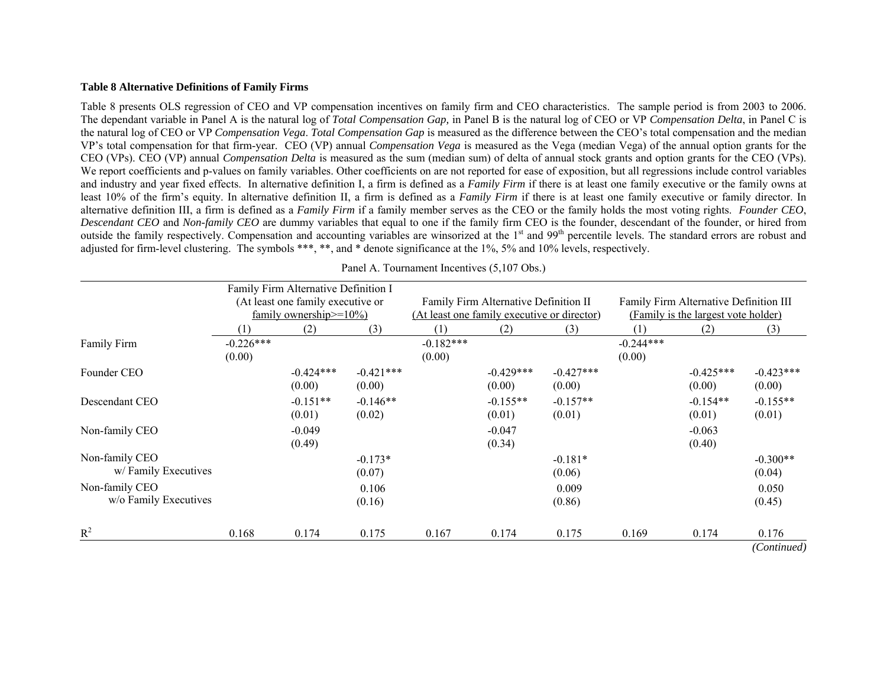**Table 8 Alternative Definitions of Family Firms**

Table 8 presents OLS regression of CEO and VP compensation incentives on family firm and CEO characteristics. The sample period is from 2003 to 2006. The dependant variable in Panel A is the natural log of *Total Compensation Gap,* in Panel B is the natural log of CEO or VP *Compensation Delta*, in Panel C is the natural log of CEO or VP *Compensation Vega*. *Total Compensation Gap* is measured as the difference between the CEO's total compensation and the median VP's total compensation for that firm-year. CEO (VP) annual *Compensation Vega* is measured as the Vega (median Vega) of the annual option grants for the CEO (VPs). CEO (VP) annual *Compensation Delta* is measured as the sum (median sum) of delta of annual stock grants and option grants for the CEO (VPs). We report coefficients and p-values on family variables. Other coefficients on are not reported for ease of exposition, but all regressions include control variables and industry and year fixed effects. In alternative definition I, a firm is defined as a *Family Firm* if there is at least one family executive or the family owns at least 10% of the firm's equity. In alternative definition II, a firm is defined as a *Family Firm* if there is at least one family executive or family director. In alternative definition III, a firm is defined as a *Family Firm* if a family member serves as the CEO or the family holds the most voting rights. *Founder CEO*, *Descendant CEO* and *Non-family CEO* are dummy variables that equal to one if the family firm CEO is the founder, descendant of the founder, or hired from outside the family respectively. Compensation and accounting variables are winsorized at the 1st and 99th percentile levels. The standard errors are robust and adjusted for firm-level clustering. The symbols ***, **, and * denote significance at the 1%, 5% and 10% levels, respectively.

Panel A. Tournament Incentives (5,107 Obs.)

| | Family Firm Alternative Definition I (At least one family executive or family ownership>=10%) | | | Family Firm Alternative Definition II (At least one family executive or director) | | | Family Firm Alternative Definition III (Family is the largest vote holder) | | |
|---|---|---|---|---|---|---|---|---|---|
| | (1) | (2) | (3) | (1) | (2) | (3) | (1) | (2) | (3) |
| Family Firm | -0.226*** (0.00) | | | -0.182*** (0.00) | | | -0.244*** (0.00) | | |
| Founder CEO | | -0.424*** (0.00) | -0.421*** (0.00) | | -0.429*** (0.00) | -0.427*** (0.00) | | -0.425*** (0.00) | -0.423*** (0.00) |
| Descendant CEO | | -0.151** (0.01) | -0.146** (0.02) | | -0.155** (0.01) | -0.157** (0.01) | | -0.154** (0.01) | -0.155** (0.01) |
| Non-family CEO | | -0.049 (0.49) | | | -0.047 (0.34) | | | -0.063 (0.40) | |
| Non-family CEO w/ Family Executives | | | -0.173* (0.07) | | | -0.181* (0.06) | | | -0.300** (0.04) |
| Non-family CEO w/o Family Executives | | | 0.106 (0.16) | | | 0.009 (0.86) | | | 0.050 (0.45) |
| $R^2$ | 0.168 | 0.174 | 0.175 | 0.167 | 0.174 | 0.175 | 0.169 | 0.174 | 0.176 |

*(Continued)*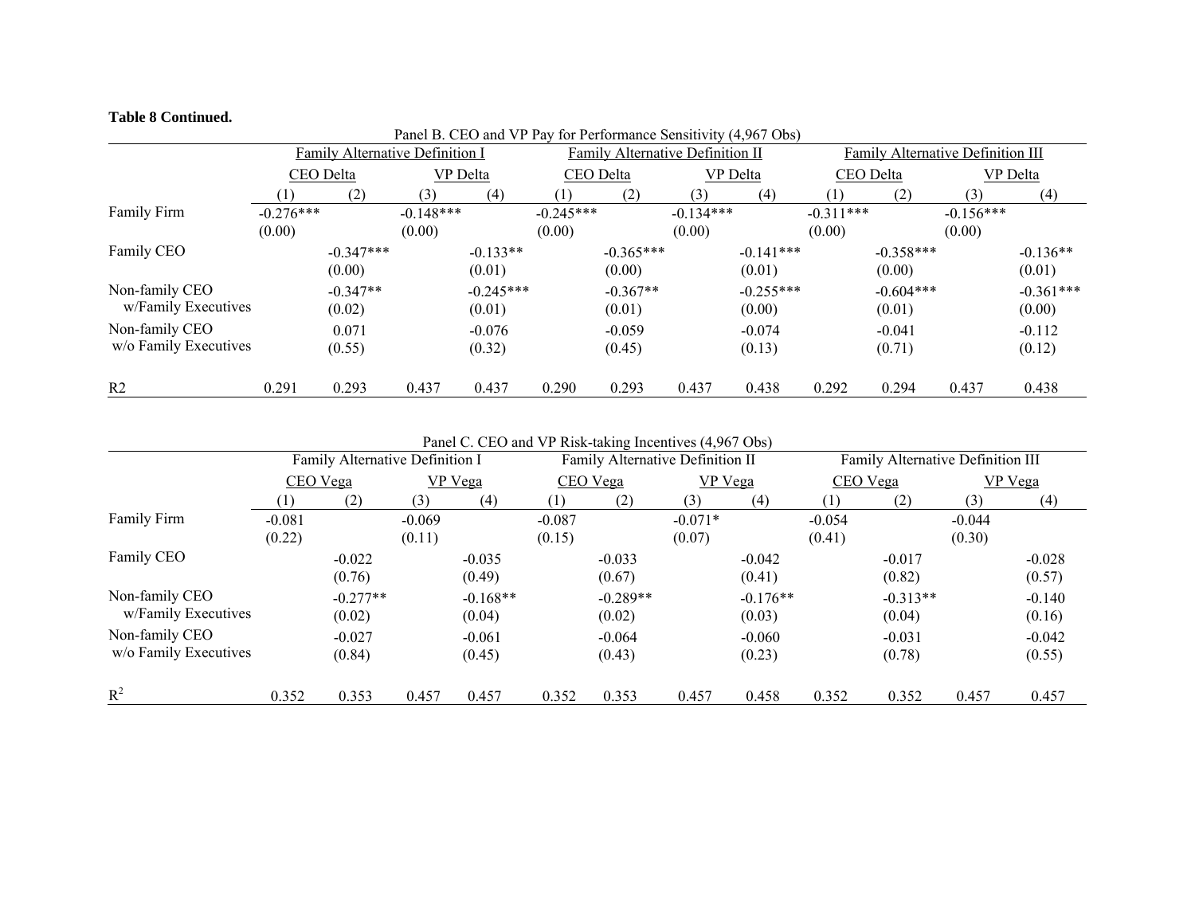**Table 8 Continued.**

Panel B. CEO and VP Pay for Performance Sensitivity (4,967 Obs)

| | Family Alternative Definition I | | | | Family Alternative Definition II | | | | Family Alternative Definition III | | | |
|---|---|---|---|---|---|---|---|---|---|---|---|---|
| | CEO Delta | | VP Delta | | CEO Delta | | VP Delta | | CEO Delta | | VP Delta | |
| | (1) | (2) | (3) | (4) | (1) | (2) | (3) | (4) | (1) | (2) | (3) | (4) |
| Family Firm | -0.276*** | | -0.148*** | | -0.245*** | | -0.134*** | | -0.311*** | | -0.156*** | |
| | (0.00) | | (0.00) | | (0.00) | | (0.00) | | (0.00) | | (0.00) | |
| Family CEO | | -0.347*** | | -0.133** | | -0.365*** | | -0.141*** | | -0.358*** | | -0.136** |
| | | (0.00) | | (0.01) | | (0.00) | | (0.01) | | (0.00) | | (0.01) |
| Non-family CEO w/Family Executives | | -0.347** | | -0.245*** | | -0.367** | | -0.255*** | | -0.604*** | | -0.361*** |
| | | (0.02) | | (0.01) | | (0.01) | | (0.00) | | (0.01) | | (0.00) |
| Non-family CEO w/o Family Executives | | 0.071 | | -0.076 | | -0.059 | | -0.074 | | -0.041 | | -0.112 |
| | | (0.55) | | (0.32) | | (0.45) | | (0.13) | | (0.71) | | (0.12) |
| R2 | 0.291 | 0.293 | 0.437 | 0.437 | 0.290 | 0.293 | 0.437 | 0.438 | 0.292 | 0.294 | 0.437 | 0.438 |

Panel C. CEO and VP Risk-taking Incentives (4,967 Obs)

| | Family Alternative Definition I | | | | Family Alternative Definition II | | | | Family Alternative Definition III | | | |
|---|---|---|---|---|---|---|---|---|---|---|---|---|
| | CEO Vega | | VP Vega | | CEO Vega | | VP Vega | | CEO Vega | | VP Vega | |
| | (1) | (2) | (3) | (4) | (1) | (2) | (3) | (4) | (1) | (2) | (3) | (4) |
| Family Firm | -0.081 | | -0.069 | | -0.087 | | -0.071* | | -0.054 | | -0.044 | |
| | (0.22) | | (0.11) | | (0.15) | | (0.07) | | (0.41) | | (0.30) | |
| Family CEO | | -0.022 | | -0.035 | | -0.033 | | -0.042 | | -0.017 | | -0.028 |
| | | (0.76) | | (0.49) | | (0.67) | | (0.41) | | (0.82) | | (0.57) |
| Non-family CEO w/Family Executives | | -0.277** | | -0.168** | | -0.289** | | -0.176** | | -0.313** | | -0.140 |
| | | (0.02) | | (0.04) | | (0.02) | | (0.03) | | (0.04) | | (0.16) |
| Non-family CEO w/o Family Executives | | -0.027 | | -0.061 | | -0.064 | | -0.060 | | -0.031 | | -0.042 |
| | | (0.84) | | (0.45) | | (0.43) | | (0.23) | | (0.78) | | (0.55) |
| $R^2$ | 0.352 | 0.353 | 0.457 | 0.457 | 0.352 | 0.353 | 0.457 | 0.458 | 0.352 | 0.352 | 0.457 | 0.457 |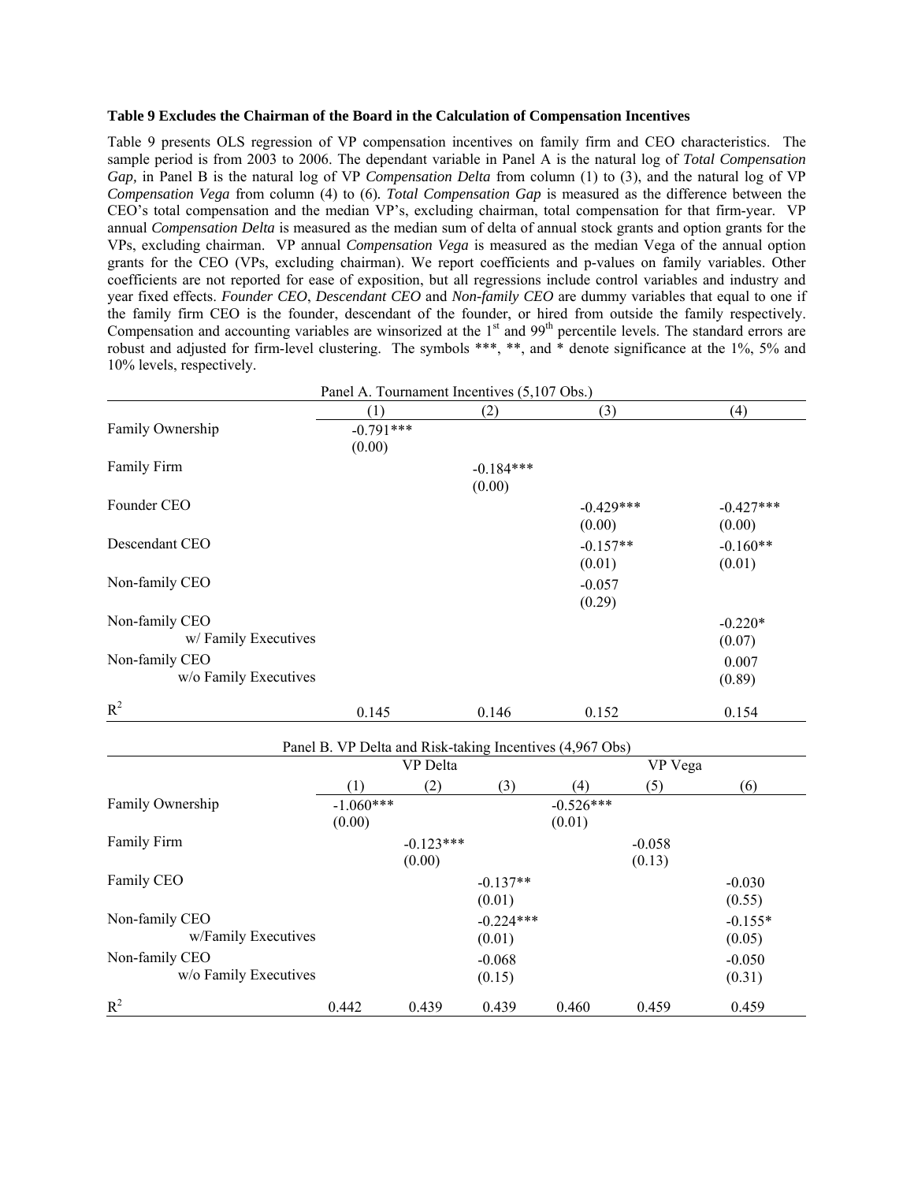**Table 9 Excludes the Chairman of the Board in the Calculation of Compensation Incentives**

Table 9 presents OLS regression of VP compensation incentives on family firm and CEO characteristics. The sample period is from 2003 to 2006. The dependant variable in Panel A is the natural log of *Total Compensation Gap,* in Panel B is the natural log of VP *Compensation Delta* from column (1) to (3), and the natural log of VP *Compensation Vega* from column (4) to (6). *Total Compensation Gap* is measured as the difference between the CEO's total compensation and the median VP's, excluding chairman, total compensation for that firm-year. VP annual *Compensation Delta* is measured as the median sum of delta of annual stock grants and option grants for the VPs, excluding chairman. VP annual *Compensation Vega* is measured as the median Vega of the annual option grants for the CEO (VPs, excluding chairman). We report coefficients and p-values on family variables. Other coefficients are not reported for ease of exposition, but all regressions include control variables and industry and year fixed effects. *Founder CEO*, *Descendant CEO* and *Non-family CEO* are dummy variables that equal to one if the family firm CEO is the founder, descendant of the founder, or hired from outside the family respectively. Compensation and accounting variables are winsorized at the 1st and 99th percentile levels. The standard errors are robust and adjusted for firm-level clustering. The symbols ***, **, and * denote significance at the 1%, 5% and 10% levels, respectively.

Panel A. Tournament Incentives (5,107 Obs.)

| | (1) | (2) | (3) | (4) |
|---|---|---|---|---|
| Family Ownership | -0.791***<br>(0.00) | | | |
| Family Firm | | -0.184***<br>(0.00) | | |
| Founder CEO | | | -0.429***<br>(0.00) | -0.427***<br>(0.00) |
| Descendant CEO | | | -0.157**<br>(0.01) | -0.160**<br>(0.01) |
| Non-family CEO | | | -0.057<br>(0.29) | |
| Non-family CEO w/ Family Executives | | | | -0.220*<br>(0.07) |
| Non-family CEO w/o Family Executives | | | | 0.007<br>(0.89) |
| $R^2$ | 0.145 | 0.146 | 0.152 | 0.154 |

Panel B. VP Delta and Risk-taking Incentives (4,967 Obs)

| | VP Delta | | | VP Vega | | |
|---|---|---|---|---|---|---|
| | (1) | (2) | (3) | (4) | (5) | (6) |
| Family Ownership | -1.060***<br>(0.00) | | | -0.526***<br>(0.01) | | |
| Family Firm | | -0.123***<br>(0.00) | | | -0.058<br>(0.13) | |
| Family CEO | | | -0.137**<br>(0.01) | | | -0.030<br>(0.55) |
| Non-family CEO w/Family Executives | | | -0.224***<br>(0.01) | | | -0.155*<br>(0.05) |
| Non-family CEO w/o Family Executives | | | -0.068<br>(0.15) | | | -0.050<br>(0.31) |
| $R^2$ | 0.442 | 0.439 | 0.439 | 0.460 | 0.459 | 0.459 |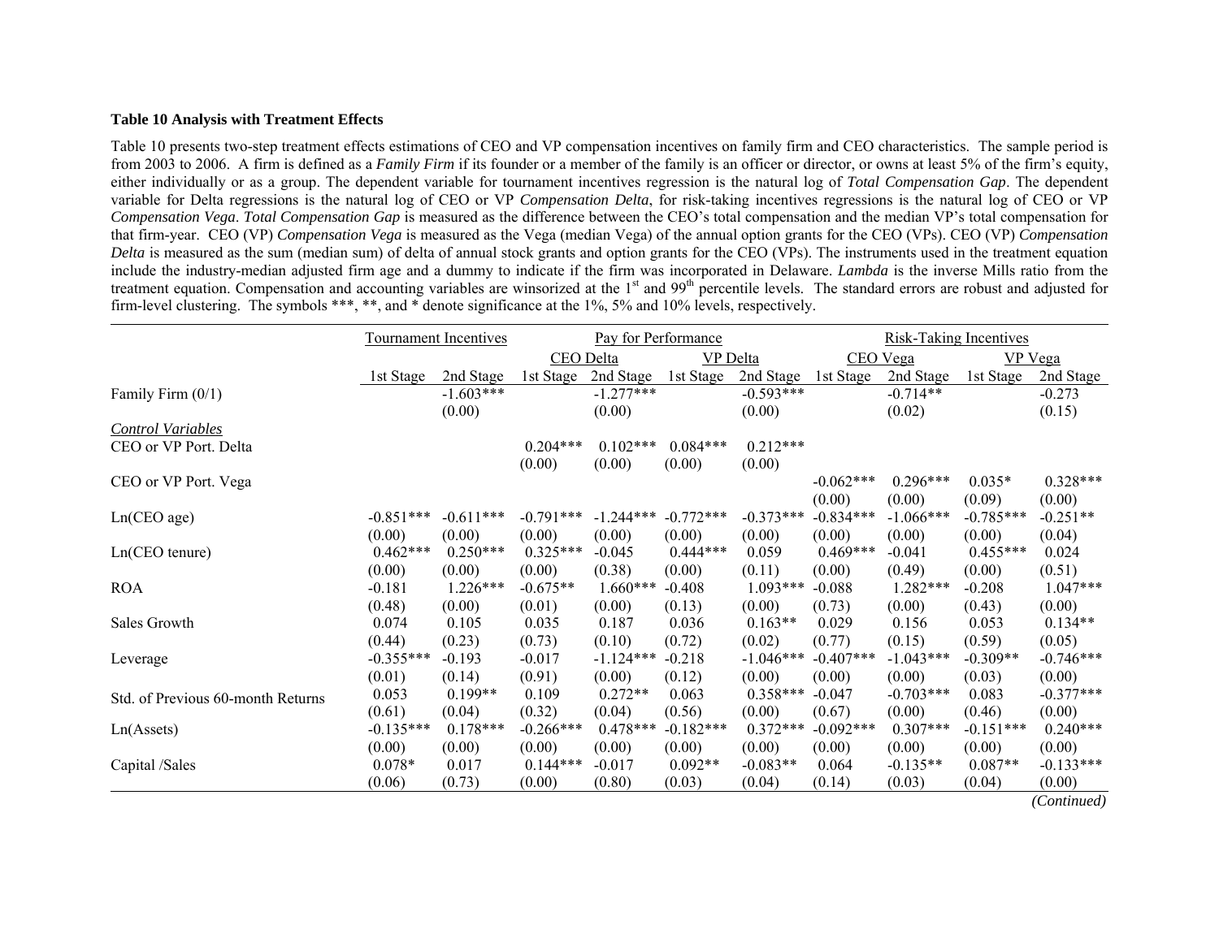**Table 10 Analysis with Treatment Effects**

Table 10 presents two-step treatment effects estimations of CEO and VP compensation incentives on family firm and CEO characteristics. The sample period is from 2003 to 2006. A firm is defined as a *Family Firm* if its founder or a member of the family is an officer or director, or owns at least 5% of the firm's equity, either individually or as a group. The dependent variable for tournament incentives regression is the natural log of *Total Compensation Gap*. The dependent variable for Delta regressions is the natural log of CEO or VP *Compensation Delta*, for risk-taking incentives regressions is the natural log of CEO or VP *Compensation Vega*. *Total Compensation Gap* is measured as the difference between the CEO's total compensation and the median VP's total compensation for that firm-year. CEO (VP) *Compensation Vega* is measured as the Vega (median Vega) of the annual option grants for the CEO (VPs). CEO (VP) *Compensation Delta* is measured as the sum (median sum) of delta of annual stock grants and option grants for the CEO (VPs). The instruments used in the treatment equation include the industry-median adjusted firm age and a dummy to indicate if the firm was incorporated in Delaware. *Lambda* is the inverse Mills ratio from the treatment equation. Compensation and accounting variables are winsorized at the 1[st] and 99[th] percentile levels. The standard errors are robust and adjusted for firm-level clustering. The symbols ***, **, and * denote significance at the 1%, 5% and 10% levels, respectively.

| | Tournament Incentives | | Pay for Performance | | | | Risk-Taking Incentives | | | |
|---|---|---|---|---|---|---|---|---|---|---|
| | | | CEO Delta | | VP Delta | | CEO Vega | | VP Vega | |
| | 1st Stage | 2nd Stage | 1st Stage | 2nd Stage | 1st Stage | 2nd Stage | 1st Stage | 2nd Stage | 1st Stage | 2nd Stage |
| Family Firm (0/1) | | -1.603*** | | -1.277*** | | -0.593*** | | -0.714** | | -0.273 |
| | | (0.00) | | (0.00) | | (0.00) | | (0.02) | | (0.15) |
| *Control Variables* | | | | | | | | | | |
| CEO or VP Port. Delta | | | 0.204*** | 0.102*** | 0.084*** | 0.212*** | | | | |
| | | | (0.00) | (0.00) | (0.00) | (0.00) | | | | |
| CEO or VP Port. Vega | | | | | | | -0.062*** | 0.296*** | 0.035* | 0.328*** |
| | | | | | | | (0.00) | (0.00) | (0.09) | (0.00) |
| Ln(CEO age) | -0.851*** | -0.611*** | -0.791*** | -1.244*** | -0.772*** | -0.373*** | -0.834*** | -1.066*** | -0.785*** | -0.251** |
| | (0.00) | (0.00) | (0.00) | (0.00) | (0.00) | (0.00) | (0.00) | (0.00) | (0.00) | (0.04) |
| Ln(CEO tenure) | 0.462*** | 0.250*** | 0.325*** | -0.045 | 0.444*** | 0.059 | 0.469*** | -0.041 | 0.455*** | 0.024 |
| | (0.00) | (0.00) | (0.00) | (0.38) | (0.00) | (0.11) | (0.00) | (0.49) | (0.00) | (0.51) |
| ROA | -0.181 | 1.226*** | -0.675** | 1.660*** | -0.408 | 1.093*** | -0.088 | 1.282*** | -0.208 | 1.047*** |
| | (0.48) | (0.00) | (0.01) | (0.00) | (0.13) | (0.00) | (0.73) | (0.00) | (0.43) | (0.00) |
| Sales Growth | 0.074 | 0.105 | 0.035 | 0.187 | 0.036 | 0.163** | 0.029 | 0.156 | 0.053 | 0.134** |
| | (0.44) | (0.23) | (0.73) | (0.10) | (0.72) | (0.02) | (0.77) | (0.15) | (0.59) | (0.05) |
| Leverage | -0.355*** | -0.193 | -0.017 | -1.124*** | -0.218 | -1.046*** | -0.407*** | -1.043*** | -0.309** | -0.746*** |
| | (0.01) | (0.14) | (0.91) | (0.00) | (0.12) | (0.00) | (0.00) | (0.00) | (0.03) | (0.00) |
| Std. of Previous 60-month Returns | 0.053 | 0.199** | 0.109 | 0.272** | 0.063 | 0.358*** | -0.047 | -0.703*** | 0.083 | -0.377*** |
| | (0.61) | (0.04) | (0.32) | (0.04) | (0.56) | (0.00) | (0.67) | (0.00) | (0.46) | (0.00) |
| Ln(Assets) | -0.135*** | 0.178*** | -0.266*** | 0.478*** | -0.182*** | 0.372*** | -0.092*** | 0.307*** | -0.151*** | 0.240*** |
| | (0.00) | (0.00) | (0.00) | (0.00) | (0.00) | (0.00) | (0.00) | (0.00) | (0.00) | (0.00) |
| Capital /Sales | 0.078* | 0.017 | 0.144*** | -0.017 | 0.092** | -0.083** | 0.064 | -0.135** | 0.087** | -0.133*** |
| | (0.06) | (0.73) | (0.00) | (0.80) | (0.03) | (0.04) | (0.14) | (0.03) | (0.04) | (0.00) |

*(Continued)*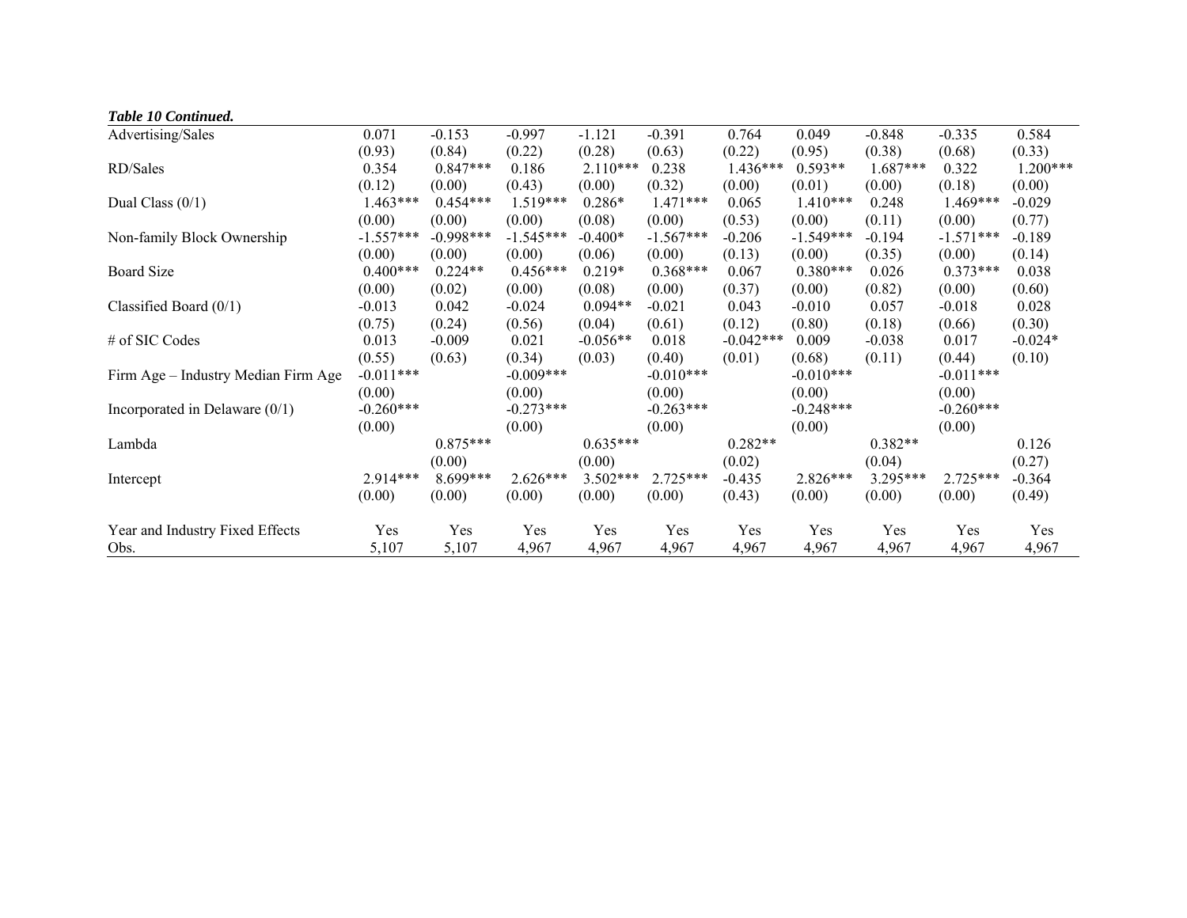***Table 10 Continued.***

| | | | | | | | | | | |
|---|---|---|---|---|---|---|---|---|---|---|
| Advertising/Sales | 0.071 | -0.153 | -0.997 | -1.121 | -0.391 | 0.764 | 0.049 | -0.848 | -0.335 | 0.584 |
| | (0.93) | (0.84) | (0.22) | (0.28) | (0.63) | (0.22) | (0.95) | (0.38) | (0.68) | (0.33) |
| RD/Sales | 0.354 | 0.847*** | 0.186 | 2.110*** | 0.238 | 1.436*** | 0.593** | 1.687*** | 0.322 | 1.200*** |
| | (0.12) | (0.00) | (0.43) | (0.00) | (0.32) | (0.00) | (0.01) | (0.00) | (0.18) | (0.00) |
| Dual Class (0/1) | 1.463*** | 0.454*** | 1.519*** | 0.286* | 1.471*** | 0.065 | 1.410*** | 0.248 | 1.469*** | -0.029 |
| | (0.00) | (0.00) | (0.00) | (0.08) | (0.00) | (0.53) | (0.00) | (0.11) | (0.00) | (0.77) |
| Non-family Block Ownership | -1.557*** | -0.998*** | -1.545*** | -0.400* | -1.567*** | -0.206 | -1.549*** | -0.194 | -1.571*** | -0.189 |
| | (0.00) | (0.00) | (0.00) | (0.06) | (0.00) | (0.13) | (0.00) | (0.35) | (0.00) | (0.14) |
| Board Size | 0.400*** | 0.224** | 0.456*** | 0.219* | 0.368*** | 0.067 | 0.380*** | 0.026 | 0.373*** | 0.038 |
| | (0.00) | (0.02) | (0.00) | (0.08) | (0.00) | (0.37) | (0.00) | (0.82) | (0.00) | (0.60) |
| Classified Board (0/1) | -0.013 | 0.042 | -0.024 | 0.094** | -0.021 | 0.043 | -0.010 | 0.057 | -0.018 | 0.028 |
| | (0.75) | (0.24) | (0.56) | (0.04) | (0.61) | (0.12) | (0.80) | (0.18) | (0.66) | (0.30) |
| # of SIC Codes | 0.013 | -0.009 | 0.021 | -0.056** | 0.018 | -0.042*** | 0.009 | -0.038 | 0.017 | -0.024* |
| | (0.55) | (0.63) | (0.34) | (0.03) | (0.40) | (0.01) | (0.68) | (0.11) | (0.44) | (0.10) |
| Firm Age – Industry Median Firm Age | -0.011*** | | -0.009*** | | -0.010*** | | -0.010*** | | -0.011*** | |
| | (0.00) | | (0.00) | | (0.00) | | (0.00) | | (0.00) | |
| Incorporated in Delaware (0/1) | -0.260*** | | -0.273*** | | -0.263*** | | -0.248*** | | -0.260*** | |
| | (0.00) | | (0.00) | | (0.00) | | (0.00) | | (0.00) | |
| Lambda | | 0.875*** | | 0.635*** | | 0.282** | | 0.382** | | 0.126 |
| | | (0.00) | | (0.00) | | (0.02) | | (0.04) | | (0.27) |
| Intercept | 2.914*** | 8.699*** | 2.626*** | 3.502*** | 2.725*** | -0.435 | 2.826*** | 3.295*** | 2.725*** | -0.364 |
| | (0.00) | (0.00) | (0.00) | (0.00) | (0.00) | (0.43) | (0.00) | (0.00) | (0.00) | (0.49) |
| Year and Industry Fixed Effects | Yes | Yes | Yes | Yes | Yes | Yes | Yes | Yes | Yes | Yes |
| Obs. | 5,107 | 5,107 | 4,967 | 4,967 | 4,967 | 4,967 | 4,967 | 4,967 | 4,967 | 4,967 |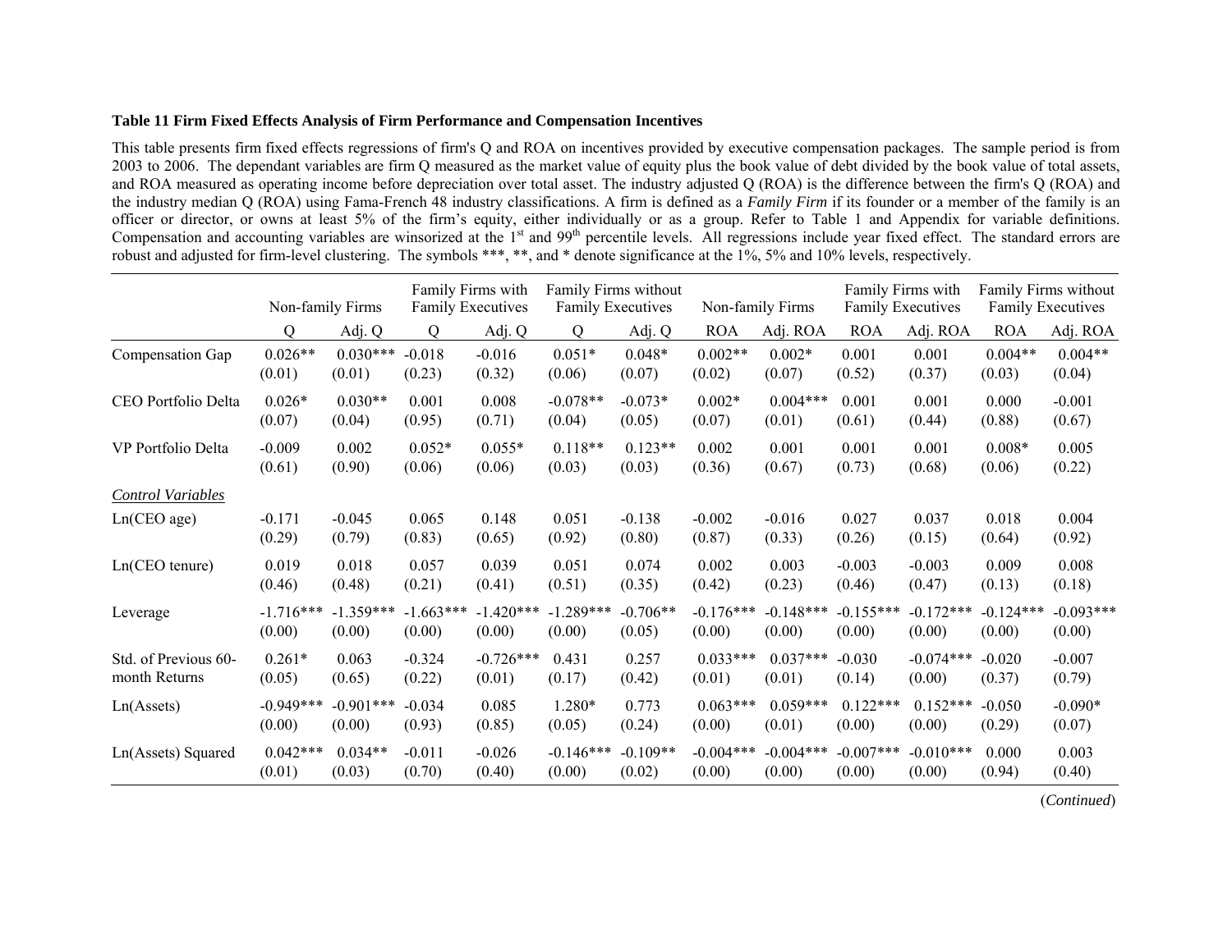**Table 11 Firm Fixed Effects Analysis of Firm Performance and Compensation Incentives**

This table presents firm fixed effects regressions of firm's Q and ROA on incentives provided by executive compensation packages. The sample period is from 2003 to 2006. The dependant variables are firm Q measured as the market value of equity plus the book value of debt divided by the book value of total assets, and ROA measured as operating income before depreciation over total asset. The industry adjusted Q (ROA) is the difference between the firm's Q (ROA) and the industry median Q (ROA) using Fama-French 48 industry classifications. A firm is defined as a *Family Firm* if its founder or a member of the family is an officer or director, or owns at least 5% of the firm's equity, either individually or as a group. Refer to Table 1 and Appendix for variable definitions. Compensation and accounting variables are winsorized at the 1st and 99th percentile levels. All regressions include year fixed effect. The standard errors are robust and adjusted for firm-level clustering. The symbols ***, **, and * denote significance at the 1%, 5% and 10% levels, respectively.

| | Non-family Firms | | Family Firms with Family Executives | | Family Firms without Family Executives | | Non-family Firms | | Family Firms with Family Executives | | Family Firms without Family Executives | |
|---|---|---|---|---|---|---|---|---|---|---|---|---|
| | Q | Adj. Q | Q | Adj. Q | Q | Adj. Q | ROA | Adj. ROA | ROA | Adj. ROA | ROA | Adj. ROA |
| Compensation Gap | 0.026** | 0.030*** | -0.018 | -0.016 | 0.051* | 0.048* | 0.002** | 0.002* | 0.001 | 0.001 | 0.004** | 0.004** |
| | (0.01) | (0.01) | (0.23) | (0.32) | (0.06) | (0.07) | (0.02) | (0.07) | (0.52) | (0.37) | (0.03) | (0.04) |
| CEO Portfolio Delta | 0.026* | 0.030** | 0.001 | 0.008 | -0.078** | -0.073* | 0.002* | 0.004*** | 0.001 | 0.001 | 0.000 | -0.001 |
| | (0.07) | (0.04) | (0.95) | (0.71) | (0.04) | (0.05) | (0.07) | (0.01) | (0.61) | (0.44) | (0.88) | (0.67) |
| VP Portfolio Delta | -0.009 | 0.002 | 0.052* | 0.055* | 0.118** | 0.123** | 0.002 | 0.001 | 0.001 | 0.001 | 0.008* | 0.005 |
| | (0.61) | (0.90) | (0.06) | (0.06) | (0.03) | (0.03) | (0.36) | (0.67) | (0.73) | (0.68) | (0.06) | (0.22) |
| *Control Variables* | | | | | | | | | | | | |
| Ln(CEO age) | -0.171 | -0.045 | 0.065 | 0.148 | 0.051 | -0.138 | -0.002 | -0.016 | 0.027 | 0.037 | 0.018 | 0.004 |
| | (0.29) | (0.79) | (0.83) | (0.65) | (0.92) | (0.80) | (0.87) | (0.33) | (0.26) | (0.15) | (0.64) | (0.92) |
| Ln(CEO tenure) | 0.019 | 0.018 | 0.057 | 0.039 | 0.051 | 0.074 | 0.002 | 0.003 | -0.003 | -0.003 | 0.009 | 0.008 |
| | (0.46) | (0.48) | (0.21) | (0.41) | (0.51) | (0.35) | (0.42) | (0.23) | (0.46) | (0.47) | (0.13) | (0.18) |
| Leverage | -1.716*** | -1.359*** | -1.663*** | -1.420*** | -1.289*** | -0.706** | -0.176*** | -0.148*** | -0.155*** | -0.172*** | -0.124*** | -0.093*** |
| | (0.00) | (0.00) | (0.00) | (0.00) | (0.00) | (0.05) | (0.00) | (0.00) | (0.00) | (0.00) | (0.00) | (0.00) |
| Std. of Previous 60-month Returns | 0.261* | 0.063 | -0.324 | -0.726*** | 0.431 | 0.257 | 0.033*** | 0.037*** | -0.030 | -0.074*** | -0.020 | -0.007 |
| | (0.05) | (0.65) | (0.22) | (0.01) | (0.17) | (0.42) | (0.01) | (0.01) | (0.14) | (0.00) | (0.37) | (0.79) |
| Ln(Assets) | -0.949*** | -0.901*** | -0.034 | 0.085 | 1.280* | 0.773 | 0.063*** | 0.059*** | 0.122*** | 0.152*** | -0.050 | -0.090* |
| | (0.00) | (0.00) | (0.93) | (0.85) | (0.05) | (0.24) | (0.00) | (0.01) | (0.00) | (0.00) | (0.29) | (0.07) |
| Ln(Assets) Squared | 0.042*** | 0.034** | -0.011 | -0.026 | -0.146*** | -0.109** | -0.004*** | -0.004*** | -0.007*** | -0.010*** | 0.000 | 0.003 |
| | (0.01) | (0.03) | (0.70) | (0.40) | (0.00) | (0.02) | (0.00) | (0.00) | (0.00) | (0.00) | (0.94) | (0.40) |

(*Continued*)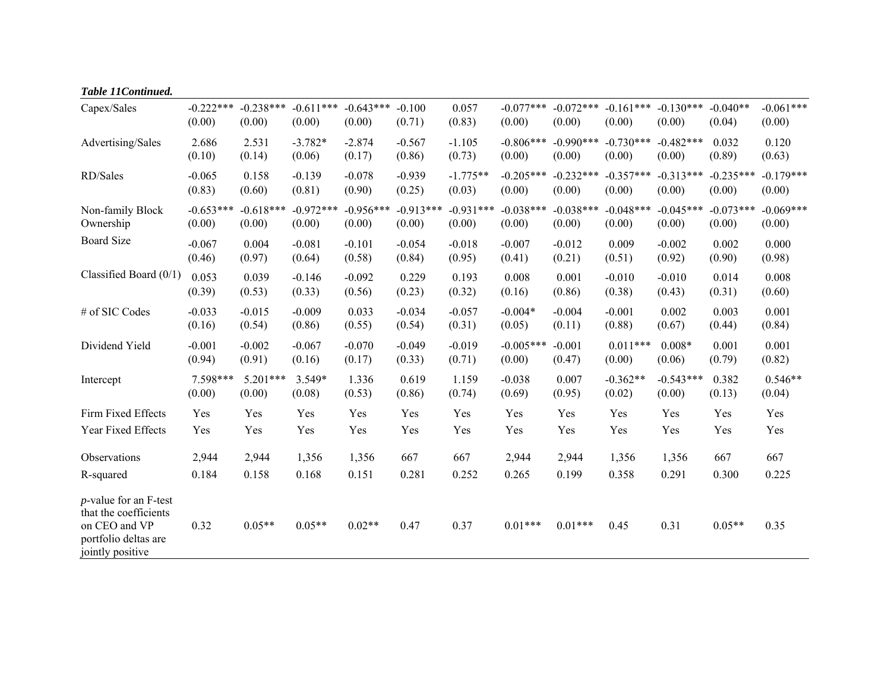***Table 11Continued.***

| | | | | | | | | | | | | |
|---|---|---|---|---|---|---|---|---|---|---|---|---|
| Capex/Sales | -0.222*** | -0.238*** | -0.611*** | -0.643*** | -0.100 | 0.057 | -0.077*** | -0.072*** | -0.161*** | -0.130*** | -0.040** | -0.061*** |
| | (0.00) | (0.00) | (0.00) | (0.00) | (0.71) | (0.83) | (0.00) | (0.00) | (0.00) | (0.00) | (0.04) | (0.00) |
| Advertising/Sales | 2.686 | 2.531 | -3.782* | -2.874 | -0.567 | -1.105 | -0.806*** | -0.990*** | -0.730*** | -0.482*** | 0.032 | 0.120 |
| | (0.10) | (0.14) | (0.06) | (0.17) | (0.86) | (0.73) | (0.00) | (0.00) | (0.00) | (0.00) | (0.89) | (0.63) |
| RD/Sales | -0.065 | 0.158 | -0.139 | -0.078 | -0.939 | -1.775** | -0.205*** | -0.232*** | -0.357*** | -0.313*** | -0.235*** | -0.179*** |
| | (0.83) | (0.60) | (0.81) | (0.90) | (0.25) | (0.03) | (0.00) | (0.00) | (0.00) | (0.00) | (0.00) | (0.00) |
| Non-family Block Ownership | -0.653*** | -0.618*** | -0.972*** | -0.956*** | -0.913*** | -0.931*** | -0.038*** | -0.038*** | -0.048*** | -0.045*** | -0.073*** | -0.069*** |
| | (0.00) | (0.00) | (0.00) | (0.00) | (0.00) | (0.00) | (0.00) | (0.00) | (0.00) | (0.00) | (0.00) | (0.00) |
| Board Size | -0.067 | 0.004 | -0.081 | -0.101 | -0.054 | -0.018 | -0.007 | -0.012 | 0.009 | -0.002 | 0.002 | 0.000 |
| | (0.46) | (0.97) | (0.64) | (0.58) | (0.84) | (0.95) | (0.41) | (0.21) | (0.51) | (0.92) | (0.90) | (0.98) |
| Classified Board (0/1) | 0.053 | 0.039 | -0.146 | -0.092 | 0.229 | 0.193 | 0.008 | 0.001 | -0.010 | -0.010 | 0.014 | 0.008 |
| | (0.39) | (0.53) | (0.33) | (0.56) | (0.23) | (0.32) | (0.16) | (0.86) | (0.38) | (0.43) | (0.31) | (0.60) |
| # of SIC Codes | -0.033 | -0.015 | -0.009 | 0.033 | -0.034 | -0.057 | -0.004* | -0.004 | -0.001 | 0.002 | 0.003 | 0.001 |
| | (0.16) | (0.54) | (0.86) | (0.55) | (0.54) | (0.31) | (0.05) | (0.11) | (0.88) | (0.67) | (0.44) | (0.84) |
| Dividend Yield | -0.001 | -0.002 | -0.067 | -0.070 | -0.049 | -0.019 | -0.005*** | -0.001 | 0.011*** | 0.008* | 0.001 | 0.001 |
| | (0.94) | (0.91) | (0.16) | (0.17) | (0.33) | (0.71) | (0.00) | (0.47) | (0.00) | (0.06) | (0.79) | (0.82) |
| Intercept | 7.598*** | 5.201*** | 3.549* | 1.336 | 0.619 | 1.159 | -0.038 | 0.007 | -0.362** | -0.543*** | 0.382 | 0.546** |
| | (0.00) | (0.00) | (0.08) | (0.53) | (0.86) | (0.74) | (0.69) | (0.95) | (0.02) | (0.00) | (0.13) | (0.04) |
| Firm Fixed Effects | Yes | Yes | Yes | Yes | Yes | Yes | Yes | Yes | Yes | Yes | Yes | Yes |
| Year Fixed Effects | Yes | Yes | Yes | Yes | Yes | Yes | Yes | Yes | Yes | Yes | Yes | Yes |
| Observations | 2,944 | 2,944 | 1,356 | 1,356 | 667 | 667 | 2,944 | 2,944 | 1,356 | 1,356 | 667 | 667 |
| R-squared | 0.184 | 0.158 | 0.168 | 0.151 | 0.281 | 0.252 | 0.265 | 0.199 | 0.358 | 0.291 | 0.300 | 0.225 |
| *p*-value for an F-test that the coefficients on CEO and VP portfolio deltas are jointly positive | 0.32 | 0.05** | 0.05** | 0.02** | 0.47 | 0.37 | 0.01*** | 0.01*** | 0.45 | 0.31 | 0.05** | 0.35 |